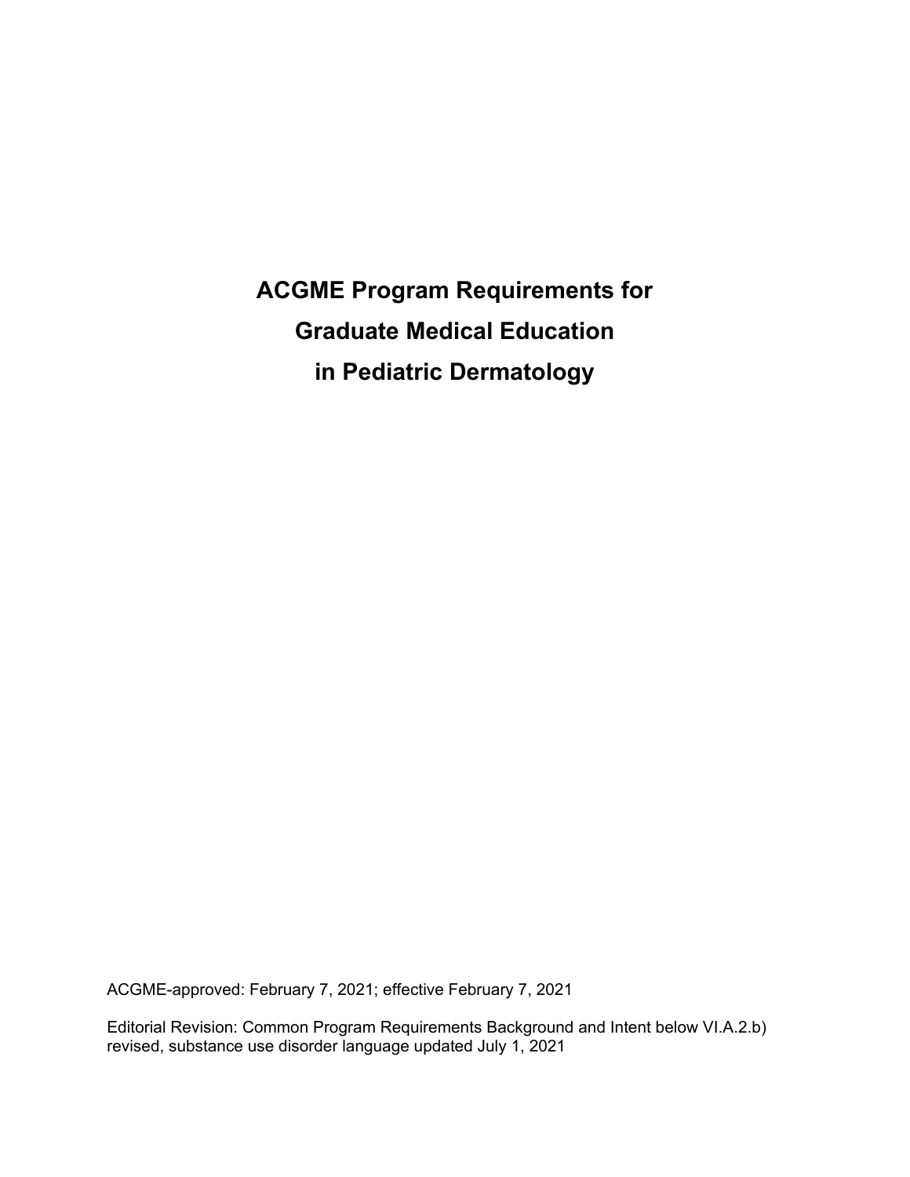# ACGME Program Requirements for Graduate Medical Education in Pediatric Dermatology

ACGME-approved: February 7, 2021; effective February 7, 2021

Editorial Revision: Common Program Requirements Background and Intent below VI.A.2.b) revised, substance use disorder language updated July 1, 2021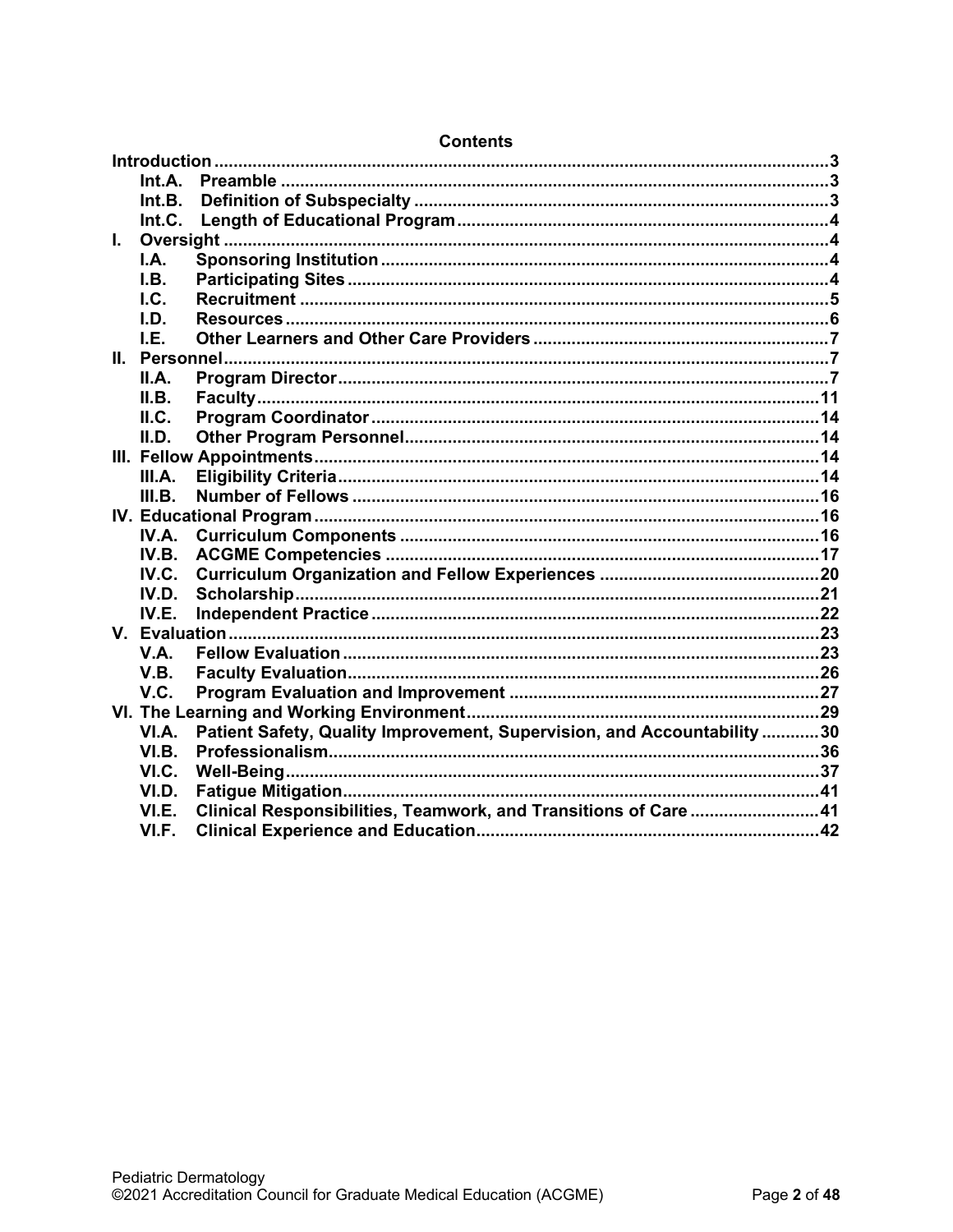# Contents

**Introduction** .......... 3
- **Int.A. Preamble** .......... 3
- **Int.B. Definition of Subspecialty** .......... 3
- **Int.C. Length of Educational Program** .......... 4

**I. Oversight** .......... 4
- **I.A. Sponsoring Institution** .......... 4
- **I.B. Participating Sites** .......... 4
- **I.C. Recruitment** .......... 5
- **I.D. Resources** .......... 6
- **I.E. Other Learners and Other Care Providers** .......... 7

**II. Personnel** .......... 7
- **II.A. Program Director** .......... 7
- **II.B. Faculty** .......... 11
- **II.C. Program Coordinator** .......... 14
- **II.D. Other Program Personnel** .......... 14

**III. Fellow Appointments** .......... 14
- **III.A. Eligibility Criteria** .......... 14
- **III.B. Number of Fellows** .......... 16

**IV. Educational Program** .......... 16
- **IV.A. Curriculum Components** .......... 16
- **IV.B. ACGME Competencies** .......... 17
- **IV.C. Curriculum Organization and Fellow Experiences** .......... 20
- **IV.D. Scholarship** .......... 21
- **IV.E. Independent Practice** .......... 22

**V. Evaluation** .......... 23
- **V.A. Fellow Evaluation** .......... 23
- **V.B. Faculty Evaluation** .......... 26
- **V.C. Program Evaluation and Improvement** .......... 27

**VI. The Learning and Working Environment** .......... 29
- **VI.A. Patient Safety, Quality Improvement, Supervision, and Accountability** .......... 30
- **VI.B. Professionalism** .......... 36
- **VI.C. Well-Being** .......... 37
- **VI.D. Fatigue Mitigation** .......... 41
- **VI.E. Clinical Responsibilities, Teamwork, and Transitions of Care** .......... 41
- **VI.F. Clinical Experience and Education** .......... 42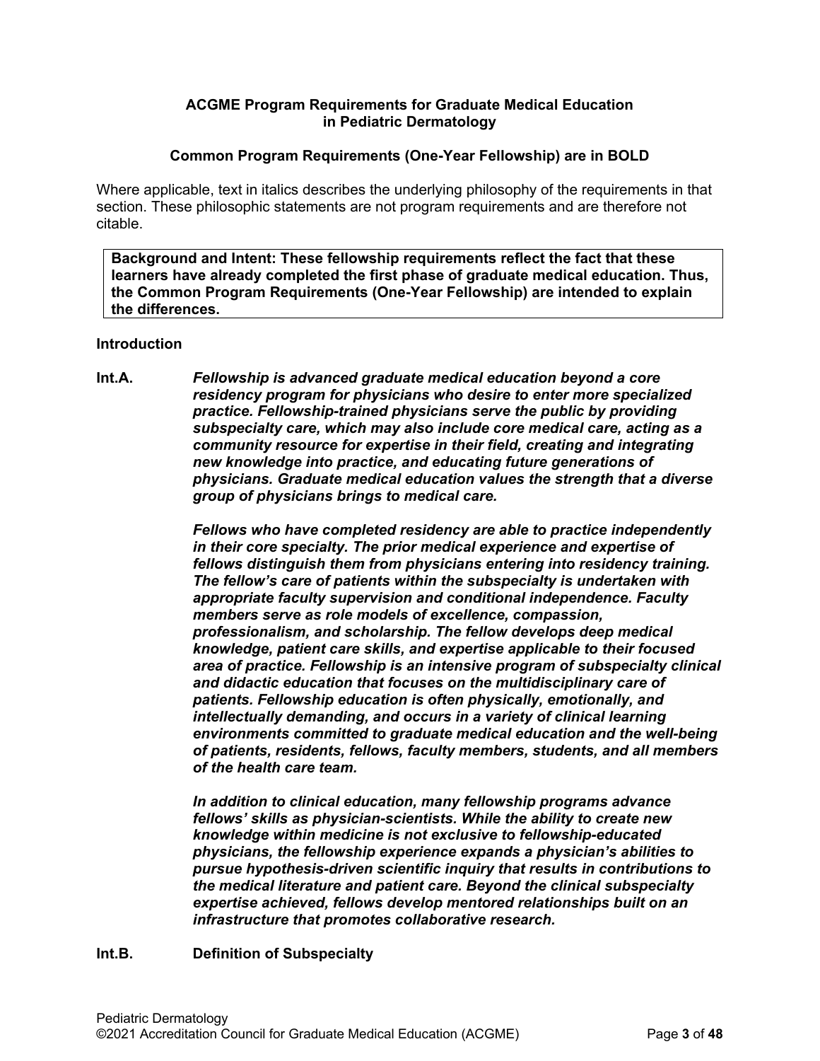**ACGME Program Requirements for Graduate Medical Education in Pediatric Dermatology**

**Common Program Requirements (One-Year Fellowship) are in BOLD**

Where applicable, text in italics describes the underlying philosophy of the requirements in that section. These philosophic statements are not program requirements and are therefore not citable.

**Background and Intent: These fellowship requirements reflect the fact that these learners have already completed the first phase of graduate medical education. Thus, the Common Program Requirements (One-Year Fellowship) are intended to explain the differences.**

**Introduction**

**Int.A.** ***Fellowship is advanced graduate medical education beyond a core residency program for physicians who desire to enter more specialized practice. Fellowship-trained physicians serve the public by providing subspecialty care, which may also include core medical care, acting as a community resource for expertise in their field, creating and integrating new knowledge into practice, and educating future generations of physicians. Graduate medical education values the strength that a diverse group of physicians brings to medical care.***

***Fellows who have completed residency are able to practice independently in their core specialty. The prior medical experience and expertise of fellows distinguish them from physicians entering into residency training. The fellow's care of patients within the subspecialty is undertaken with appropriate faculty supervision and conditional independence. Faculty members serve as role models of excellence, compassion, professionalism, and scholarship. The fellow develops deep medical knowledge, patient care skills, and expertise applicable to their focused area of practice. Fellowship is an intensive program of subspecialty clinical and didactic education that focuses on the multidisciplinary care of patients. Fellowship education is often physically, emotionally, and intellectually demanding, and occurs in a variety of clinical learning environments committed to graduate medical education and the well-being of patients, residents, fellows, faculty members, students, and all members of the health care team.***

***In addition to clinical education, many fellowship programs advance fellows' skills as physician-scientists. While the ability to create new knowledge within medicine is not exclusive to fellowship-educated physicians, the fellowship experience expands a physician's abilities to pursue hypothesis-driven scientific inquiry that results in contributions to the medical literature and patient care. Beyond the clinical subspecialty expertise achieved, fellows develop mentored relationships built on an infrastructure that promotes collaborative research.***

**Int.B.** **Definition of Subspecialty**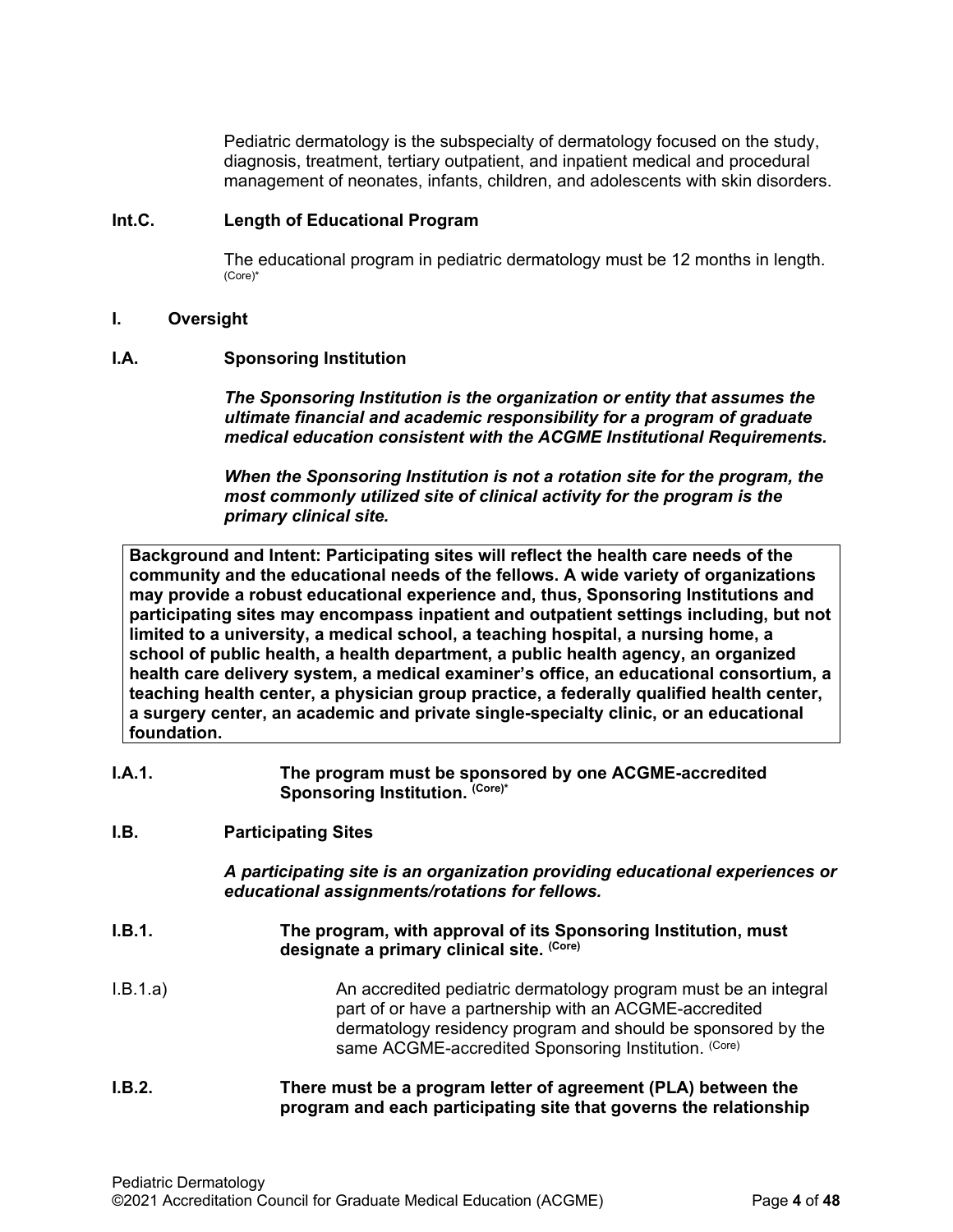Pediatric dermatology is the subspecialty of dermatology focused on the study, diagnosis, treatment, tertiary outpatient, and inpatient medical and procedural management of neonates, infants, children, and adolescents with skin disorders.

**Int.C. Length of Educational Program**

The educational program in pediatric dermatology must be 12 months in length. (Core)*

**I. Oversight**

**I.A. Sponsoring Institution**

***The Sponsoring Institution is the organization or entity that assumes the ultimate financial and academic responsibility for a program of graduate medical education consistent with the ACGME Institutional Requirements.***

***When the Sponsoring Institution is not a rotation site for the program, the most commonly utilized site of clinical activity for the program is the primary clinical site.***

**Background and Intent: Participating sites will reflect the health care needs of the community and the educational needs of the fellows. A wide variety of organizations may provide a robust educational experience and, thus, Sponsoring Institutions and participating sites may encompass inpatient and outpatient settings including, but not limited to a university, a medical school, a teaching hospital, a nursing home, a school of public health, a health department, a public health agency, an organized health care delivery system, a medical examiner's office, an educational consortium, a teaching health center, a physician group practice, a federally qualified health center, a surgery center, an academic and private single-specialty clinic, or an educational foundation.**

**I.A.1. The program must be sponsored by one ACGME-accredited Sponsoring Institution. (Core)***

**I.B. Participating Sites**

***A participating site is an organization providing educational experiences or educational assignments/rotations for fellows.***

**I.B.1. The program, with approval of its Sponsoring Institution, must designate a primary clinical site. (Core)**

I.B.1.a) An accredited pediatric dermatology program must be an integral part of or have a partnership with an ACGME-accredited dermatology residency program and should be sponsored by the same ACGME-accredited Sponsoring Institution. (Core)

**I.B.2. There must be a program letter of agreement (PLA) between the program and each participating site that governs the relationship**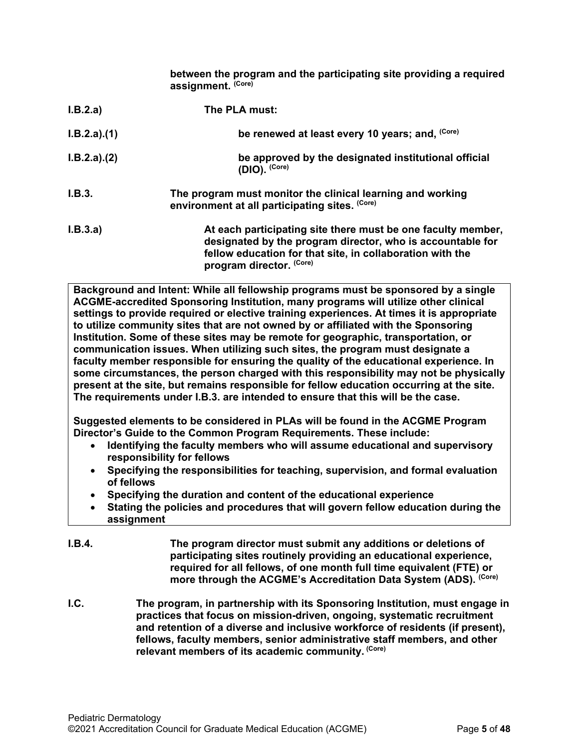**between the program and the participating site providing a required assignment.** **(Core)**

| | |
|---|---|
| I.B.2.a) | **The PLA must:** |
| I.B.2.a).(1) | **be renewed at least every 10 years; and,** **(Core)** |
| I.B.2.a).(2) | **be approved by the designated institutional official (DIO).** **(Core)** |
| I.B.3. | **The program must monitor the clinical learning and working environment at all participating sites.** **(Core)** |
| I.B.3.a) | **At each participating site there must be one faculty member, designated by the program director, who is accountable for fellow education for that site, in collaboration with the program director.** **(Core)** |

**Background and Intent: While all fellowship programs must be sponsored by a single ACGME-accredited Sponsoring Institution, many programs will utilize other clinical settings to provide required or elective training experiences. At times it is appropriate to utilize community sites that are not owned by or affiliated with the Sponsoring Institution. Some of these sites may be remote for geographic, transportation, or communication issues. When utilizing such sites, the program must designate a faculty member responsible for ensuring the quality of the educational experience. In some circumstances, the person charged with this responsibility may not be physically present at the site, but remains responsible for fellow education occurring at the site. The requirements under I.B.3. are intended to ensure that this will be the case.**

**Suggested elements to be considered in PLAs will be found in the ACGME Program Director's Guide to the Common Program Requirements. These include:**

- **Identifying the faculty members who will assume educational and supervisory responsibility for fellows**
- **Specifying the responsibilities for teaching, supervision, and formal evaluation of fellows**
- **Specifying the duration and content of the educational experience**
- **Stating the policies and procedures that will govern fellow education during the assignment**

| | |
|---|---|
| I.B.4. | **The program director must submit any additions or deletions of participating sites routinely providing an educational experience, required for all fellows, of one month full time equivalent (FTE) or more through the ACGME's Accreditation Data System (ADS).** **(Core)** |
| I.C. | **The program, in partnership with its Sponsoring Institution, must engage in practices that focus on mission-driven, ongoing, systematic recruitment and retention of a diverse and inclusive workforce of residents (if present), fellows, faculty members, senior administrative staff members, and other relevant members of its academic community.** **(Core)** |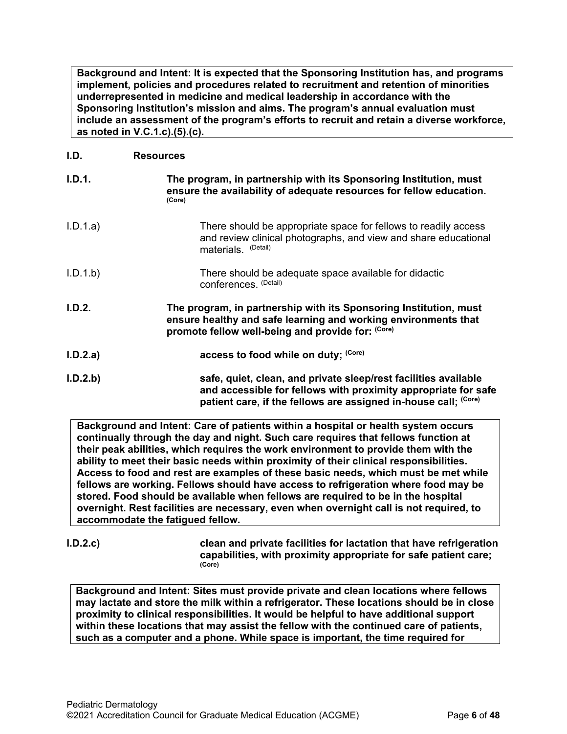**Background and Intent: It is expected that the Sponsoring Institution has, and programs implement, policies and procedures related to recruitment and retention of minorities underrepresented in medicine and medical leadership in accordance with the Sponsoring Institution's mission and aims. The program's annual evaluation must include an assessment of the program's efforts to recruit and retain a diverse workforce, as noted in V.C.1.c).(5).(c).**

**I.D. Resources**

**I.D.1. The program, in partnership with its Sponsoring Institution, must ensure the availability of adequate resources for fellow education.** (Core)

I.D.1.a) There should be appropriate space for fellows to readily access and review clinical photographs, and view and share educational materials. (Detail)

I.D.1.b) There should be adequate space available for didactic conferences. (Detail)

**I.D.2. The program, in partnership with its Sponsoring Institution, must ensure healthy and safe learning and working environments that promote fellow well-being and provide for:** (Core)

**I.D.2.a) access to food while on duty;** (Core)

**I.D.2.b) safe, quiet, clean, and private sleep/rest facilities available and accessible for fellows with proximity appropriate for safe patient care, if the fellows are assigned in-house call;** (Core)

**Background and Intent: Care of patients within a hospital or health system occurs continually through the day and night. Such care requires that fellows function at their peak abilities, which requires the work environment to provide them with the ability to meet their basic needs within proximity of their clinical responsibilities. Access to food and rest are examples of these basic needs, which must be met while fellows are working. Fellows should have access to refrigeration where food may be stored. Food should be available when fellows are required to be in the hospital overnight. Rest facilities are necessary, even when overnight call is not required, to accommodate the fatigued fellow.**

**I.D.2.c) clean and private facilities for lactation that have refrigeration capabilities, with proximity appropriate for safe patient care;** (Core)

**Background and Intent: Sites must provide private and clean locations where fellows may lactate and store the milk within a refrigerator. These locations should be in close proximity to clinical responsibilities. It would be helpful to have additional support within these locations that may assist the fellow with the continued care of patients, such as a computer and a phone. While space is important, the time required for**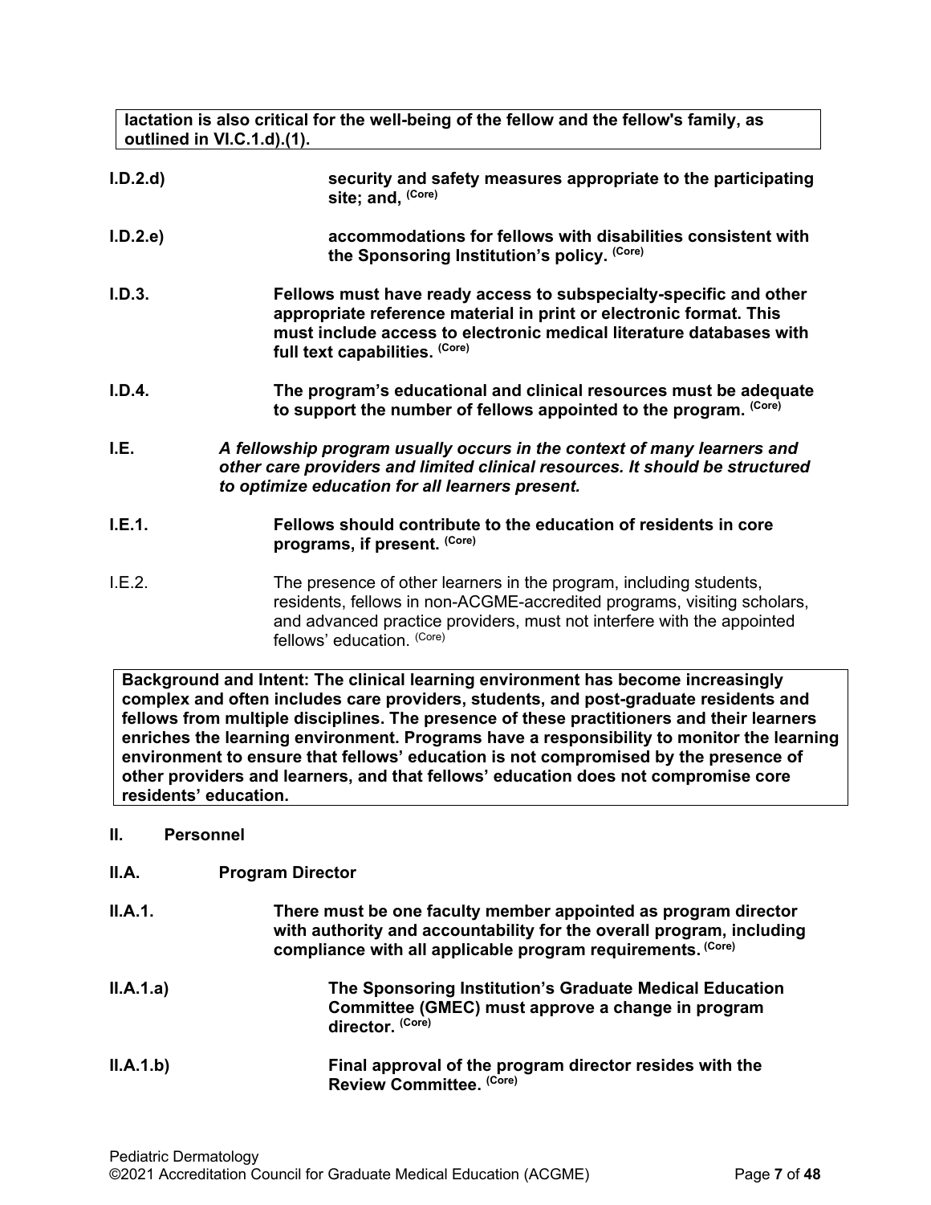**lactation is also critical for the well-being of the fellow and the fellow's family, as outlined in VI.C.1.d).(1).**

**I.D.2.d)** **security and safety measures appropriate to the participating site; and,** (Core)

**I.D.2.e)** **accommodations for fellows with disabilities consistent with the Sponsoring Institution's policy.** (Core)

**I.D.3.** **Fellows must have ready access to subspecialty-specific and other appropriate reference material in print or electronic format. This must include access to electronic medical literature databases with full text capabilities.** (Core)

**I.D.4.** **The program's educational and clinical resources must be adequate to support the number of fellows appointed to the program.** (Core)

**I.E.** *A fellowship program usually occurs in the context of many learners and other care providers and limited clinical resources. It should be structured to optimize education for all learners present.*

**I.E.1.** **Fellows should contribute to the education of residents in core programs, if present.** (Core)

I.E.2. The presence of other learners in the program, including students, residents, fellows in non-ACGME-accredited programs, visiting scholars, and advanced practice providers, must not interfere with the appointed fellows' education. (Core)

**Background and Intent: The clinical learning environment has become increasingly complex and often includes care providers, students, and post-graduate residents and fellows from multiple disciplines. The presence of these practitioners and their learners enriches the learning environment. Programs have a responsibility to monitor the learning environment to ensure that fellows' education is not compromised by the presence of other providers and learners, and that fellows' education does not compromise core residents' education.**

## II. Personnel

### II.A. Program Director

**II.A.1.** **There must be one faculty member appointed as program director with authority and accountability for the overall program, including compliance with all applicable program requirements.** (Core)

**II.A.1.a)** **The Sponsoring Institution's Graduate Medical Education Committee (GMEC) must approve a change in program director.** (Core)

**II.A.1.b)** **Final approval of the program director resides with the Review Committee.** (Core)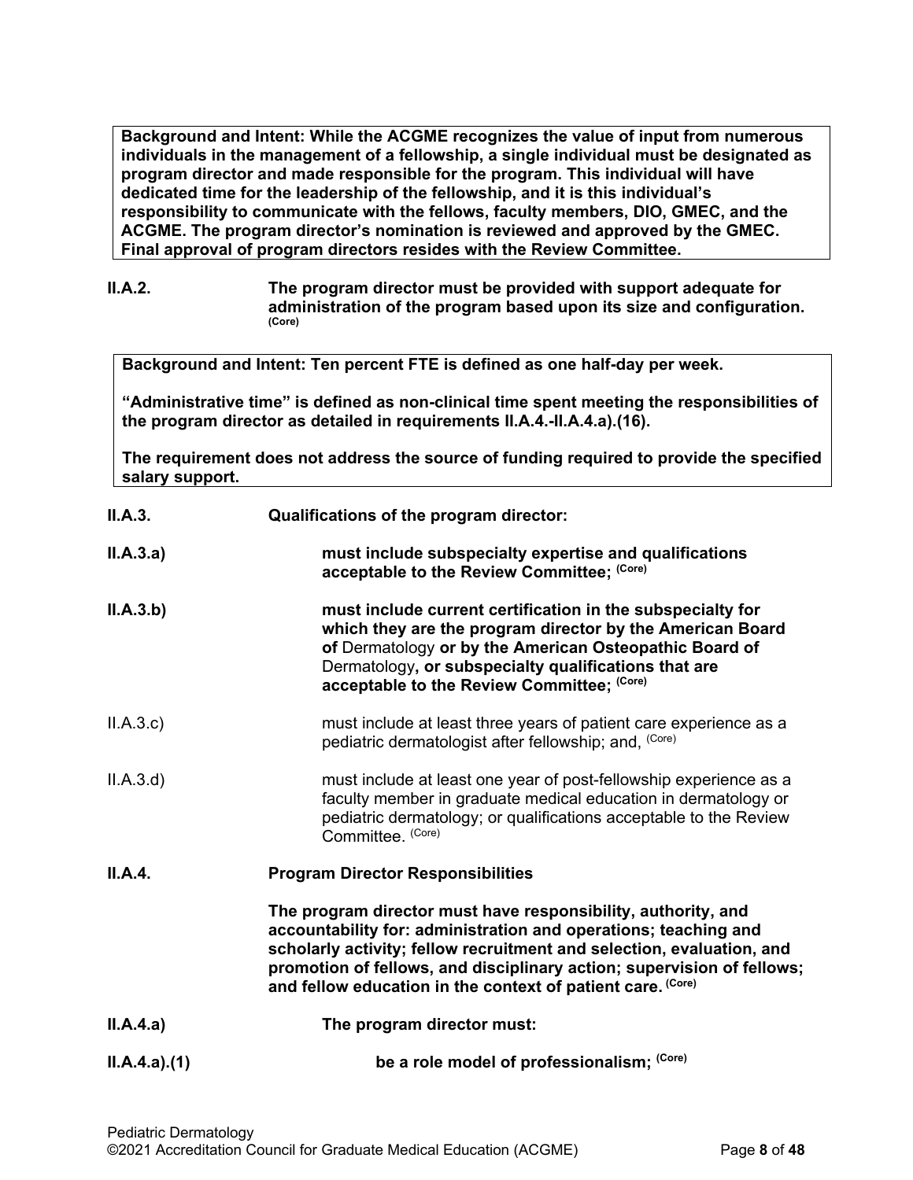**Background and Intent: While the ACGME recognizes the value of input from numerous individuals in the management of a fellowship, a single individual must be designated as program director and made responsible for the program. This individual will have dedicated time for the leadership of the fellowship, and it is this individual's responsibility to communicate with the fellows, faculty members, DIO, GMEC, and the ACGME. The program director's nomination is reviewed and approved by the GMEC. Final approval of program directors resides with the Review Committee.**

**II.A.2.** **The program director must be provided with support adequate for administration of the program based upon its size and configuration.** **(Core)**

**Background and Intent: Ten percent FTE is defined as one half-day per week.**

**"Administrative time" is defined as non-clinical time spent meeting the responsibilities of the program director as detailed in requirements II.A.4.-II.A.4.a).(16).**

**The requirement does not address the source of funding required to provide the specified salary support.**

**II.A.3.** **Qualifications of the program director:**

**II.A.3.a)** **must include subspecialty expertise and qualifications acceptable to the Review Committee;** **(Core)**

**II.A.3.b)** **must include current certification in the subspecialty for which they are the program director by the American Board of** Dermatology **or by the American Osteopathic Board of** Dermatology**, or subspecialty qualifications that are acceptable to the Review Committee;** **(Core)**

II.A.3.c) must include at least three years of patient care experience as a pediatric dermatologist after fellowship; and, (Core)

II.A.3.d) must include at least one year of post-fellowship experience as a faculty member in graduate medical education in dermatology or pediatric dermatology; or qualifications acceptable to the Review Committee. (Core)

**II.A.4.** **Program Director Responsibilities**

**The program director must have responsibility, authority, and accountability for: administration and operations; teaching and scholarly activity; fellow recruitment and selection, evaluation, and promotion of fellows, and disciplinary action; supervision of fellows; and fellow education in the context of patient care.** **(Core)**

**II.A.4.a)** **The program director must:**

**II.A.4.a).(1)** **be a role model of professionalism;** **(Core)**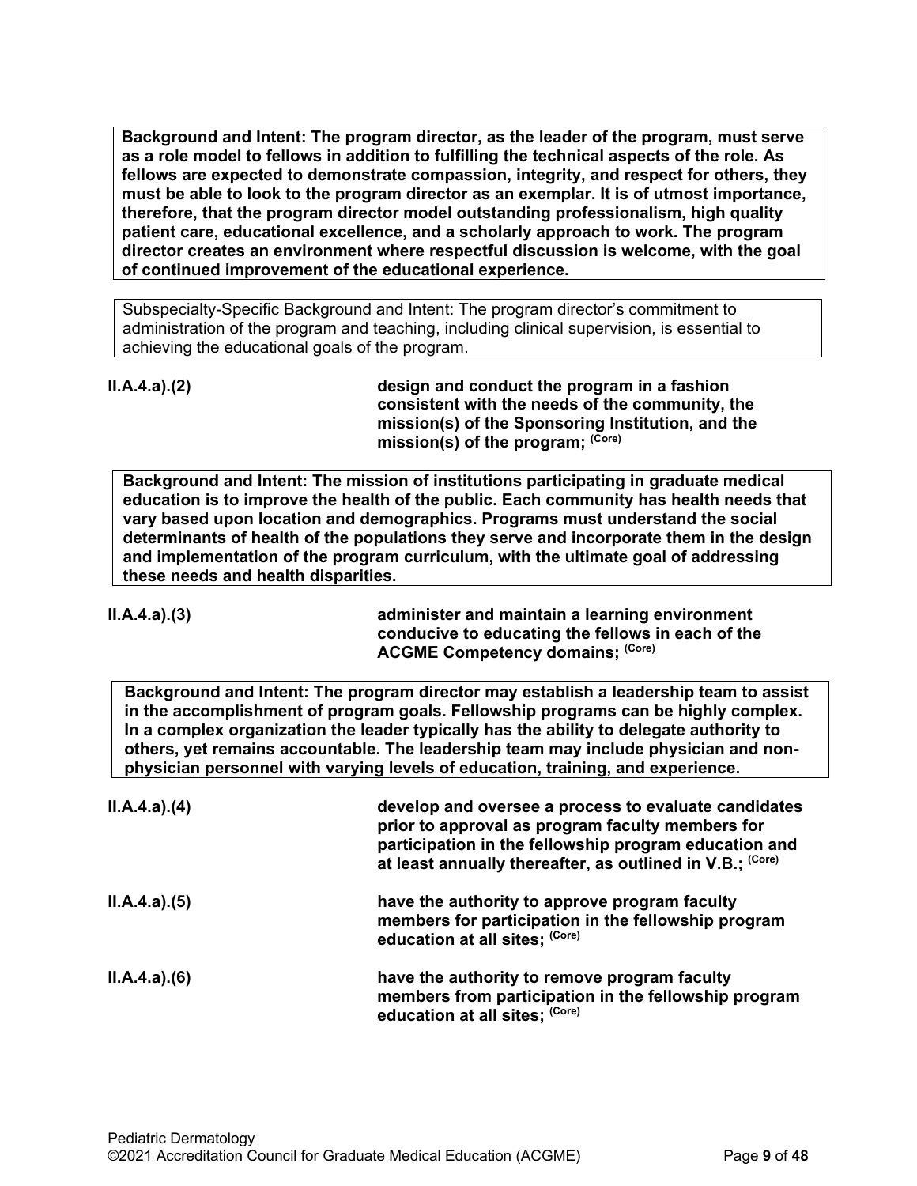**Background and Intent: The program director, as the leader of the program, must serve as a role model to fellows in addition to fulfilling the technical aspects of the role. As fellows are expected to demonstrate compassion, integrity, and respect for others, they must be able to look to the program director as an exemplar. It is of utmost importance, therefore, that the program director model outstanding professionalism, high quality patient care, educational excellence, and a scholarly approach to work. The program director creates an environment where respectful discussion is welcome, with the goal of continued improvement of the educational experience.**

Subspecialty-Specific Background and Intent: The program director's commitment to administration of the program and teaching, including clinical supervision, is essential to achieving the educational goals of the program.

**II.A.4.a).(2)** **design and conduct the program in a fashion consistent with the needs of the community, the mission(s) of the Sponsoring Institution, and the mission(s) of the program; (Core)**

**Background and Intent: The mission of institutions participating in graduate medical education is to improve the health of the public. Each community has health needs that vary based upon location and demographics. Programs must understand the social determinants of health of the populations they serve and incorporate them in the design and implementation of the program curriculum, with the ultimate goal of addressing these needs and health disparities.**

**II.A.4.a).(3)** **administer and maintain a learning environment conducive to educating the fellows in each of the ACGME Competency domains; (Core)**

**Background and Intent: The program director may establish a leadership team to assist in the accomplishment of program goals. Fellowship programs can be highly complex. In a complex organization the leader typically has the ability to delegate authority to others, yet remains accountable. The leadership team may include physician and non-physician personnel with varying levels of education, training, and experience.**

**II.A.4.a).(4)** **develop and oversee a process to evaluate candidates prior to approval as program faculty members for participation in the fellowship program education and at least annually thereafter, as outlined in V.B.; (Core)**

**II.A.4.a).(5)** **have the authority to approve program faculty members for participation in the fellowship program education at all sites; (Core)**

**II.A.4.a).(6)** **have the authority to remove program faculty members from participation in the fellowship program education at all sites; (Core)**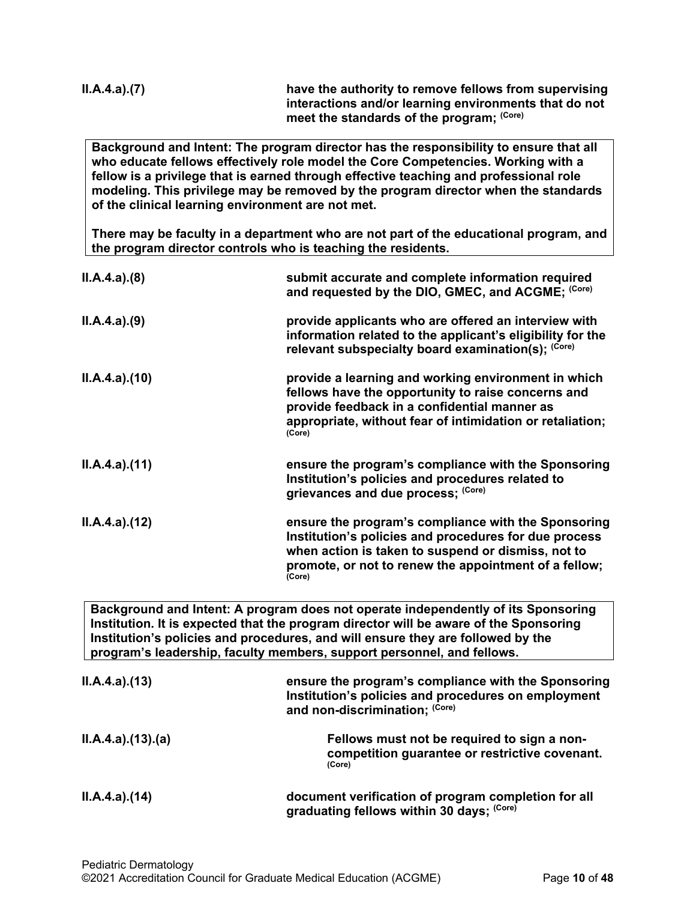| | |
|---|---|
| **II.A.4.a).(7)** | **have the authority to remove fellows from supervising interactions and/or learning environments that do not meet the standards of the program;** (Core) |

> **Background and Intent: The program director has the responsibility to ensure that all who educate fellows effectively role model the Core Competencies. Working with a fellow is a privilege that is earned through effective teaching and professional role modeling. This privilege may be removed by the program director when the standards of the clinical learning environment are not met.**
>
> **There may be faculty in a department who are not part of the educational program, and the program director controls who is teaching the residents.**

| | |
|---|---|
| **II.A.4.a).(8)** | **submit accurate and complete information required and requested by the DIO, GMEC, and ACGME;** (Core) |
| **II.A.4.a).(9)** | **provide applicants who are offered an interview with information related to the applicant's eligibility for the relevant subspecialty board examination(s);** (Core) |
| **II.A.4.a).(10)** | **provide a learning and working environment in which fellows have the opportunity to raise concerns and provide feedback in a confidential manner as appropriate, without fear of intimidation or retaliation;** (Core) |
| **II.A.4.a).(11)** | **ensure the program's compliance with the Sponsoring Institution's policies and procedures related to grievances and due process;** (Core) |
| **II.A.4.a).(12)** | **ensure the program's compliance with the Sponsoring Institution's policies and procedures for due process when action is taken to suspend or dismiss, not to promote, or not to renew the appointment of a fellow;** (Core) |

> **Background and Intent: A program does not operate independently of its Sponsoring Institution. It is expected that the program director will be aware of the Sponsoring Institution's policies and procedures, and will ensure they are followed by the program's leadership, faculty members, support personnel, and fellows.**

| | |
|---|---|
| **II.A.4.a).(13)** | **ensure the program's compliance with the Sponsoring Institution's policies and procedures on employment and non-discrimination;** (Core) |
| **II.A.4.a).(13).(a)** | **Fellows must not be required to sign a non-competition guarantee or restrictive covenant.** (Core) |
| **II.A.4.a).(14)** | **document verification of program completion for all graduating fellows within 30 days;** (Core) |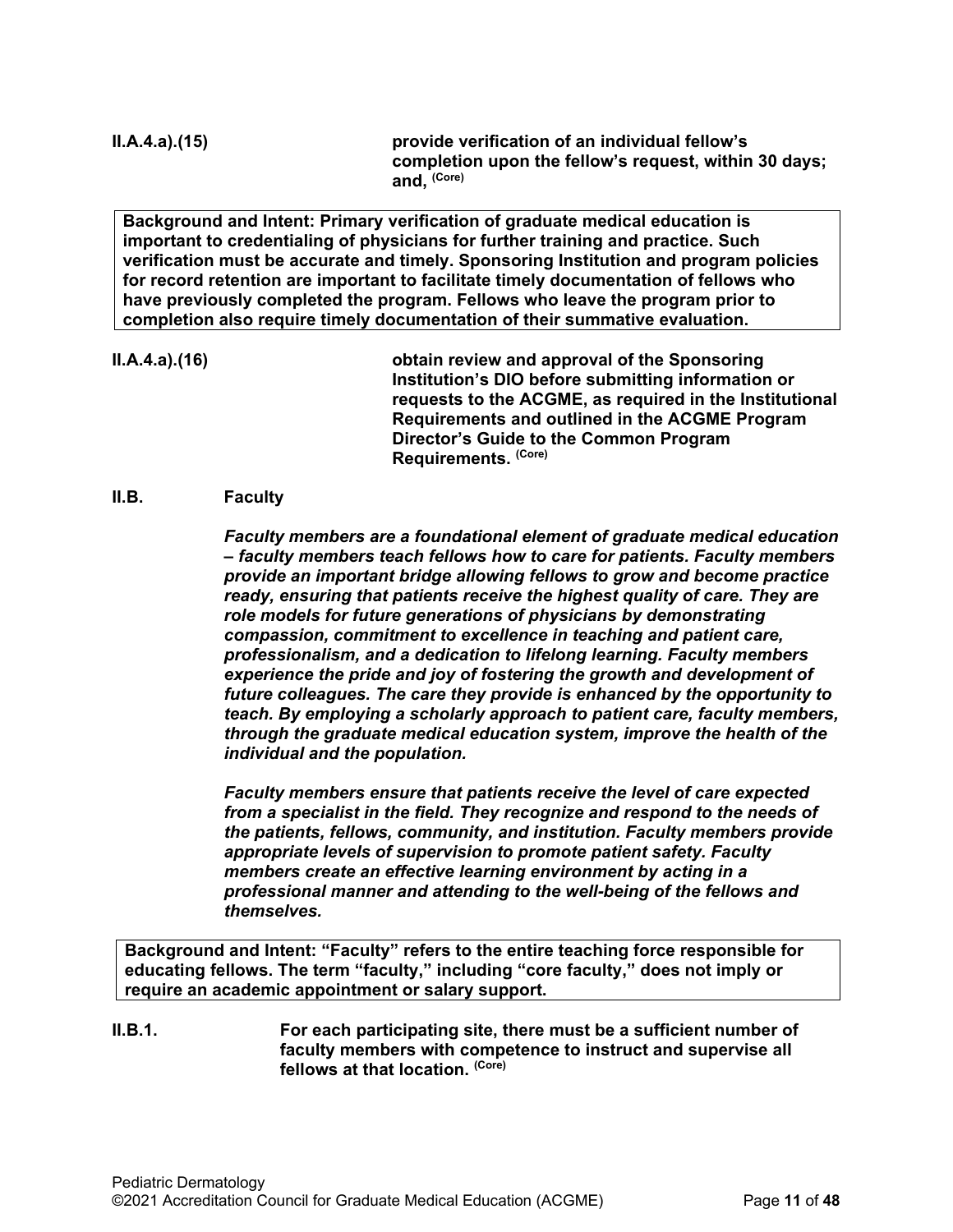**II.A.4.a).(15)** **provide verification of an individual fellow's completion upon the fellow's request, within 30 days; and,** **(Core)**

> **Background and Intent: Primary verification of graduate medical education is important to credentialing of physicians for further training and practice. Such verification must be accurate and timely. Sponsoring Institution and program policies for record retention are important to facilitate timely documentation of fellows who have previously completed the program. Fellows who leave the program prior to completion also require timely documentation of their summative evaluation.**

**II.A.4.a).(16)** **obtain review and approval of the Sponsoring Institution's DIO before submitting information or requests to the ACGME, as required in the Institutional Requirements and outlined in the ACGME Program Director's Guide to the Common Program Requirements.** **(Core)**

## II.B. Faculty

***Faculty members are a foundational element of graduate medical education – faculty members teach fellows how to care for patients. Faculty members provide an important bridge allowing fellows to grow and become practice ready, ensuring that patients receive the highest quality of care. They are role models for future generations of physicians by demonstrating compassion, commitment to excellence in teaching and patient care, professionalism, and a dedication to lifelong learning. Faculty members experience the pride and joy of fostering the growth and development of future colleagues. The care they provide is enhanced by the opportunity to teach. By employing a scholarly approach to patient care, faculty members, through the graduate medical education system, improve the health of the individual and the population.***

***Faculty members ensure that patients receive the level of care expected from a specialist in the field. They recognize and respond to the needs of the patients, fellows, community, and institution. Faculty members provide appropriate levels of supervision to promote patient safety. Faculty members create an effective learning environment by acting in a professional manner and attending to the well-being of the fellows and themselves.***

> **Background and Intent: "Faculty" refers to the entire teaching force responsible for educating fellows. The term "faculty," including "core faculty," does not imply or require an academic appointment or salary support.**

**II.B.1.** **For each participating site, there must be a sufficient number of faculty members with competence to instruct and supervise all fellows at that location.** **(Core)**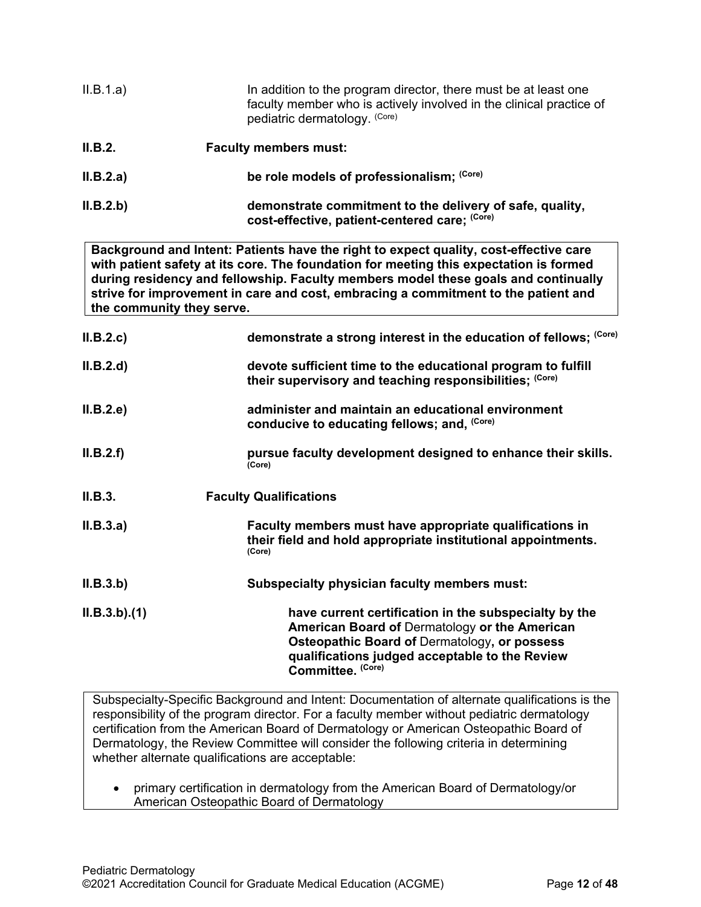II.B.1.a) In addition to the program director, there must be at least one faculty member who is actively involved in the clinical practice of pediatric dermatology. (Core)

**II.B.2. Faculty members must:**

**II.B.2.a) be role models of professionalism; (Core)**

**II.B.2.b) demonstrate commitment to the delivery of safe, quality, cost-effective, patient-centered care; (Core)**

> **Background and Intent: Patients have the right to expect quality, cost-effective care with patient safety at its core. The foundation for meeting this expectation is formed during residency and fellowship. Faculty members model these goals and continually strive for improvement in care and cost, embracing a commitment to the patient and the community they serve.**

**II.B.2.c) demonstrate a strong interest in the education of fellows; (Core)**

**II.B.2.d) devote sufficient time to the educational program to fulfill their supervisory and teaching responsibilities; (Core)**

**II.B.2.e) administer and maintain an educational environment conducive to educating fellows; and, (Core)**

**II.B.2.f) pursue faculty development designed to enhance their skills. (Core)**

**II.B.3. Faculty Qualifications**

**II.B.3.a) Faculty members must have appropriate qualifications in their field and hold appropriate institutional appointments. (Core)**

**II.B.3.b) Subspecialty physician faculty members must:**

**II.B.3.b).(1) have current certification in the subspecialty by the American Board of** Dermatology **or the American Osteopathic Board of** Dermatology**, or possess qualifications judged acceptable to the Review Committee. (Core)**

> Subspecialty-Specific Background and Intent: Documentation of alternate qualifications is the responsibility of the program director. For a faculty member without pediatric dermatology certification from the American Board of Dermatology or American Osteopathic Board of Dermatology, the Review Committee will consider the following criteria in determining whether alternate qualifications are acceptable:
>
> - primary certification in dermatology from the American Board of Dermatology/or American Osteopathic Board of Dermatology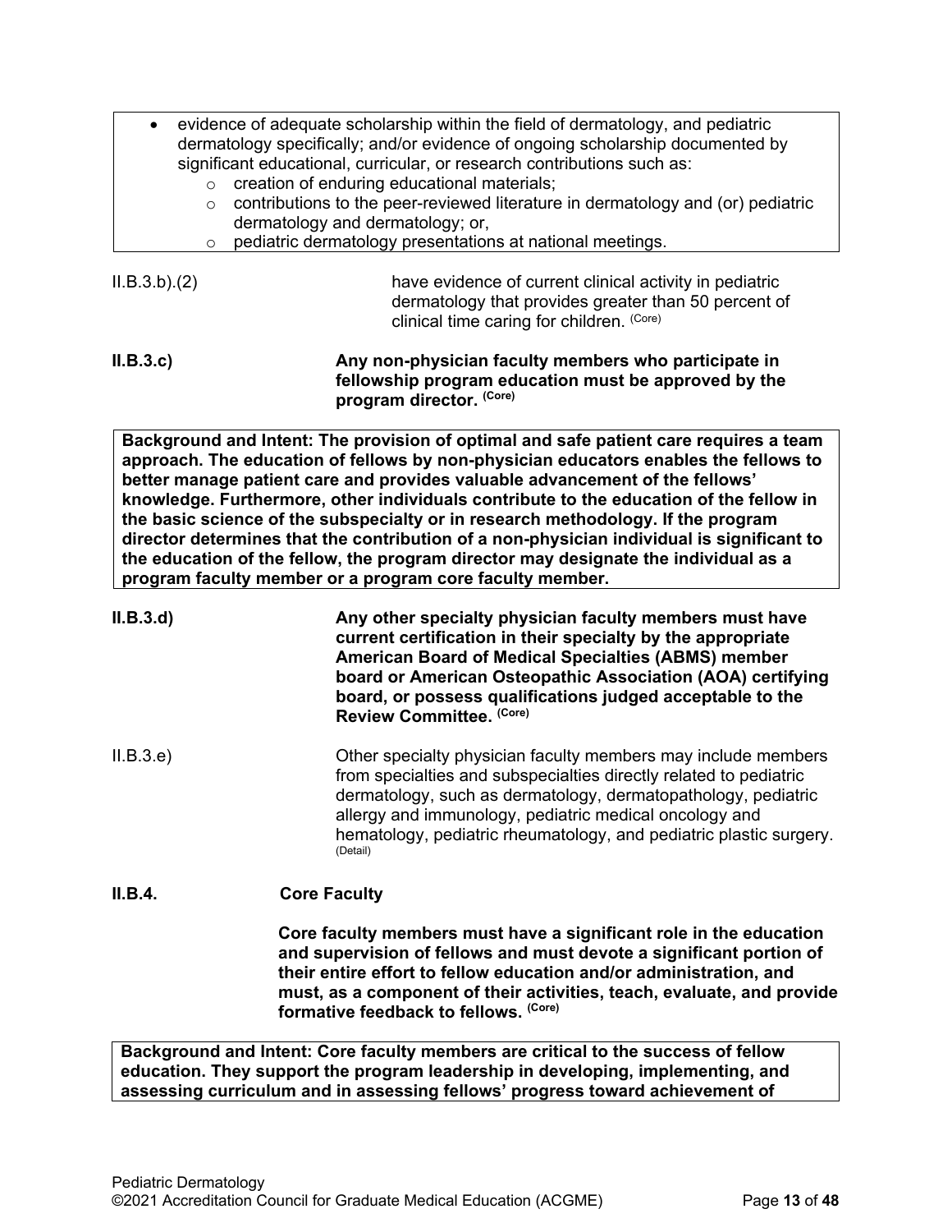- evidence of adequate scholarship within the field of dermatology, and pediatric dermatology specifically; and/or evidence of ongoing scholarship documented by significant educational, curricular, or research contributions such as:
  - creation of enduring educational materials;
  - contributions to the peer-reviewed literature in dermatology and (or) pediatric dermatology and dermatology; or,
  - pediatric dermatology presentations at national meetings.

II.B.3.b).(2) have evidence of current clinical activity in pediatric dermatology that provides greater than 50 percent of clinical time caring for children. (Core)

**II.B.3.c) Any non-physician faculty members who participate in fellowship program education must be approved by the program director. (Core)**

**Background and Intent: The provision of optimal and safe patient care requires a team approach. The education of fellows by non-physician educators enables the fellows to better manage patient care and provides valuable advancement of the fellows' knowledge. Furthermore, other individuals contribute to the education of the fellow in the basic science of the subspecialty or in research methodology. If the program director determines that the contribution of a non-physician individual is significant to the education of the fellow, the program director may designate the individual as a program faculty member or a program core faculty member.**

**II.B.3.d) Any other specialty physician faculty members must have current certification in their specialty by the appropriate American Board of Medical Specialties (ABMS) member board or American Osteopathic Association (AOA) certifying board, or possess qualifications judged acceptable to the Review Committee. (Core)**

II.B.3.e) Other specialty physician faculty members may include members from specialties and subspecialties directly related to pediatric dermatology, such as dermatology, dermatopathology, pediatric allergy and immunology, pediatric medical oncology and hematology, pediatric rheumatology, and pediatric plastic surgery. (Detail)

**II.B.4. Core Faculty**

**Core faculty members must have a significant role in the education and supervision of fellows and must devote a significant portion of their entire effort to fellow education and/or administration, and must, as a component of their activities, teach, evaluate, and provide formative feedback to fellows. (Core)**

**Background and Intent: Core faculty members are critical to the success of fellow education. They support the program leadership in developing, implementing, and assessing curriculum and in assessing fellows' progress toward achievement of**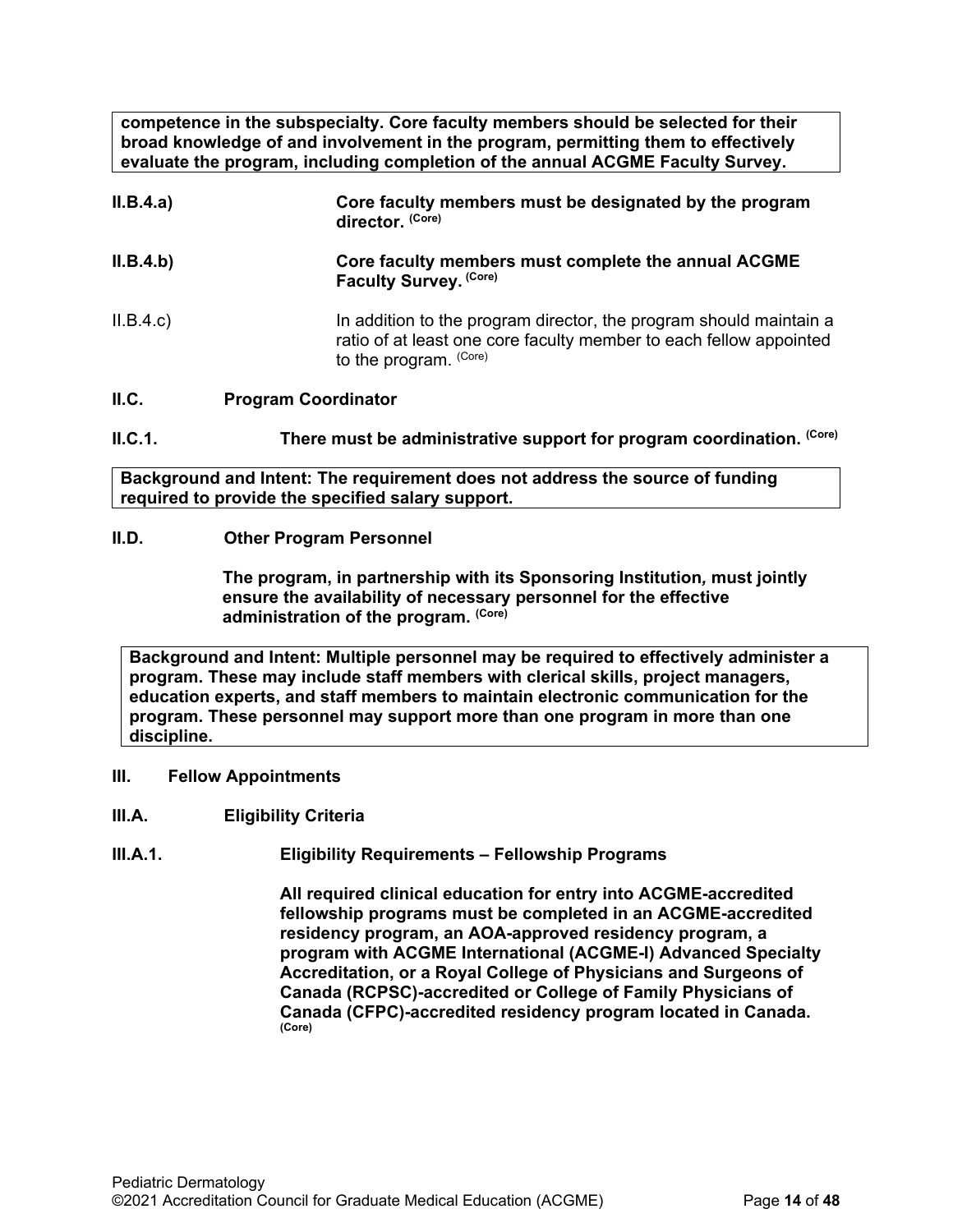**competence in the subspecialty. Core faculty members should be selected for their broad knowledge of and involvement in the program, permitting them to effectively evaluate the program, including completion of the annual ACGME Faculty Survey.**

**II.B.4.a)** **Core faculty members must be designated by the program director.** **(Core)**

**II.B.4.b)** **Core faculty members must complete the annual ACGME Faculty Survey.** **(Core)**

II.B.4.c) In addition to the program director, the program should maintain a ratio of at least one core faculty member to each fellow appointed to the program. (Core)

**II.C. Program Coordinator**

**II.C.1.** **There must be administrative support for program coordination.** **(Core)**

**Background and Intent: The requirement does not address the source of funding required to provide the specified salary support.**

**II.D. Other Program Personnel**

**The program, in partnership with its Sponsoring Institution, must jointly ensure the availability of necessary personnel for the effective administration of the program.** **(Core)**

**Background and Intent: Multiple personnel may be required to effectively administer a program. These may include staff members with clerical skills, project managers, education experts, and staff members to maintain electronic communication for the program. These personnel may support more than one program in more than one discipline.**

**III. Fellow Appointments**

**III.A. Eligibility Criteria**

**III.A.1. Eligibility Requirements – Fellowship Programs**

**All required clinical education for entry into ACGME-accredited fellowship programs must be completed in an ACGME-accredited residency program, an AOA-approved residency program, a program with ACGME International (ACGME-I) Advanced Specialty Accreditation, or a Royal College of Physicians and Surgeons of Canada (RCPSC)-accredited or College of Family Physicians of Canada (CFPC)-accredited residency program located in Canada.** **(Core)**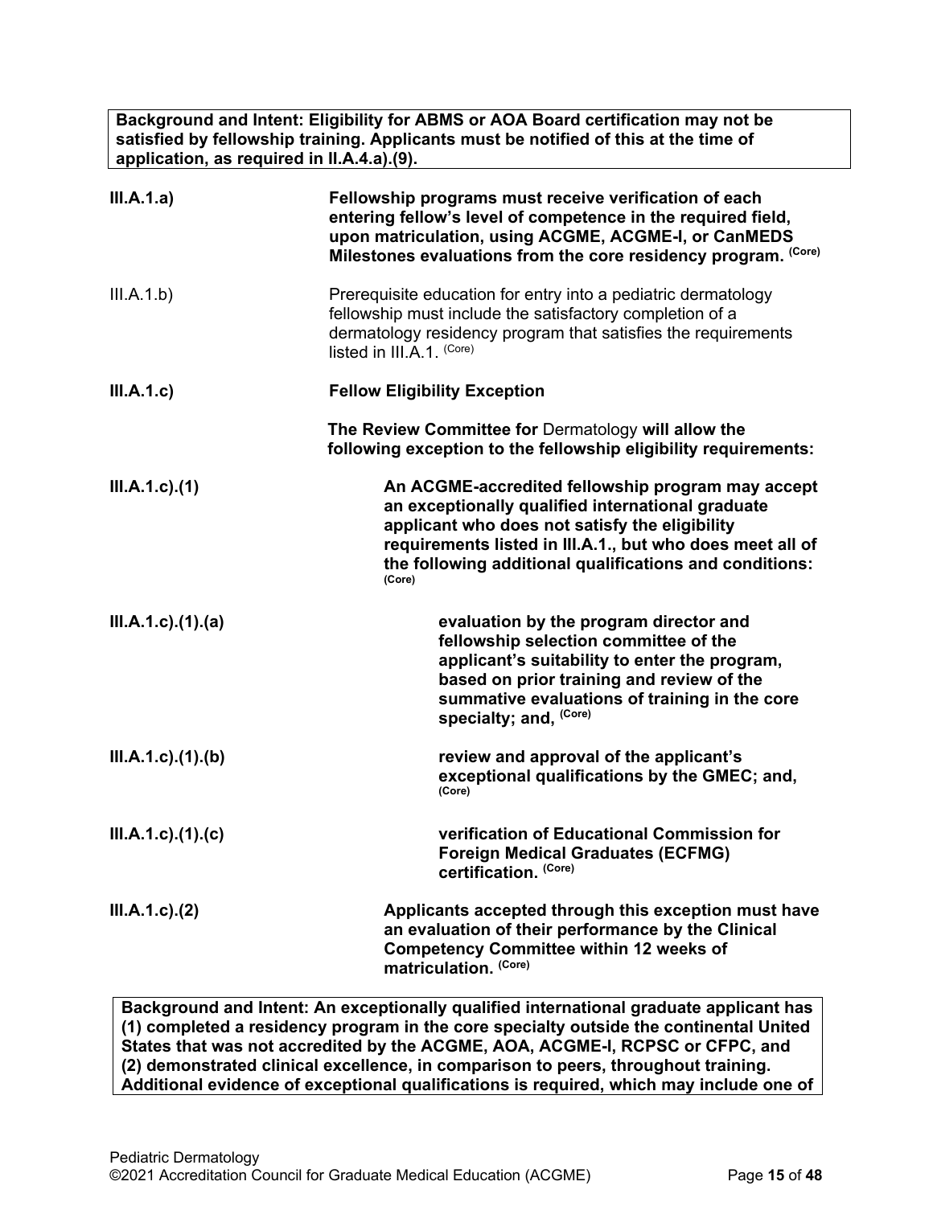**Background and Intent: Eligibility for ABMS or AOA Board certification may not be satisfied by fellowship training. Applicants must be notified of this at the time of application, as required in II.A.4.a).(9).**

**III.A.1.a)** **Fellowship programs must receive verification of each entering fellow's level of competence in the required field, upon matriculation, using ACGME, ACGME-I, or CanMEDS Milestones evaluations from the core residency program.** (Core)

III.A.1.b) Prerequisite education for entry into a pediatric dermatology fellowship must include the satisfactory completion of a dermatology residency program that satisfies the requirements listed in III.A.1. (Core)

**III.A.1.c)** **Fellow Eligibility Exception**

**The Review Committee for** Dermatology **will allow the following exception to the fellowship eligibility requirements:**

**III.A.1.c).(1)** **An ACGME-accredited fellowship program may accept an exceptionally qualified international graduate applicant who does not satisfy the eligibility requirements listed in III.A.1., but who does meet all of the following additional qualifications and conditions:** (Core)

**III.A.1.c).(1).(a)** **evaluation by the program director and fellowship selection committee of the applicant's suitability to enter the program, based on prior training and review of the summative evaluations of training in the core specialty; and,** (Core)

**III.A.1.c).(1).(b)** **review and approval of the applicant's exceptional qualifications by the GMEC; and,** (Core)

**III.A.1.c).(1).(c)** **verification of Educational Commission for Foreign Medical Graduates (ECFMG) certification.** (Core)

**III.A.1.c).(2)** **Applicants accepted through this exception must have an evaluation of their performance by the Clinical Competency Committee within 12 weeks of matriculation.** (Core)

**Background and Intent: An exceptionally qualified international graduate applicant has (1) completed a residency program in the core specialty outside the continental United States that was not accredited by the ACGME, AOA, ACGME-I, RCPSC or CFPC, and (2) demonstrated clinical excellence, in comparison to peers, throughout training. Additional evidence of exceptional qualifications is required, which may include one of**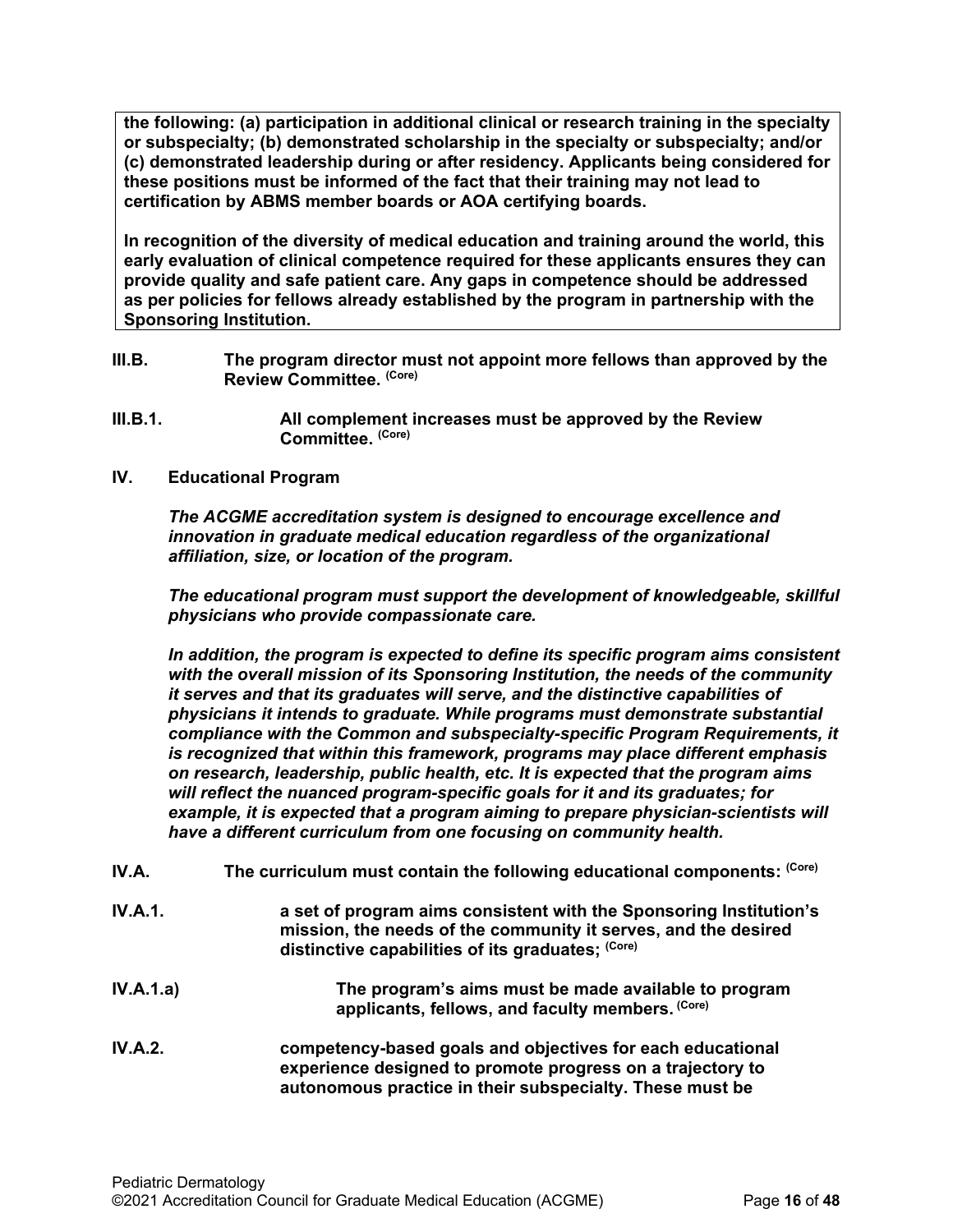**the following: (a) participation in additional clinical or research training in the specialty or subspecialty; (b) demonstrated scholarship in the specialty or subspecialty; and/or (c) demonstrated leadership during or after residency. Applicants being considered for these positions must be informed of the fact that their training may not lead to certification by ABMS member boards or AOA certifying boards.**

**In recognition of the diversity of medical education and training around the world, this early evaluation of clinical competence required for these applicants ensures they can provide quality and safe patient care. Any gaps in competence should be addressed as per policies for fellows already established by the program in partnership with the Sponsoring Institution.**

**III.B.** **The program director must not appoint more fellows than approved by the Review Committee.** (Core)

**III.B.1.** **All complement increases must be approved by the Review Committee.** (Core)

## IV. Educational Program

***The ACGME accreditation system is designed to encourage excellence and innovation in graduate medical education regardless of the organizational affiliation, size, or location of the program.***

***The educational program must support the development of knowledgeable, skillful physicians who provide compassionate care.***

***In addition, the program is expected to define its specific program aims consistent with the overall mission of its Sponsoring Institution, the needs of the community it serves and that its graduates will serve, and the distinctive capabilities of physicians it intends to graduate. While programs must demonstrate substantial compliance with the Common and subspecialty-specific Program Requirements, it is recognized that within this framework, programs may place different emphasis on research, leadership, public health, etc. It is expected that the program aims will reflect the nuanced program-specific goals for it and its graduates; for example, it is expected that a program aiming to prepare physician-scientists will have a different curriculum from one focusing on community health.***

**IV.A.** **The curriculum must contain the following educational components:** (Core)

**IV.A.1.** **a set of program aims consistent with the Sponsoring Institution's mission, the needs of the community it serves, and the desired distinctive capabilities of its graduates;** (Core)

**IV.A.1.a)** **The program's aims must be made available to program applicants, fellows, and faculty members.** (Core)

**IV.A.2.** **competency-based goals and objectives for each educational experience designed to promote progress on a trajectory to autonomous practice in their subspecialty. These must be**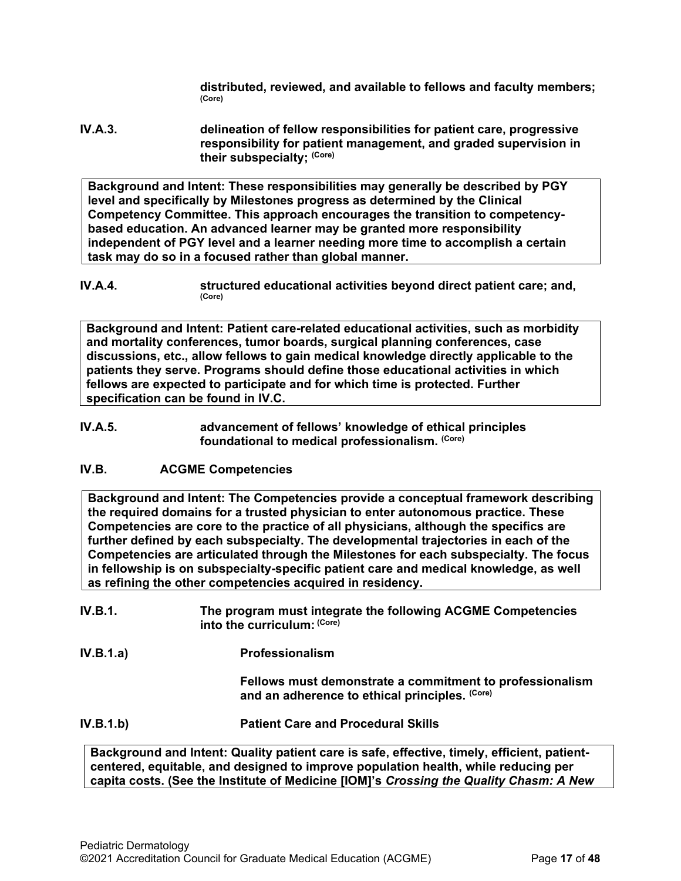**distributed, reviewed, and available to fellows and faculty members;** (Core)

**IV.A.3.** **delineation of fellow responsibilities for patient care, progressive responsibility for patient management, and graded supervision in their subspecialty;** (Core)

> **Background and Intent: These responsibilities may generally be described by PGY level and specifically by Milestones progress as determined by the Clinical Competency Committee. This approach encourages the transition to competency-based education. An advanced learner may be granted more responsibility independent of PGY level and a learner needing more time to accomplish a certain task may do so in a focused rather than global manner.**

**IV.A.4.** **structured educational activities beyond direct patient care; and,** (Core)

> **Background and Intent: Patient care-related educational activities, such as morbidity and mortality conferences, tumor boards, surgical planning conferences, case discussions, etc., allow fellows to gain medical knowledge directly applicable to the patients they serve. Programs should define those educational activities in which fellows are expected to participate and for which time is protected. Further specification can be found in IV.C.**

**IV.A.5.** **advancement of fellows' knowledge of ethical principles foundational to medical professionalism.** (Core)

**IV.B. ACGME Competencies**

> **Background and Intent: The Competencies provide a conceptual framework describing the required domains for a trusted physician to enter autonomous practice. These Competencies are core to the practice of all physicians, although the specifics are further defined by each subspecialty. The developmental trajectories in each of the Competencies are articulated through the Milestones for each subspecialty. The focus in fellowship is on subspecialty-specific patient care and medical knowledge, as well as refining the other competencies acquired in residency.**

**IV.B.1.** **The program must integrate the following ACGME Competencies into the curriculum:** (Core)

**IV.B.1.a)** **Professionalism**

**Fellows must demonstrate a commitment to professionalism and an adherence to ethical principles.** (Core)

**IV.B.1.b)** **Patient Care and Procedural Skills**

> **Background and Intent: Quality patient care is safe, effective, timely, efficient, patient-centered, equitable, and designed to improve population health, while reducing per capita costs. (See the Institute of Medicine [IOM]'s *Crossing the Quality Chasm: A New***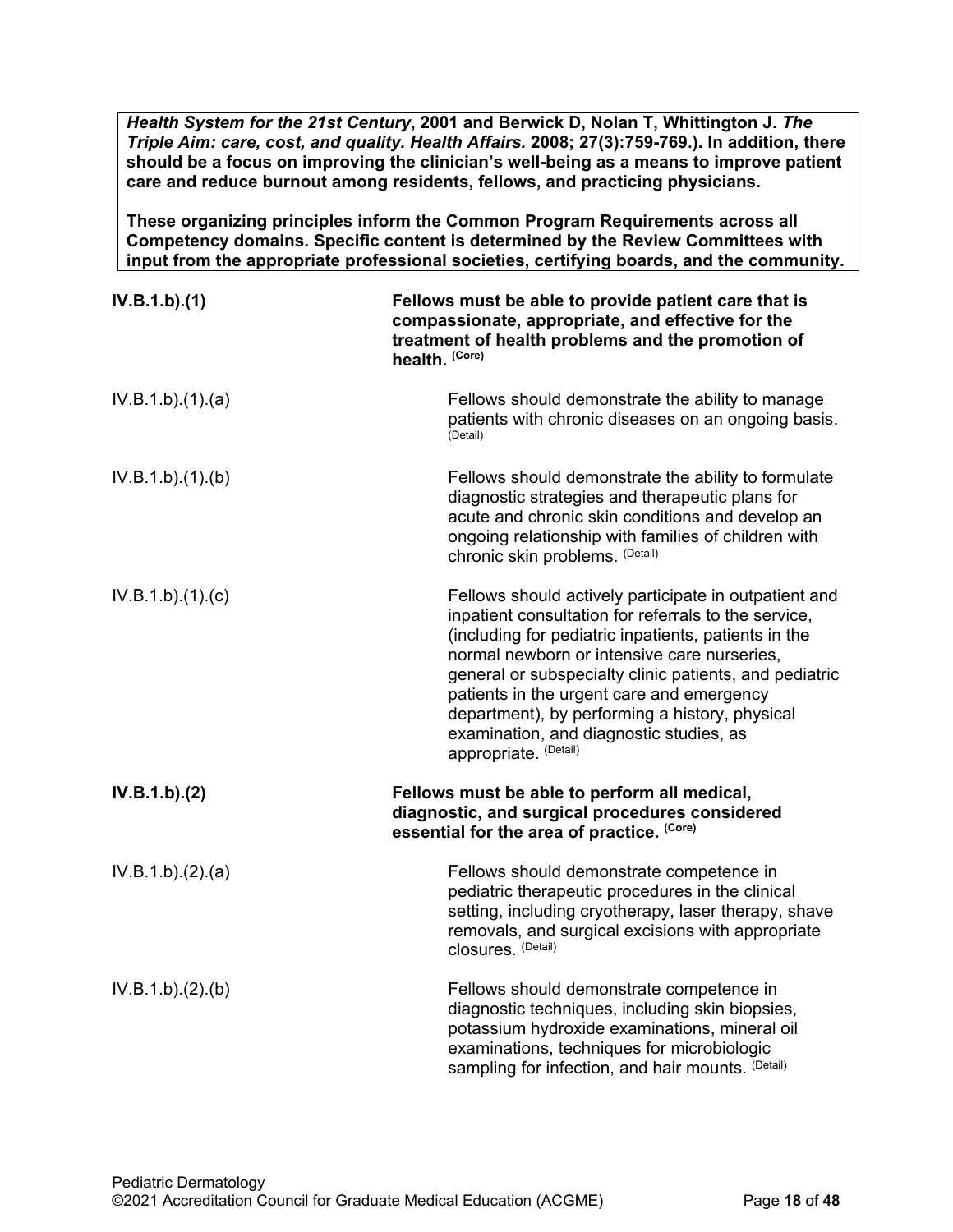***Health System for the 21st Century*, 2001 and Berwick D, Nolan T, Whittington J. *The Triple Aim: care, cost, and quality. Health Affairs.* 2008; 27(3):759-769.). In addition, there should be a focus on improving the clinician's well-being as a means to improve patient care and reduce burnout among residents, fellows, and practicing physicians.**

**These organizing principles inform the Common Program Requirements across all Competency domains. Specific content is determined by the Review Committees with input from the appropriate professional societies, certifying boards, and the community.**

**IV.B.1.b).(1)** **Fellows must be able to provide patient care that is compassionate, appropriate, and effective for the treatment of health problems and the promotion of health.** (Core)

IV.B.1.b).(1).(a) Fellows should demonstrate the ability to manage patients with chronic diseases on an ongoing basis. (Detail)

IV.B.1.b).(1).(b) Fellows should demonstrate the ability to formulate diagnostic strategies and therapeutic plans for acute and chronic skin conditions and develop an ongoing relationship with families of children with chronic skin problems. (Detail)

IV.B.1.b).(1).(c) Fellows should actively participate in outpatient and inpatient consultation for referrals to the service, (including for pediatric inpatients, patients in the normal newborn or intensive care nurseries, general or subspecialty clinic patients, and pediatric patients in the urgent care and emergency department), by performing a history, physical examination, and diagnostic studies, as appropriate. (Detail)

**IV.B.1.b).(2)** **Fellows must be able to perform all medical, diagnostic, and surgical procedures considered essential for the area of practice.** (Core)

IV.B.1.b).(2).(a) Fellows should demonstrate competence in pediatric therapeutic procedures in the clinical setting, including cryotherapy, laser therapy, shave removals, and surgical excisions with appropriate closures. (Detail)

IV.B.1.b).(2).(b) Fellows should demonstrate competence in diagnostic techniques, including skin biopsies, potassium hydroxide examinations, mineral oil examinations, techniques for microbiologic sampling for infection, and hair mounts. (Detail)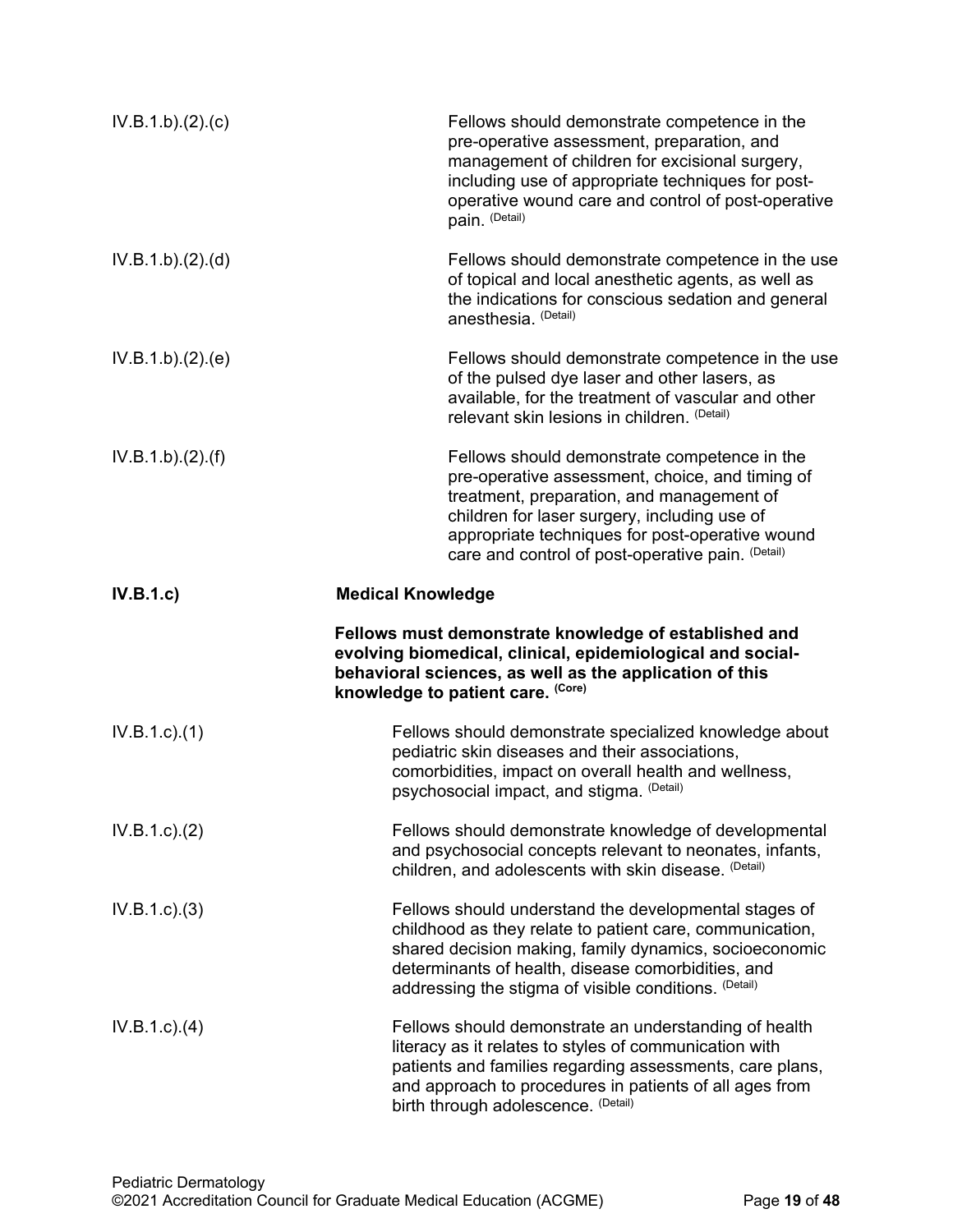IV.B.1.b).(2).(c) Fellows should demonstrate competence in the pre-operative assessment, preparation, and management of children for excisional surgery, including use of appropriate techniques for post-operative wound care and control of post-operative pain. (Detail)

IV.B.1.b).(2).(d) Fellows should demonstrate competence in the use of topical and local anesthetic agents, as well as the indications for conscious sedation and general anesthesia. (Detail)

IV.B.1.b).(2).(e) Fellows should demonstrate competence in the use of the pulsed dye laser and other lasers, as available, for the treatment of vascular and other relevant skin lesions in children. (Detail)

IV.B.1.b).(2).(f) Fellows should demonstrate competence in the pre-operative assessment, choice, and timing of treatment, preparation, and management of children for laser surgery, including use of appropriate techniques for post-operative wound care and control of post-operative pain. (Detail)

**IV.B.1.c) Medical Knowledge**

**Fellows must demonstrate knowledge of established and evolving biomedical, clinical, epidemiological and social-behavioral sciences, as well as the application of this knowledge to patient care. (Core)**

IV.B.1.c).(1) Fellows should demonstrate specialized knowledge about pediatric skin diseases and their associations, comorbidities, impact on overall health and wellness, psychosocial impact, and stigma. (Detail)

IV.B.1.c).(2) Fellows should demonstrate knowledge of developmental and psychosocial concepts relevant to neonates, infants, children, and adolescents with skin disease. (Detail)

IV.B.1.c).(3) Fellows should understand the developmental stages of childhood as they relate to patient care, communication, shared decision making, family dynamics, socioeconomic determinants of health, disease comorbidities, and addressing the stigma of visible conditions. (Detail)

IV.B.1.c).(4) Fellows should demonstrate an understanding of health literacy as it relates to styles of communication with patients and families regarding assessments, care plans, and approach to procedures in patients of all ages from birth through adolescence. (Detail)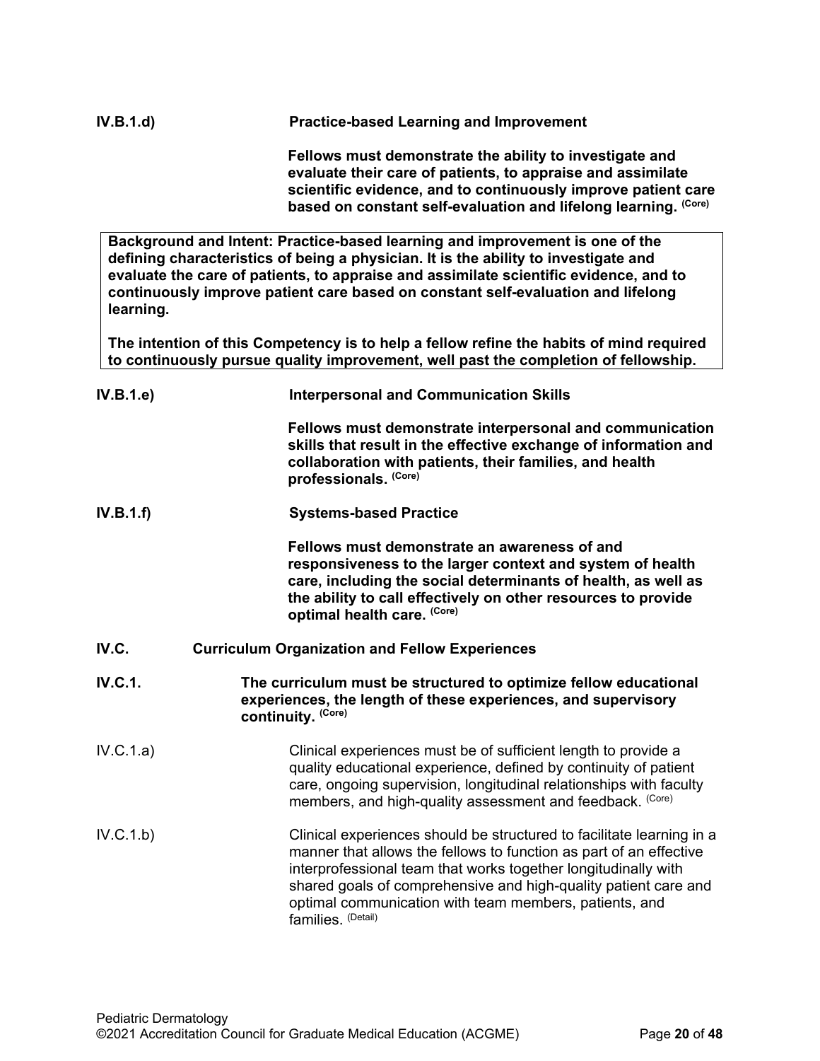**IV.B.1.d) Practice-based Learning and Improvement**

**Fellows must demonstrate the ability to investigate and evaluate their care of patients, to appraise and assimilate scientific evidence, and to continuously improve patient care based on constant self-evaluation and lifelong learning.** (Core)

> **Background and Intent: Practice-based learning and improvement is one of the defining characteristics of being a physician. It is the ability to investigate and evaluate the care of patients, to appraise and assimilate scientific evidence, and to continuously improve patient care based on constant self-evaluation and lifelong learning.**
>
> **The intention of this Competency is to help a fellow refine the habits of mind required to continuously pursue quality improvement, well past the completion of fellowship.**

**IV.B.1.e) Interpersonal and Communication Skills**

**Fellows must demonstrate interpersonal and communication skills that result in the effective exchange of information and collaboration with patients, their families, and health professionals.** (Core)

**IV.B.1.f) Systems-based Practice**

**Fellows must demonstrate an awareness of and responsiveness to the larger context and system of health care, including the social determinants of health, as well as the ability to call effectively on other resources to provide optimal health care.** (Core)

**IV.C. Curriculum Organization and Fellow Experiences**

**IV.C.1. The curriculum must be structured to optimize fellow educational experiences, the length of these experiences, and supervisory continuity.** (Core)

IV.C.1.a) Clinical experiences must be of sufficient length to provide a quality educational experience, defined by continuity of patient care, ongoing supervision, longitudinal relationships with faculty members, and high-quality assessment and feedback. (Core)

IV.C.1.b) Clinical experiences should be structured to facilitate learning in a manner that allows the fellows to function as part of an effective interprofessional team that works together longitudinally with shared goals of comprehensive and high-quality patient care and optimal communication with team members, patients, and families. (Detail)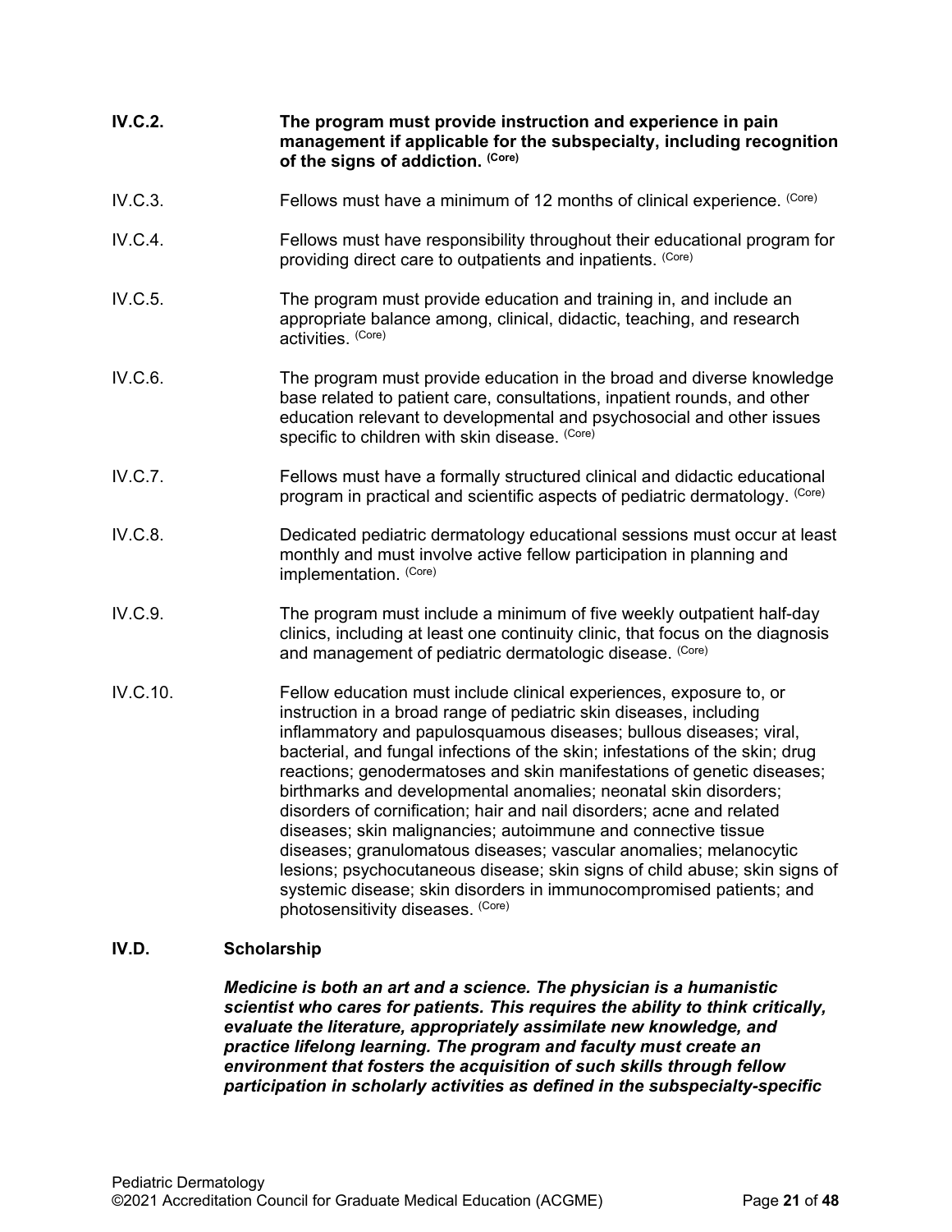**IV.C.2. The program must provide instruction and experience in pain management if applicable for the subspecialty, including recognition of the signs of addiction.** **(Core)**

IV.C.3. Fellows must have a minimum of 12 months of clinical experience. (Core)

IV.C.4. Fellows must have responsibility throughout their educational program for providing direct care to outpatients and inpatients. (Core)

IV.C.5. The program must provide education and training in, and include an appropriate balance among, clinical, didactic, teaching, and research activities. (Core)

IV.C.6. The program must provide education in the broad and diverse knowledge base related to patient care, consultations, inpatient rounds, and other education relevant to developmental and psychosocial and other issues specific to children with skin disease. (Core)

IV.C.7. Fellows must have a formally structured clinical and didactic educational program in practical and scientific aspects of pediatric dermatology. (Core)

IV.C.8. Dedicated pediatric dermatology educational sessions must occur at least monthly and must involve active fellow participation in planning and implementation. (Core)

IV.C.9. The program must include a minimum of five weekly outpatient half-day clinics, including at least one continuity clinic, that focus on the diagnosis and management of pediatric dermatologic disease. (Core)

IV.C.10. Fellow education must include clinical experiences, exposure to, or instruction in a broad range of pediatric skin diseases, including inflammatory and papulosquamous diseases; bullous diseases; viral, bacterial, and fungal infections of the skin; infestations of the skin; drug reactions; genodermatoses and skin manifestations of genetic diseases; birthmarks and developmental anomalies; neonatal skin disorders; disorders of cornification; hair and nail disorders; acne and related diseases; skin malignancies; autoimmune and connective tissue diseases; granulomatous diseases; vascular anomalies; melanocytic lesions; psychocutaneous disease; skin signs of child abuse; skin signs of systemic disease; skin disorders in immunocompromised patients; and photosensitivity diseases. (Core)

## IV.D. Scholarship

***Medicine is both an art and a science. The physician is a humanistic scientist who cares for patients. This requires the ability to think critically, evaluate the literature, appropriately assimilate new knowledge, and practice lifelong learning. The program and faculty must create an environment that fosters the acquisition of such skills through fellow participation in scholarly activities as defined in the subspecialty-specific***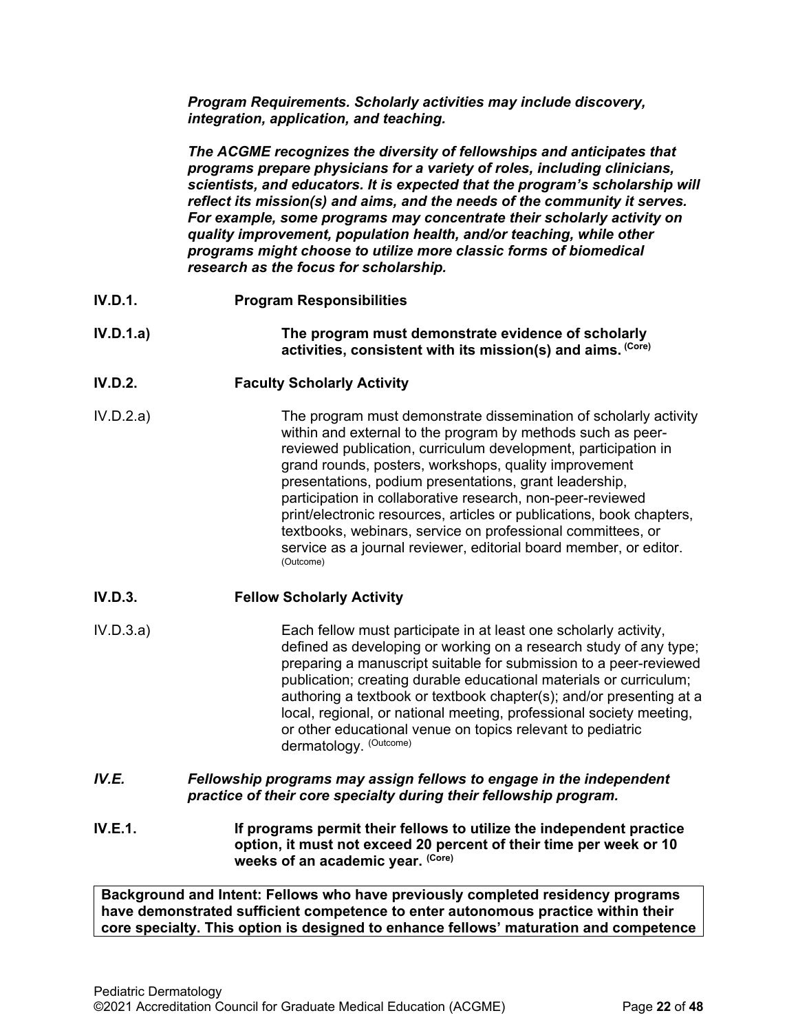***Program Requirements. Scholarly activities may include discovery, integration, application, and teaching.***

***The ACGME recognizes the diversity of fellowships and anticipates that programs prepare physicians for a variety of roles, including clinicians, scientists, and educators. It is expected that the program's scholarship will reflect its mission(s) and aims, and the needs of the community it serves. For example, some programs may concentrate their scholarly activity on quality improvement, population health, and/or teaching, while other programs might choose to utilize more classic forms of biomedical research as the focus for scholarship.***

**IV.D.1. Program Responsibilities**

**IV.D.1.a) The program must demonstrate evidence of scholarly activities, consistent with its mission(s) and aims.** (Core)

**IV.D.2. Faculty Scholarly Activity**

IV.D.2.a) The program must demonstrate dissemination of scholarly activity within and external to the program by methods such as peer-reviewed publication, curriculum development, participation in grand rounds, posters, workshops, quality improvement presentations, podium presentations, grant leadership, participation in collaborative research, non-peer-reviewed print/electronic resources, articles or publications, book chapters, textbooks, webinars, service on professional committees, or service as a journal reviewer, editorial board member, or editor. (Outcome)

**IV.D.3. Fellow Scholarly Activity**

IV.D.3.a) Each fellow must participate in at least one scholarly activity, defined as developing or working on a research study of any type; preparing a manuscript suitable for submission to a peer-reviewed publication; creating durable educational materials or curriculum; authoring a textbook or textbook chapter(s); and/or presenting at a local, regional, or national meeting, professional society meeting, or other educational venue on topics relevant to pediatric dermatology. (Outcome)

***IV.E. Fellowship programs may assign fellows to engage in the independent practice of their core specialty during their fellowship program.***

**IV.E.1. If programs permit their fellows to utilize the independent practice option, it must not exceed 20 percent of their time per week or 10 weeks of an academic year.** (Core)

**Background and Intent: Fellows who have previously completed residency programs have demonstrated sufficient competence to enter autonomous practice within their core specialty. This option is designed to enhance fellows' maturation and competence**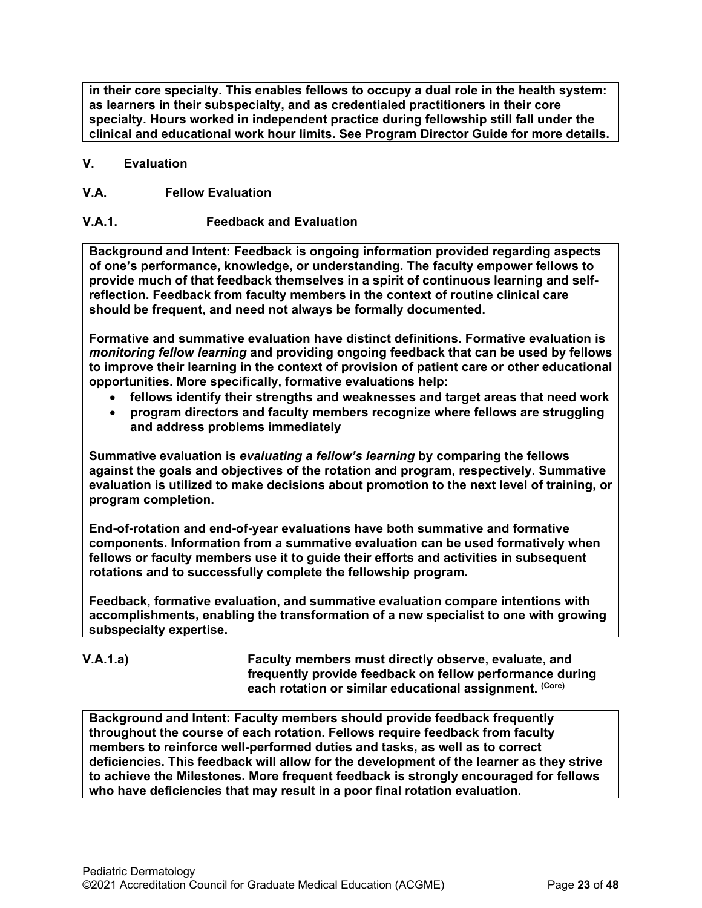**in their core specialty. This enables fellows to occupy a dual role in the health system: as learners in their subspecialty, and as credentialed practitioners in their core specialty. Hours worked in independent practice during fellowship still fall under the clinical and educational work hour limits. See Program Director Guide for more details.**

## V. Evaluation

### V.A. Fellow Evaluation

#### V.A.1. Feedback and Evaluation

**Background and Intent: Feedback is ongoing information provided regarding aspects of one's performance, knowledge, or understanding. The faculty empower fellows to provide much of that feedback themselves in a spirit of continuous learning and self-reflection. Feedback from faculty members in the context of routine clinical care should be frequent, and need not always be formally documented.**

**Formative and summative evaluation have distinct definitions. Formative evaluation is *monitoring fellow learning* and providing ongoing feedback that can be used by fellows to improve their learning in the context of provision of patient care or other educational opportunities. More specifically, formative evaluations help:**

- **fellows identify their strengths and weaknesses and target areas that need work**
- **program directors and faculty members recognize where fellows are struggling and address problems immediately**

**Summative evaluation is *evaluating a fellow's learning* by comparing the fellows against the goals and objectives of the rotation and program, respectively. Summative evaluation is utilized to make decisions about promotion to the next level of training, or program completion.**

**End-of-rotation and end-of-year evaluations have both summative and formative components. Information from a summative evaluation can be used formatively when fellows or faculty members use it to guide their efforts and activities in subsequent rotations and to successfully complete the fellowship program.**

**Feedback, formative evaluation, and summative evaluation compare intentions with accomplishments, enabling the transformation of a new specialist to one with growing subspecialty expertise.**

**V.A.1.a) Faculty members must directly observe, evaluate, and frequently provide feedback on fellow performance during each rotation or similar educational assignment.** (Core)

**Background and Intent: Faculty members should provide feedback frequently throughout the course of each rotation. Fellows require feedback from faculty members to reinforce well-performed duties and tasks, as well as to correct deficiencies. This feedback will allow for the development of the learner as they strive to achieve the Milestones. More frequent feedback is strongly encouraged for fellows who have deficiencies that may result in a poor final rotation evaluation.**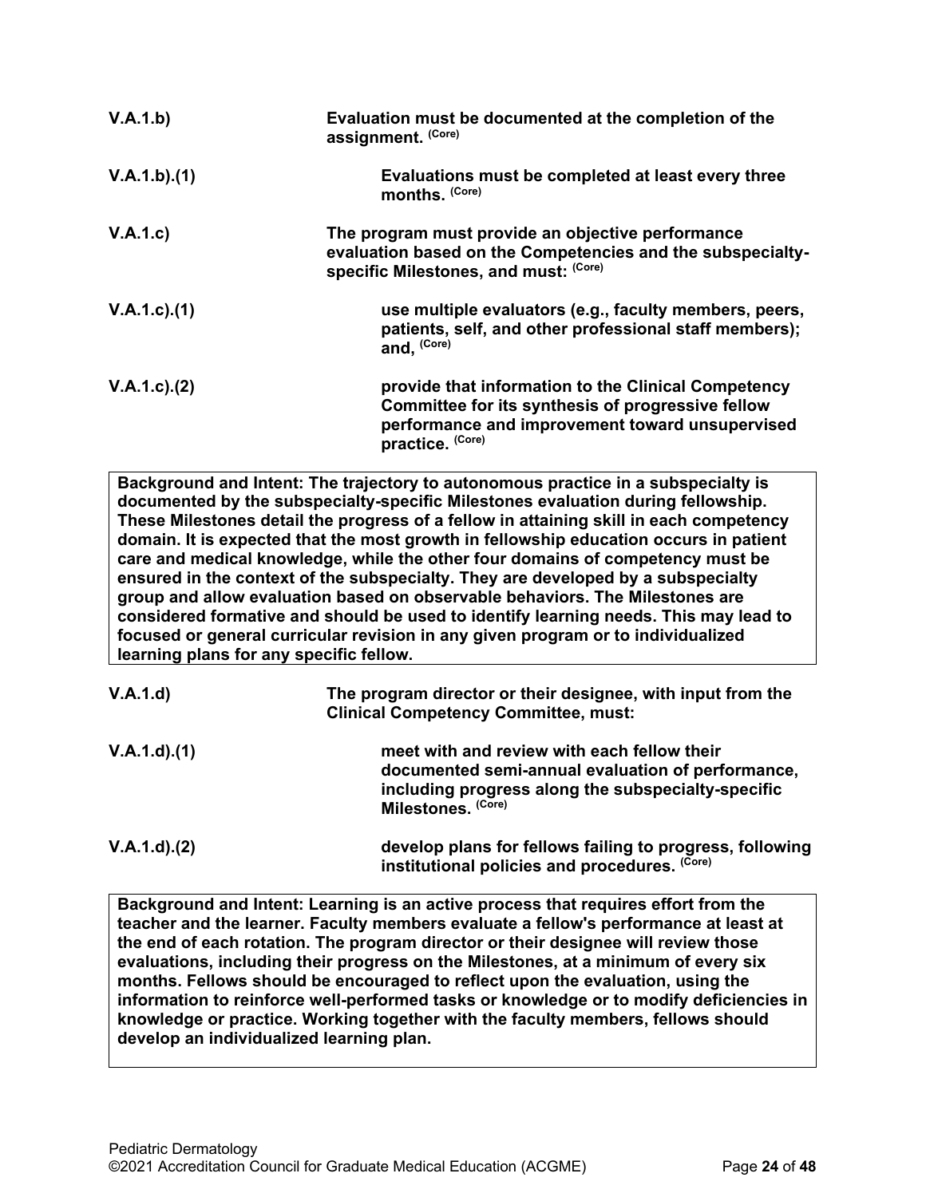| | |
|---|---|
| V.A.1.b) | **Evaluation must be documented at the completion of the assignment.** (Core) |
| V.A.1.b).(1) | **Evaluations must be completed at least every three months.** (Core) |
| V.A.1.c) | **The program must provide an objective performance evaluation based on the Competencies and the subspecialty-specific Milestones, and must:** (Core) |
| V.A.1.c).(1) | **use multiple evaluators (e.g., faculty members, peers, patients, self, and other professional staff members); and,** (Core) |
| V.A.1.c).(2) | **provide that information to the Clinical Competency Committee for its synthesis of progressive fellow performance and improvement toward unsupervised practice.** (Core) |

> **Background and Intent: The trajectory to autonomous practice in a subspecialty is documented by the subspecialty-specific Milestones evaluation during fellowship. These Milestones detail the progress of a fellow in attaining skill in each competency domain. It is expected that the most growth in fellowship education occurs in patient care and medical knowledge, while the other four domains of competency must be ensured in the context of the subspecialty. They are developed by a subspecialty group and allow evaluation based on observable behaviors. The Milestones are considered formative and should be used to identify learning needs. This may lead to focused or general curricular revision in any given program or to individualized learning plans for any specific fellow.**

| | |
|---|---|
| V.A.1.d) | **The program director or their designee, with input from the Clinical Competency Committee, must:** |
| V.A.1.d).(1) | **meet with and review with each fellow their documented semi-annual evaluation of performance, including progress along the subspecialty-specific Milestones.** (Core) |
| V.A.1.d).(2) | **develop plans for fellows failing to progress, following institutional policies and procedures.** (Core) |

> **Background and Intent: Learning is an active process that requires effort from the teacher and the learner. Faculty members evaluate a fellow's performance at least at the end of each rotation. The program director or their designee will review those evaluations, including their progress on the Milestones, at a minimum of every six months. Fellows should be encouraged to reflect upon the evaluation, using the information to reinforce well-performed tasks or knowledge or to modify deficiencies in knowledge or practice. Working together with the faculty members, fellows should develop an individualized learning plan.**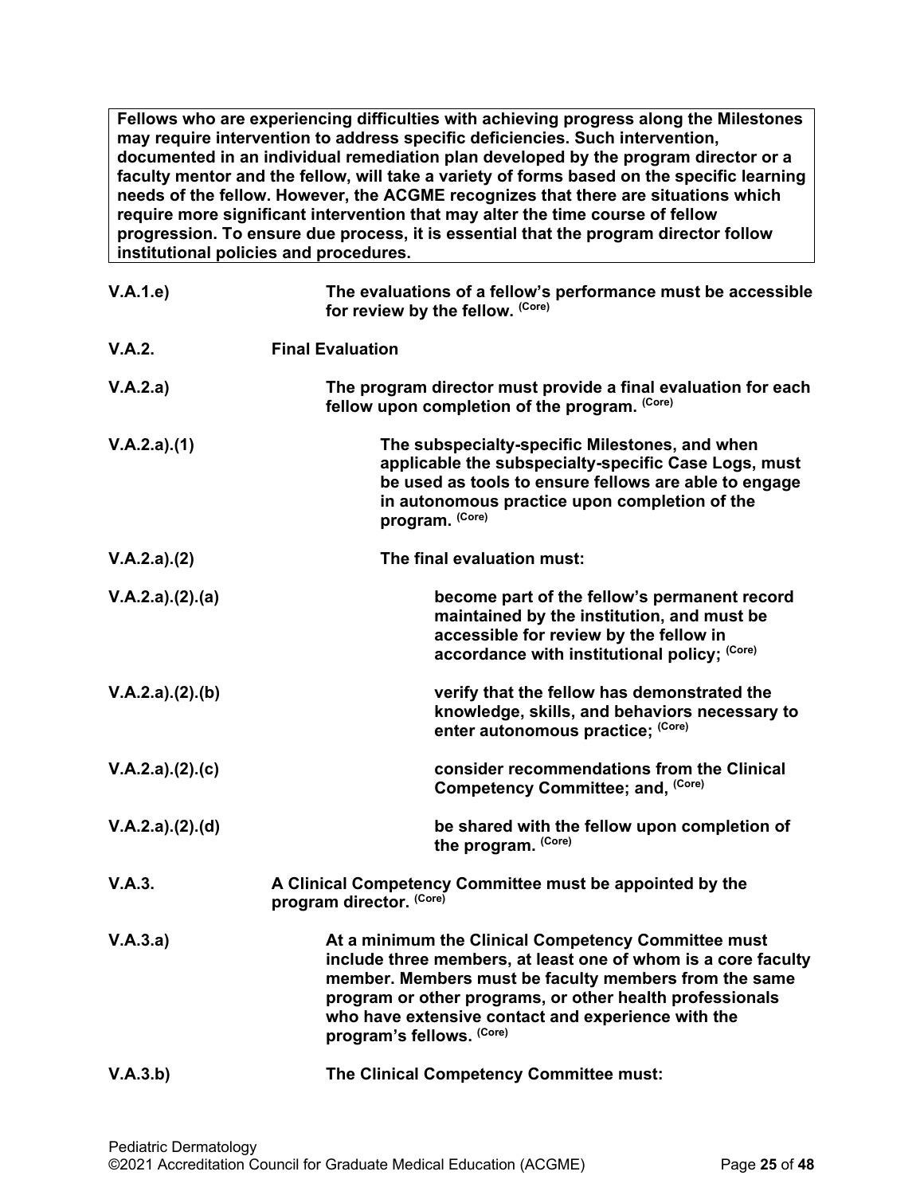> **Fellows who are experiencing difficulties with achieving progress along the Milestones may require intervention to address specific deficiencies. Such intervention, documented in an individual remediation plan developed by the program director or a faculty mentor and the fellow, will take a variety of forms based on the specific learning needs of the fellow. However, the ACGME recognizes that there are situations which require more significant intervention that may alter the time course of fellow progression. To ensure due process, it is essential that the program director follow institutional policies and procedures.**

| | |
|---|---|
| **V.A.1.e)** | **The evaluations of a fellow's performance must be accessible for review by the fellow.** (Core) |
| **V.A.2.** | **Final Evaluation** |
| **V.A.2.a)** | **The program director must provide a final evaluation for each fellow upon completion of the program.** (Core) |
| **V.A.2.a).(1)** | **The subspecialty-specific Milestones, and when applicable the subspecialty-specific Case Logs, must be used as tools to ensure fellows are able to engage in autonomous practice upon completion of the program.** (Core) |
| **V.A.2.a).(2)** | **The final evaluation must:** |
| **V.A.2.a).(2).(a)** | **become part of the fellow's permanent record maintained by the institution, and must be accessible for review by the fellow in accordance with institutional policy;** (Core) |
| **V.A.2.a).(2).(b)** | **verify that the fellow has demonstrated the knowledge, skills, and behaviors necessary to enter autonomous practice;** (Core) |
| **V.A.2.a).(2).(c)** | **consider recommendations from the Clinical Competency Committee; and,** (Core) |
| **V.A.2.a).(2).(d)** | **be shared with the fellow upon completion of the program.** (Core) |
| **V.A.3.** | **A Clinical Competency Committee must be appointed by the program director.** (Core) |
| **V.A.3.a)** | **At a minimum the Clinical Competency Committee must include three members, at least one of whom is a core faculty member. Members must be faculty members from the same program or other programs, or other health professionals who have extensive contact and experience with the program's fellows.** (Core) |
| **V.A.3.b)** | **The Clinical Competency Committee must:** |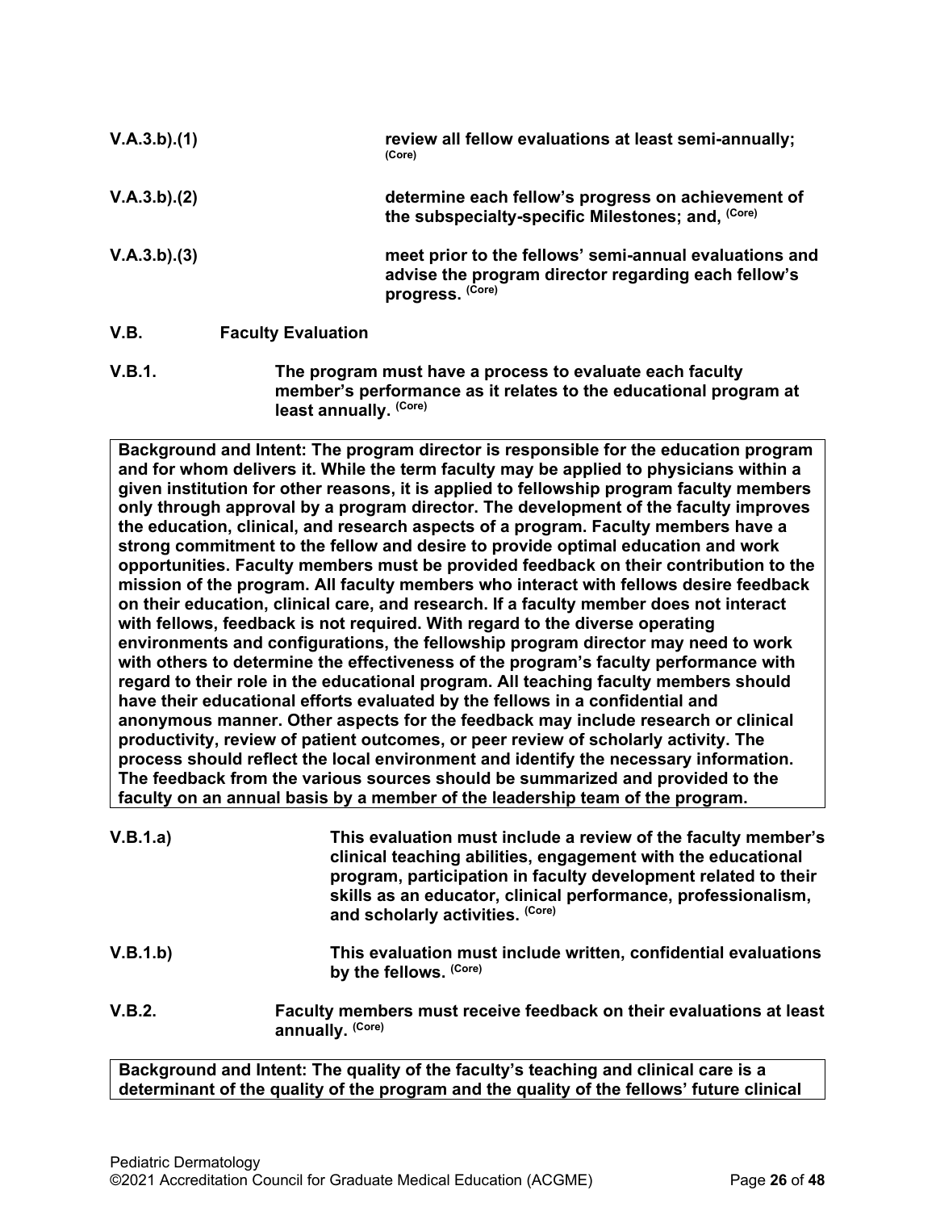**V.A.3.b).(1)** **review all fellow evaluations at least semi-annually;** (Core)

**V.A.3.b).(2)** **determine each fellow's progress on achievement of the subspecialty-specific Milestones; and,** (Core)

**V.A.3.b).(3)** **meet prior to the fellows' semi-annual evaluations and advise the program director regarding each fellow's progress.** (Core)

**V.B. Faculty Evaluation**

**V.B.1.** **The program must have a process to evaluate each faculty member's performance as it relates to the educational program at least annually.** (Core)

> **Background and Intent: The program director is responsible for the education program and for whom delivers it. While the term faculty may be applied to physicians within a given institution for other reasons, it is applied to fellowship program faculty members only through approval by a program director. The development of the faculty improves the education, clinical, and research aspects of a program. Faculty members have a strong commitment to the fellow and desire to provide optimal education and work opportunities. Faculty members must be provided feedback on their contribution to the mission of the program. All faculty members who interact with fellows desire feedback on their education, clinical care, and research. If a faculty member does not interact with fellows, feedback is not required. With regard to the diverse operating environments and configurations, the fellowship program director may need to work with others to determine the effectiveness of the program's faculty performance with regard to their role in the educational program. All teaching faculty members should have their educational efforts evaluated by the fellows in a confidential and anonymous manner. Other aspects for the feedback may include research or clinical productivity, review of patient outcomes, or peer review of scholarly activity. The process should reflect the local environment and identify the necessary information. The feedback from the various sources should be summarized and provided to the faculty on an annual basis by a member of the leadership team of the program.**

**V.B.1.a)** **This evaluation must include a review of the faculty member's clinical teaching abilities, engagement with the educational program, participation in faculty development related to their skills as an educator, clinical performance, professionalism, and scholarly activities.** (Core)

**V.B.1.b)** **This evaluation must include written, confidential evaluations by the fellows.** (Core)

**V.B.2.** **Faculty members must receive feedback on their evaluations at least annually.** (Core)

> **Background and Intent: The quality of the faculty's teaching and clinical care is a determinant of the quality of the program and the quality of the fellows' future clinical**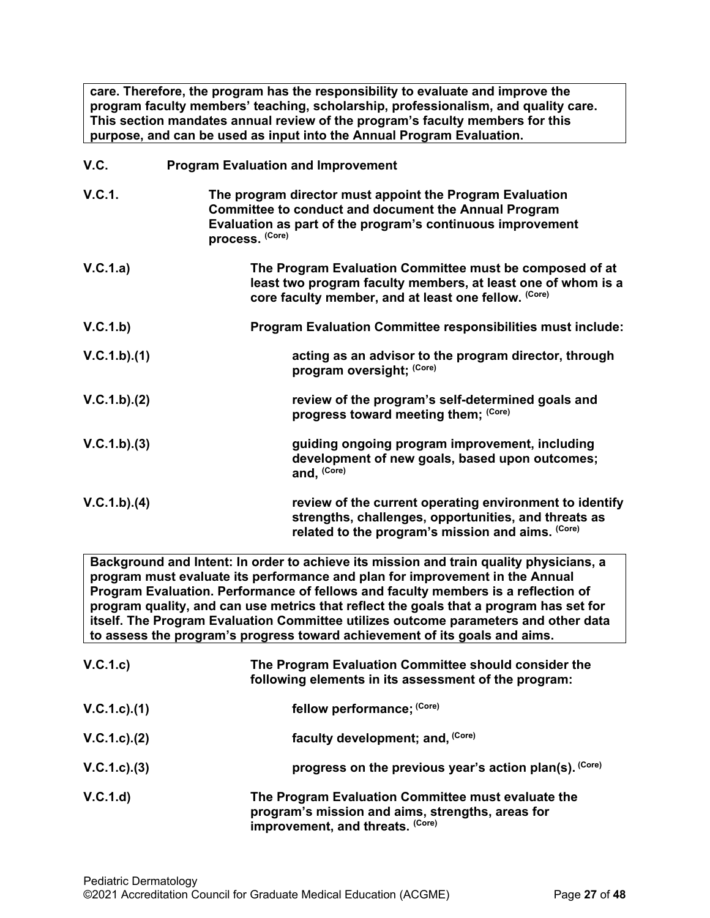**care. Therefore, the program has the responsibility to evaluate and improve the program faculty members' teaching, scholarship, professionalism, and quality care. This section mandates annual review of the program's faculty members for this purpose, and can be used as input into the Annual Program Evaluation.**

**V.C. Program Evaluation and Improvement**

**V.C.1. The program director must appoint the Program Evaluation Committee to conduct and document the Annual Program Evaluation as part of the program's continuous improvement process.** (Core)

**V.C.1.a) The Program Evaluation Committee must be composed of at least two program faculty members, at least one of whom is a core faculty member, and at least one fellow.** (Core)

**V.C.1.b) Program Evaluation Committee responsibilities must include:**

**V.C.1.b).(1) acting as an advisor to the program director, through program oversight;** (Core)

**V.C.1.b).(2) review of the program's self-determined goals and progress toward meeting them;** (Core)

**V.C.1.b).(3) guiding ongoing program improvement, including development of new goals, based upon outcomes; and,** (Core)

**V.C.1.b).(4) review of the current operating environment to identify strengths, challenges, opportunities, and threats as related to the program's mission and aims.** (Core)

**Background and Intent: In order to achieve its mission and train quality physicians, a program must evaluate its performance and plan for improvement in the Annual Program Evaluation. Performance of fellows and faculty members is a reflection of program quality, and can use metrics that reflect the goals that a program has set for itself. The Program Evaluation Committee utilizes outcome parameters and other data to assess the program's progress toward achievement of its goals and aims.**

**V.C.1.c) The Program Evaluation Committee should consider the following elements in its assessment of the program:**

**V.C.1.c).(1) fellow performance;** (Core)

**V.C.1.c).(2) faculty development; and,** (Core)

**V.C.1.c).(3) progress on the previous year's action plan(s).** (Core)

**V.C.1.d) The Program Evaluation Committee must evaluate the program's mission and aims, strengths, areas for improvement, and threats.** (Core)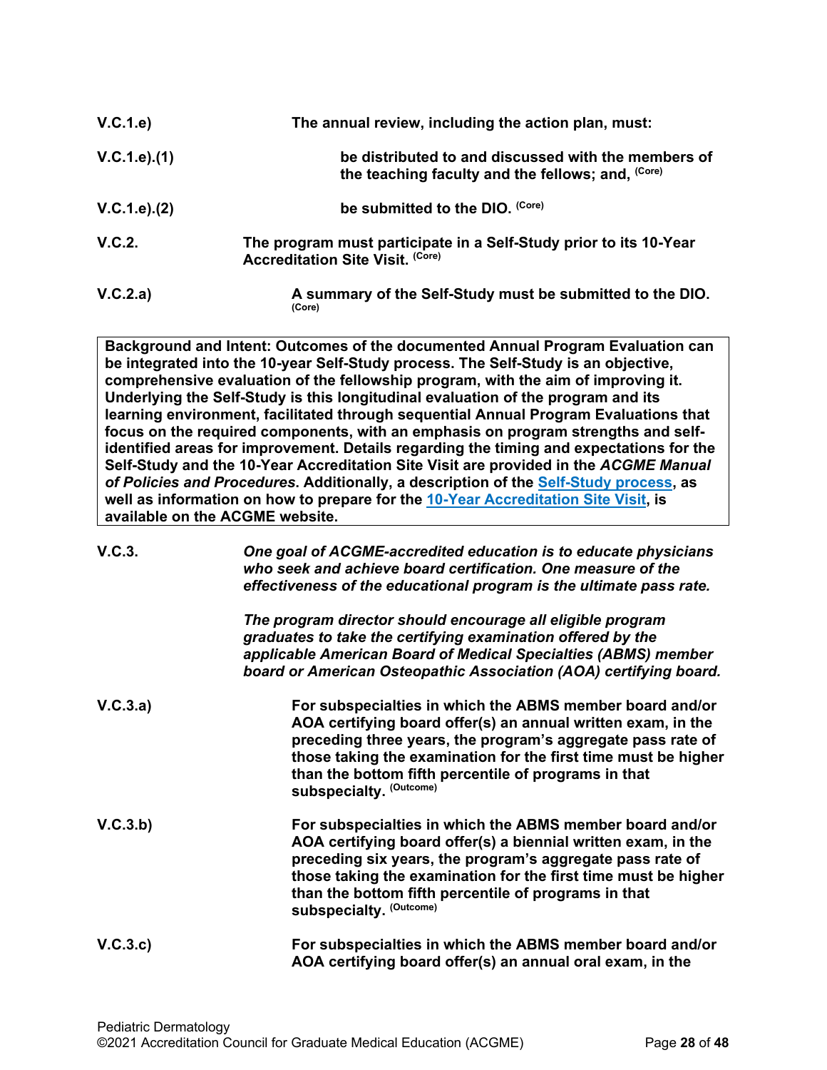| | |
|---|---|
| V.C.1.e) | **The annual review, including the action plan, must:** |
| V.C.1.e).(1) | **be distributed to and discussed with the members of the teaching faculty and the fellows; and,** (Core) |
| V.C.1.e).(2) | **be submitted to the DIO.** (Core) |
| V.C.2. | **The program must participate in a Self-Study prior to its 10-Year Accreditation Site Visit.** (Core) |
| V.C.2.a) | **A summary of the Self-Study must be submitted to the DIO.** (Core) |

> **Background and Intent: Outcomes of the documented Annual Program Evaluation can be integrated into the 10-year Self-Study process. The Self-Study is an objective, comprehensive evaluation of the fellowship program, with the aim of improving it. Underlying the Self-Study is this longitudinal evaluation of the program and its learning environment, facilitated through sequential Annual Program Evaluations that focus on the required components, with an emphasis on program strengths and self-identified areas for improvement. Details regarding the timing and expectations for the Self-Study and the 10-Year Accreditation Site Visit are provided in the *ACGME Manual of Policies and Procedures*. Additionally, a description of the Self-Study process, as well as information on how to prepare for the 10-Year Accreditation Site Visit, is available on the ACGME website.**

| | |
|---|---|
| V.C.3. | ***One goal of ACGME-accredited education is to educate physicians who seek and achieve board certification. One measure of the effectiveness of the educational program is the ultimate pass rate.***<br><br>***The program director should encourage all eligible program graduates to take the certifying examination offered by the applicable American Board of Medical Specialties (ABMS) member board or American Osteopathic Association (AOA) certifying board.*** |
| V.C.3.a) | **For subspecialties in which the ABMS member board and/or AOA certifying board offer(s) an annual written exam, in the preceding three years, the program's aggregate pass rate of those taking the examination for the first time must be higher than the bottom fifth percentile of programs in that subspecialty.** (Outcome) |
| V.C.3.b) | **For subspecialties in which the ABMS member board and/or AOA certifying board offer(s) a biennial written exam, in the preceding six years, the program's aggregate pass rate of those taking the examination for the first time must be higher than the bottom fifth percentile of programs in that subspecialty.** (Outcome) |
| V.C.3.c) | **For subspecialties in which the ABMS member board and/or AOA certifying board offer(s) an annual oral exam, in the** |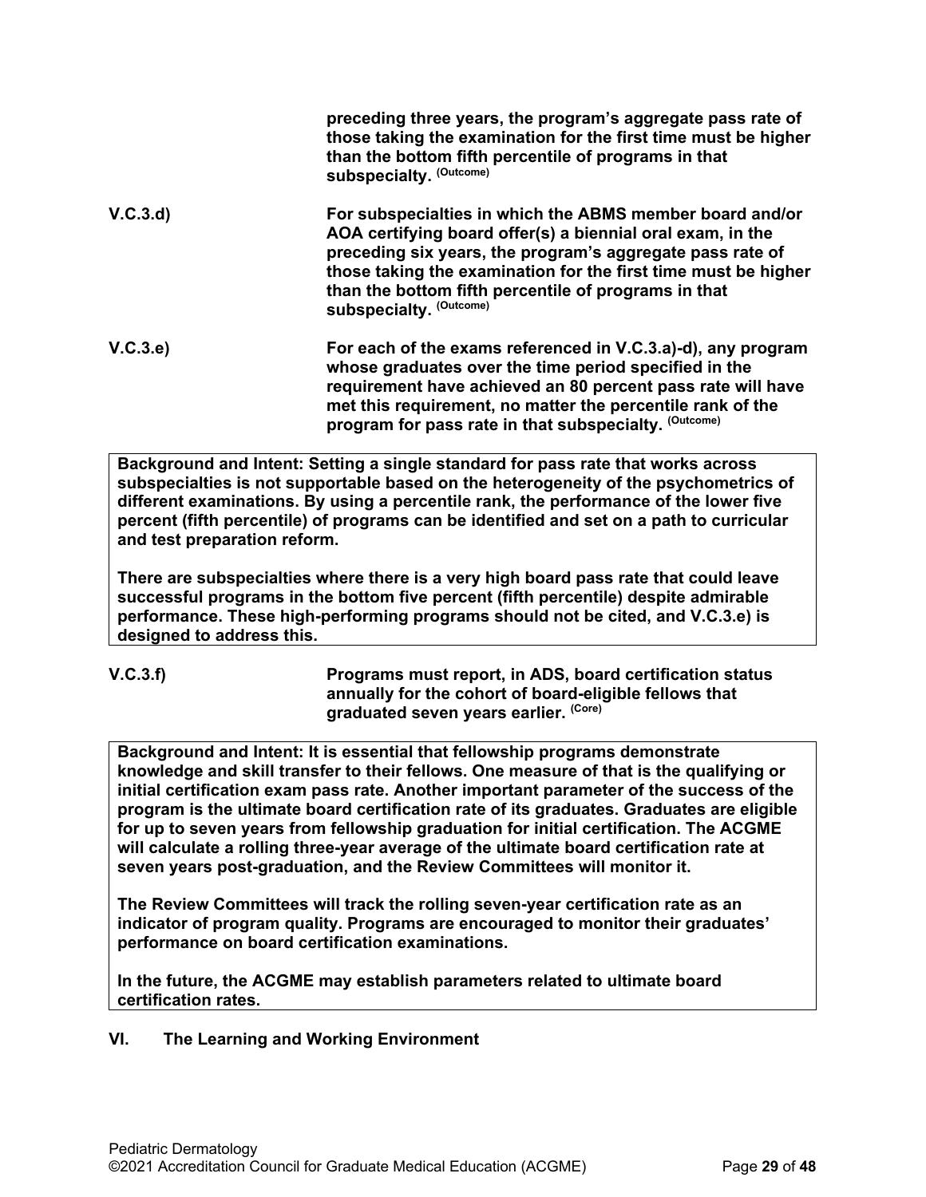**preceding three years, the program's aggregate pass rate of those taking the examination for the first time must be higher than the bottom fifth percentile of programs in that subspecialty.** (Outcome)

**V.C.3.d)** **For subspecialties in which the ABMS member board and/or AOA certifying board offer(s) a biennial oral exam, in the preceding six years, the program's aggregate pass rate of those taking the examination for the first time must be higher than the bottom fifth percentile of programs in that subspecialty.** (Outcome)

**V.C.3.e)** **For each of the exams referenced in V.C.3.a)-d), any program whose graduates over the time period specified in the requirement have achieved an 80 percent pass rate will have met this requirement, no matter the percentile rank of the program for pass rate in that subspecialty.** (Outcome)

> **Background and Intent: Setting a single standard for pass rate that works across subspecialties is not supportable based on the heterogeneity of the psychometrics of different examinations. By using a percentile rank, the performance of the lower five percent (fifth percentile) of programs can be identified and set on a path to curricular and test preparation reform.**
>
> **There are subspecialties where there is a very high board pass rate that could leave successful programs in the bottom five percent (fifth percentile) despite admirable performance. These high-performing programs should not be cited, and V.C.3.e) is designed to address this.**

**V.C.3.f)** **Programs must report, in ADS, board certification status annually for the cohort of board-eligible fellows that graduated seven years earlier.** (Core)

> **Background and Intent: It is essential that fellowship programs demonstrate knowledge and skill transfer to their fellows. One measure of that is the qualifying or initial certification exam pass rate. Another important parameter of the success of the program is the ultimate board certification rate of its graduates. Graduates are eligible for up to seven years from fellowship graduation for initial certification. The ACGME will calculate a rolling three-year average of the ultimate board certification rate at seven years post-graduation, and the Review Committees will monitor it.**
>
> **The Review Committees will track the rolling seven-year certification rate as an indicator of program quality. Programs are encouraged to monitor their graduates' performance on board certification examinations.**
>
> **In the future, the ACGME may establish parameters related to ultimate board certification rates.**

## VI. The Learning and Working Environment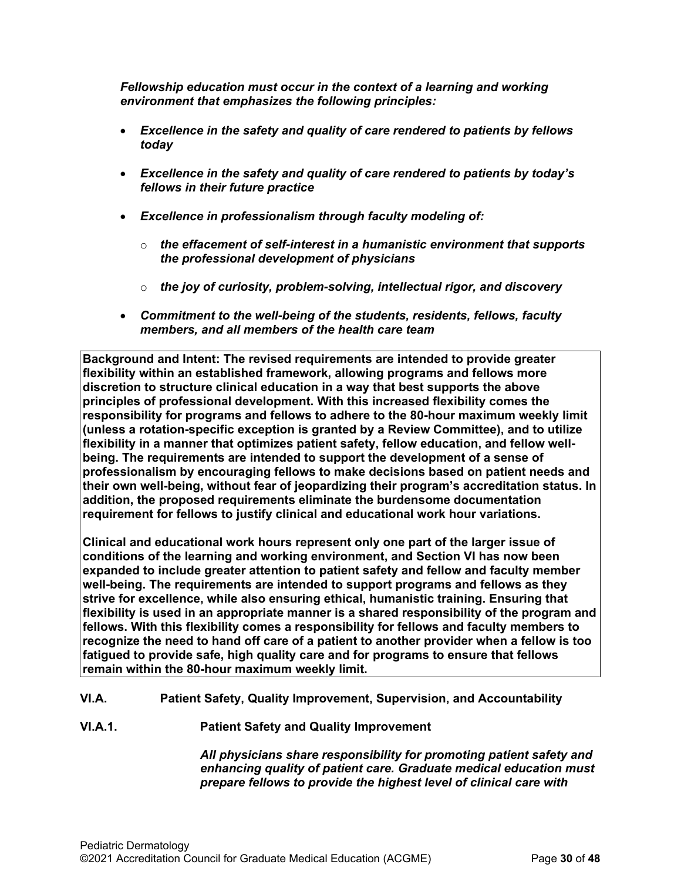***Fellowship education must occur in the context of a learning and working environment that emphasizes the following principles:***

- ***Excellence in the safety and quality of care rendered to patients by fellows today***
- ***Excellence in the safety and quality of care rendered to patients by today's fellows in their future practice***
- ***Excellence in professionalism through faculty modeling of:***
  - ***the effacement of self-interest in a humanistic environment that supports the professional development of physicians***
  - ***the joy of curiosity, problem-solving, intellectual rigor, and discovery***
- ***Commitment to the well-being of the students, residents, fellows, faculty members, and all members of the health care team***

**Background and Intent: The revised requirements are intended to provide greater flexibility within an established framework, allowing programs and fellows more discretion to structure clinical education in a way that best supports the above principles of professional development. With this increased flexibility comes the responsibility for programs and fellows to adhere to the 80-hour maximum weekly limit (unless a rotation-specific exception is granted by a Review Committee), and to utilize flexibility in a manner that optimizes patient safety, fellow education, and fellow well-being. The requirements are intended to support the development of a sense of professionalism by encouraging fellows to make decisions based on patient needs and their own well-being, without fear of jeopardizing their program's accreditation status. In addition, the proposed requirements eliminate the burdensome documentation requirement for fellows to justify clinical and educational work hour variations.**

**Clinical and educational work hours represent only one part of the larger issue of conditions of the learning and working environment, and Section VI has now been expanded to include greater attention to patient safety and fellow and faculty member well-being. The requirements are intended to support programs and fellows as they strive for excellence, while also ensuring ethical, humanistic training. Ensuring that flexibility is used in an appropriate manner is a shared responsibility of the program and fellows. With this flexibility comes a responsibility for fellows and faculty members to recognize the need to hand off care of a patient to another provider when a fellow is too fatigued to provide safe, high quality care and for programs to ensure that fellows remain within the 80-hour maximum weekly limit.**

**VI.A. Patient Safety, Quality Improvement, Supervision, and Accountability**

**VI.A.1. Patient Safety and Quality Improvement**

***All physicians share responsibility for promoting patient safety and enhancing quality of patient care. Graduate medical education must prepare fellows to provide the highest level of clinical care with***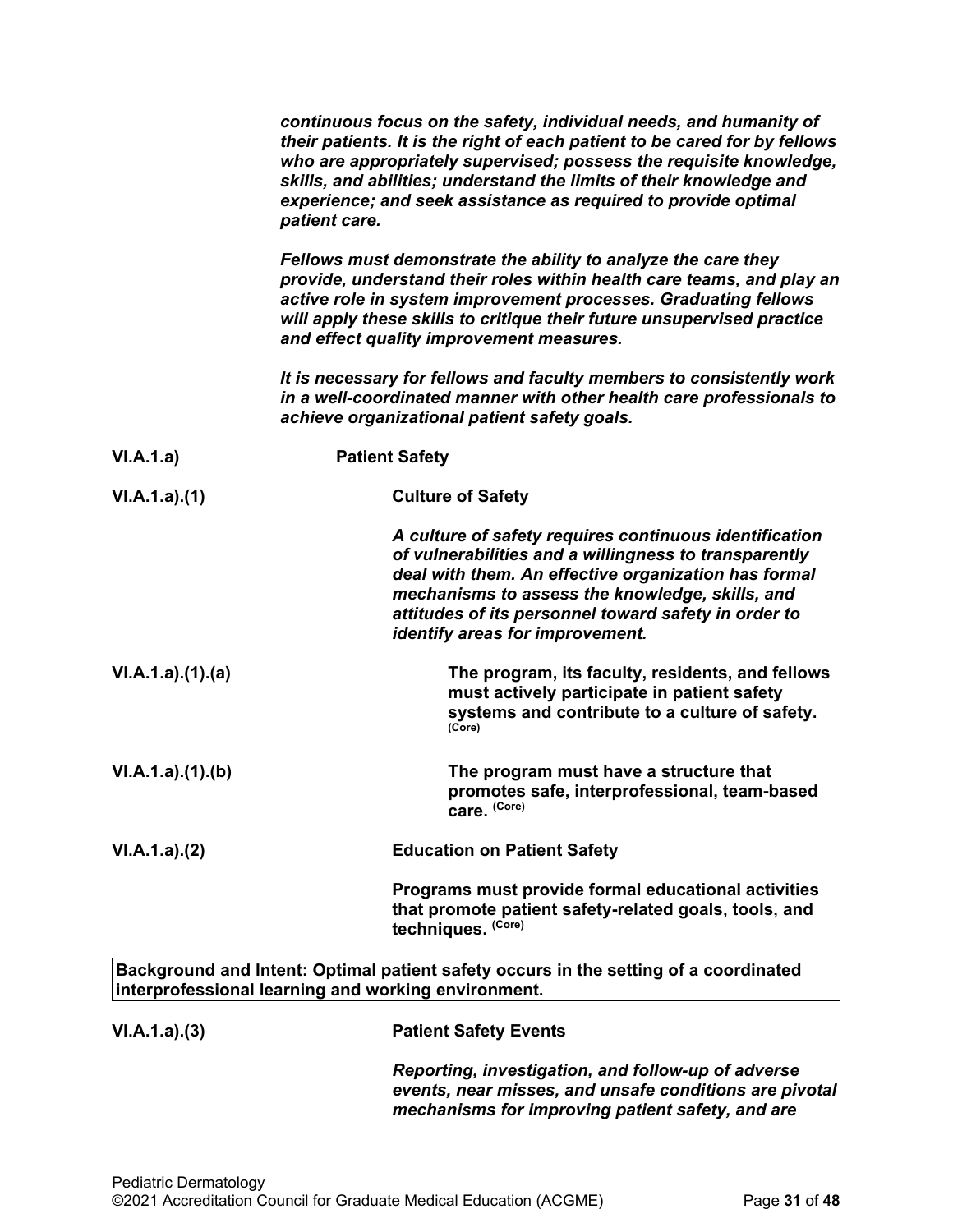*continuous focus on the safety, individual needs, and humanity of their patients. It is the right of each patient to be cared for by fellows who are appropriately supervised; possess the requisite knowledge, skills, and abilities; understand the limits of their knowledge and experience; and seek assistance as required to provide optimal patient care.*

*Fellows must demonstrate the ability to analyze the care they provide, understand their roles within health care teams, and play an active role in system improvement processes. Graduating fellows will apply these skills to critique their future unsupervised practice and effect quality improvement measures.*

*It is necessary for fellows and faculty members to consistently work in a well-coordinated manner with other health care professionals to achieve organizational patient safety goals.*

**VI.A.1.a)** **Patient Safety**

**VI.A.1.a).(1)** **Culture of Safety**

*A culture of safety requires continuous identification of vulnerabilities and a willingness to transparently deal with them. An effective organization has formal mechanisms to assess the knowledge, skills, and attitudes of its personnel toward safety in order to identify areas for improvement.*

**VI.A.1.a).(1).(a)** **The program, its faculty, residents, and fellows must actively participate in patient safety systems and contribute to a culture of safety.** (Core)

**VI.A.1.a).(1).(b)** **The program must have a structure that promotes safe, interprofessional, team-based care.** (Core)

**VI.A.1.a).(2)** **Education on Patient Safety**

**Programs must provide formal educational activities that promote patient safety-related goals, tools, and techniques.** (Core)

| **Background and Intent: Optimal patient safety occurs in the setting of a coordinated interprofessional learning and working environment.** |
|---|

**VI.A.1.a).(3)** **Patient Safety Events**

*Reporting, investigation, and follow-up of adverse events, near misses, and unsafe conditions are pivotal mechanisms for improving patient safety, and are*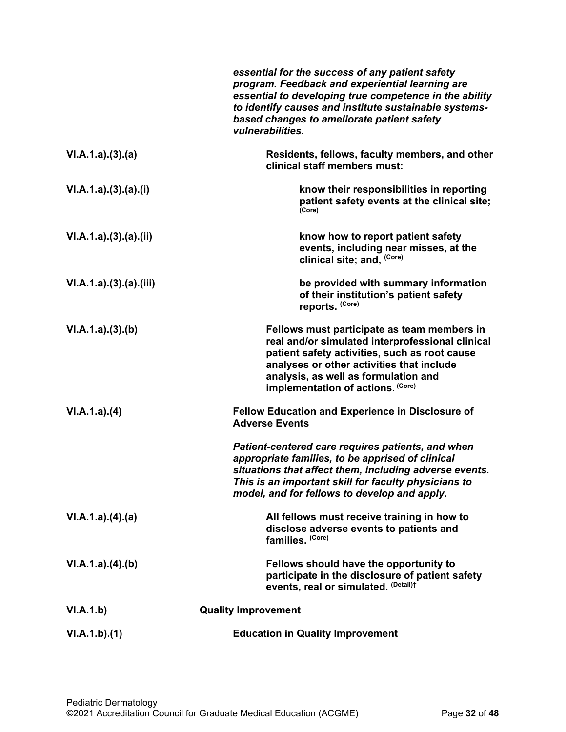*essential for the success of any patient safety program. Feedback and experiential learning are essential to developing true competence in the ability to identify causes and institute sustainable systems-based changes to ameliorate patient safety vulnerabilities.*

**VI.A.1.a).(3).(a)** **Residents, fellows, faculty members, and other clinical staff members must:**

**VI.A.1.a).(3).(a).(i)** **know their responsibilities in reporting patient safety events at the clinical site;** (Core)

**VI.A.1.a).(3).(a).(ii)** **know how to report patient safety events, including near misses, at the clinical site; and,** (Core)

**VI.A.1.a).(3).(a).(iii)** **be provided with summary information of their institution's patient safety reports.** (Core)

**VI.A.1.a).(3).(b)** **Fellows must participate as team members in real and/or simulated interprofessional clinical patient safety activities, such as root cause analyses or other activities that include analysis, as well as formulation and implementation of actions.** (Core)

**VI.A.1.a).(4)** **Fellow Education and Experience in Disclosure of Adverse Events**

*Patient-centered care requires patients, and when appropriate families, to be apprised of clinical situations that affect them, including adverse events. This is an important skill for faculty physicians to model, and for fellows to develop and apply.*

**VI.A.1.a).(4).(a)** **All fellows must receive training in how to disclose adverse events to patients and families.** (Core)

**VI.A.1.a).(4).(b)** **Fellows should have the opportunity to participate in the disclosure of patient safety events, real or simulated.** (Detail)†

**VI.A.1.b)** **Quality Improvement**

**VI.A.1.b).(1)** **Education in Quality Improvement**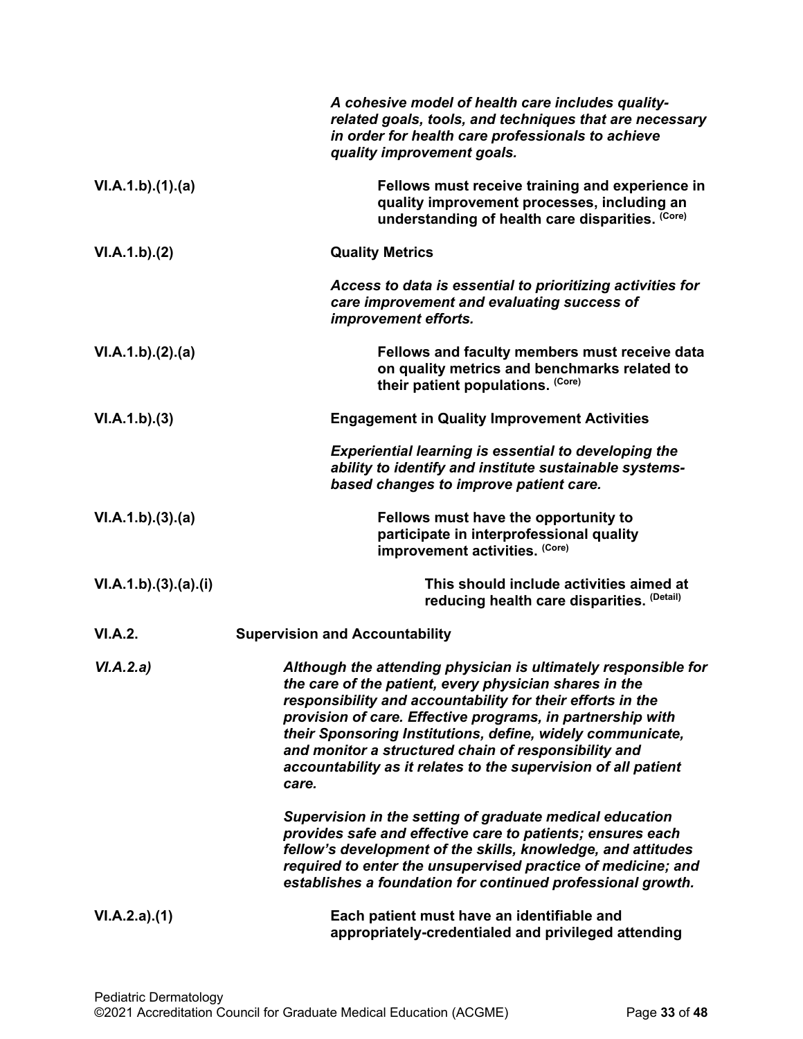*A cohesive model of health care includes quality-related goals, tools, and techniques that are necessary in order for health care professionals to achieve quality improvement goals.*

VI.A.1.b).(1).(a) **Fellows must receive training and experience in quality improvement processes, including an understanding of health care disparities.** (Core)

VI.A.1.b).(2) **Quality Metrics**

*Access to data is essential to prioritizing activities for care improvement and evaluating success of improvement efforts.*

VI.A.1.b).(2).(a) **Fellows and faculty members must receive data on quality metrics and benchmarks related to their patient populations.** (Core)

VI.A.1.b).(3) **Engagement in Quality Improvement Activities**

*Experiential learning is essential to developing the ability to identify and institute sustainable systems-based changes to improve patient care.*

VI.A.1.b).(3).(a) **Fellows must have the opportunity to participate in interprofessional quality improvement activities.** (Core)

VI.A.1.b).(3).(a).(i) **This should include activities aimed at reducing health care disparities.** (Detail)

VI.A.2. **Supervision and Accountability**

*VI.A.2.a)* *Although the attending physician is ultimately responsible for the care of the patient, every physician shares in the responsibility and accountability for their efforts in the provision of care. Effective programs, in partnership with their Sponsoring Institutions, define, widely communicate, and monitor a structured chain of responsibility and accountability as it relates to the supervision of all patient care.*

*Supervision in the setting of graduate medical education provides safe and effective care to patients; ensures each fellow's development of the skills, knowledge, and attitudes required to enter the unsupervised practice of medicine; and establishes a foundation for continued professional growth.*

VI.A.2.a).(1) **Each patient must have an identifiable and appropriately-credentialed and privileged attending**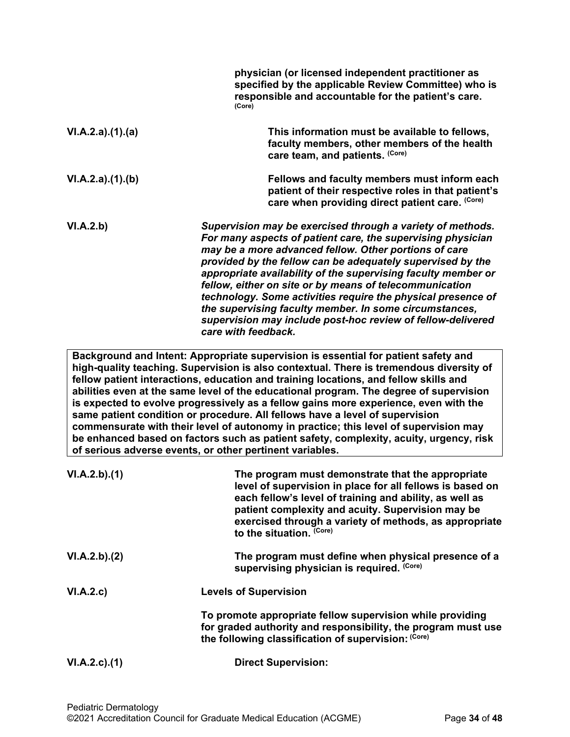**physician (or licensed independent practitioner as specified by the applicable Review Committee) who is responsible and accountable for the patient's care.** (Core)

VI.A.2.a).(1).(a) **This information must be available to fellows, faculty members, other members of the health care team, and patients.** (Core)

VI.A.2.a).(1).(b) **Fellows and faculty members must inform each patient of their respective roles in that patient's care when providing direct patient care.** (Core)

VI.A.2.b) ***Supervision may be exercised through a variety of methods. For many aspects of patient care, the supervising physician may be a more advanced fellow. Other portions of care provided by the fellow can be adequately supervised by the appropriate availability of the supervising faculty member or fellow, either on site or by means of telecommunication technology. Some activities require the physical presence of the supervising faculty member. In some circumstances, supervision may include post-hoc review of fellow-delivered care with feedback.***

**Background and Intent: Appropriate supervision is essential for patient safety and high-quality teaching. Supervision is also contextual. There is tremendous diversity of fellow patient interactions, education and training locations, and fellow skills and abilities even at the same level of the educational program. The degree of supervision is expected to evolve progressively as a fellow gains more experience, even with the same patient condition or procedure. All fellows have a level of supervision commensurate with their level of autonomy in practice; this level of supervision may be enhanced based on factors such as patient safety, complexity, acuity, urgency, risk of serious adverse events, or other pertinent variables.**

VI.A.2.b).(1) **The program must demonstrate that the appropriate level of supervision in place for all fellows is based on each fellow's level of training and ability, as well as patient complexity and acuity. Supervision may be exercised through a variety of methods, as appropriate to the situation.** (Core)

VI.A.2.b).(2) **The program must define when physical presence of a supervising physician is required.** (Core)

VI.A.2.c) **Levels of Supervision**

**To promote appropriate fellow supervision while providing for graded authority and responsibility, the program must use the following classification of supervision:** (Core)

VI.A.2.c).(1) **Direct Supervision:**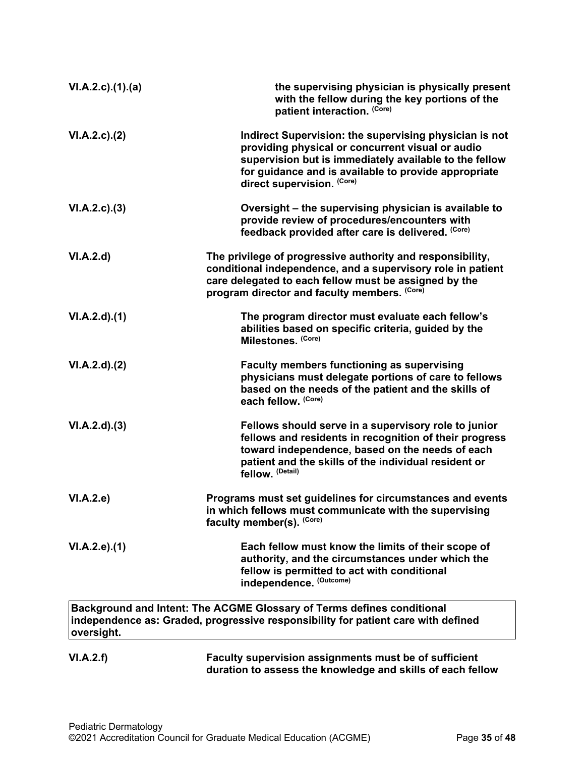| | |
|---|---|
| VI.A.2.c).(1).(a) | **the supervising physician is physically present with the fellow during the key portions of the patient interaction.** (Core) |
| VI.A.2.c).(2) | **Indirect Supervision: the supervising physician is not providing physical or concurrent visual or audio supervision but is immediately available to the fellow for guidance and is available to provide appropriate direct supervision.** (Core) |
| VI.A.2.c).(3) | **Oversight – the supervising physician is available to provide review of procedures/encounters with feedback provided after care is delivered.** (Core) |
| VI.A.2.d) | **The privilege of progressive authority and responsibility, conditional independence, and a supervisory role in patient care delegated to each fellow must be assigned by the program director and faculty members.** (Core) |
| VI.A.2.d).(1) | **The program director must evaluate each fellow's abilities based on specific criteria, guided by the Milestones.** (Core) |
| VI.A.2.d).(2) | **Faculty members functioning as supervising physicians must delegate portions of care to fellows based on the needs of the patient and the skills of each fellow.** (Core) |
| VI.A.2.d).(3) | **Fellows should serve in a supervisory role to junior fellows and residents in recognition of their progress toward independence, based on the needs of each patient and the skills of the individual resident or fellow.** (Detail) |
| VI.A.2.e) | **Programs must set guidelines for circumstances and events in which fellows must communicate with the supervising faculty member(s).** (Core) |
| VI.A.2.e).(1) | **Each fellow must know the limits of their scope of authority, and the circumstances under which the fellow is permitted to act with conditional independence.** (Outcome) |

**Background and Intent: The ACGME Glossary of Terms defines conditional independence as: Graded, progressive responsibility for patient care with defined oversight.**

| | |
|---|---|
| VI.A.2.f) | **Faculty supervision assignments must be of sufficient duration to assess the knowledge and skills of each fellow** |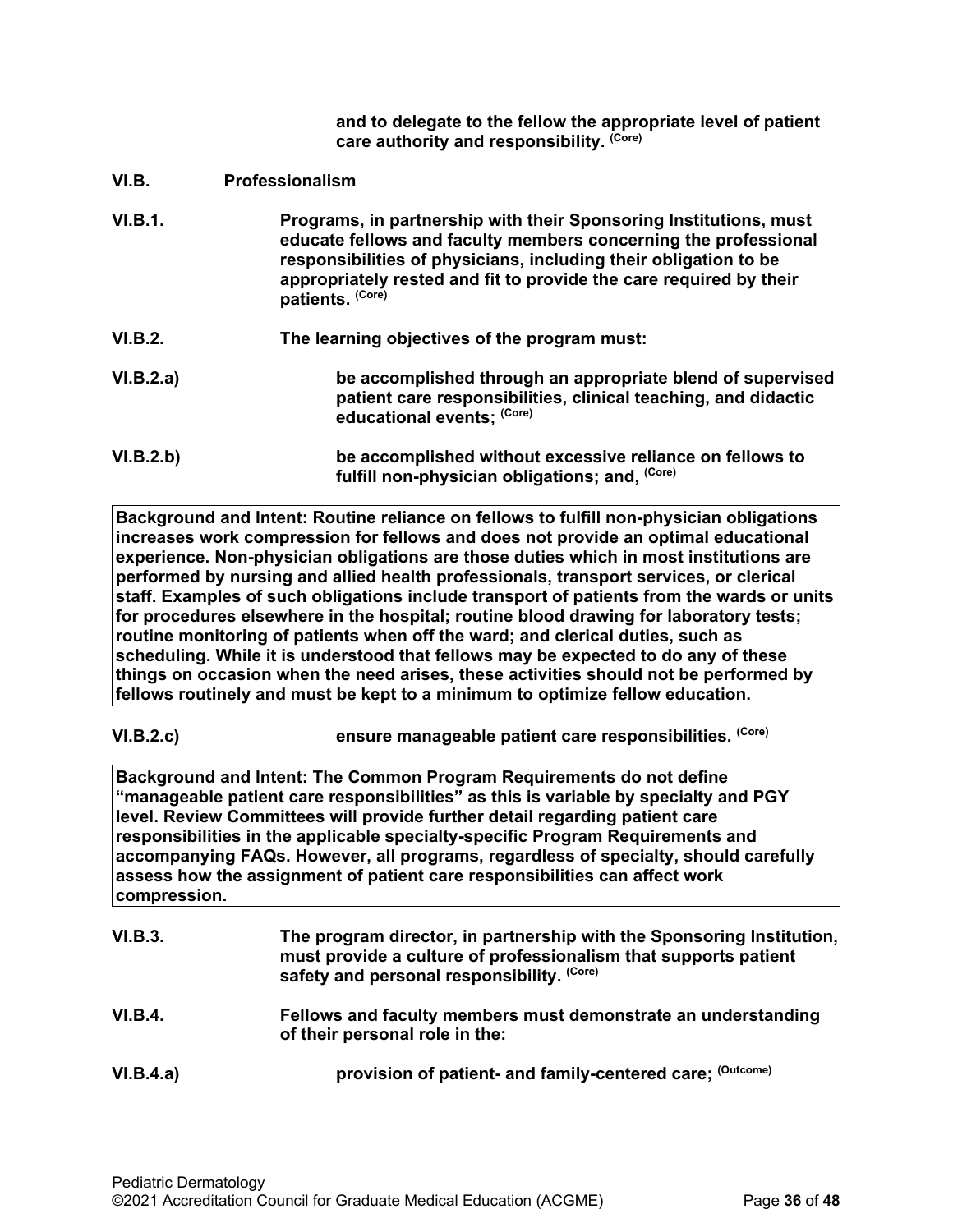**and to delegate to the fellow the appropriate level of patient care authority and responsibility.** (Core)

**VI.B. Professionalism**

**VI.B.1. Programs, in partnership with their Sponsoring Institutions, must educate fellows and faculty members concerning the professional responsibilities of physicians, including their obligation to be appropriately rested and fit to provide the care required by their patients.** (Core)

**VI.B.2. The learning objectives of the program must:**

**VI.B.2.a) be accomplished through an appropriate blend of supervised patient care responsibilities, clinical teaching, and didactic educational events;** (Core)

**VI.B.2.b) be accomplished without excessive reliance on fellows to fulfill non-physician obligations; and,** (Core)

> **Background and Intent: Routine reliance on fellows to fulfill non-physician obligations increases work compression for fellows and does not provide an optimal educational experience. Non-physician obligations are those duties which in most institutions are performed by nursing and allied health professionals, transport services, or clerical staff. Examples of such obligations include transport of patients from the wards or units for procedures elsewhere in the hospital; routine blood drawing for laboratory tests; routine monitoring of patients when off the ward; and clerical duties, such as scheduling. While it is understood that fellows may be expected to do any of these things on occasion when the need arises, these activities should not be performed by fellows routinely and must be kept to a minimum to optimize fellow education.**

**VI.B.2.c) ensure manageable patient care responsibilities.** (Core)

> **Background and Intent: The Common Program Requirements do not define "manageable patient care responsibilities" as this is variable by specialty and PGY level. Review Committees will provide further detail regarding patient care responsibilities in the applicable specialty-specific Program Requirements and accompanying FAQs. However, all programs, regardless of specialty, should carefully assess how the assignment of patient care responsibilities can affect work compression.**

**VI.B.3. The program director, in partnership with the Sponsoring Institution, must provide a culture of professionalism that supports patient safety and personal responsibility.** (Core)

**VI.B.4. Fellows and faculty members must demonstrate an understanding of their personal role in the:**

**VI.B.4.a) provision of patient- and family-centered care;** (Outcome)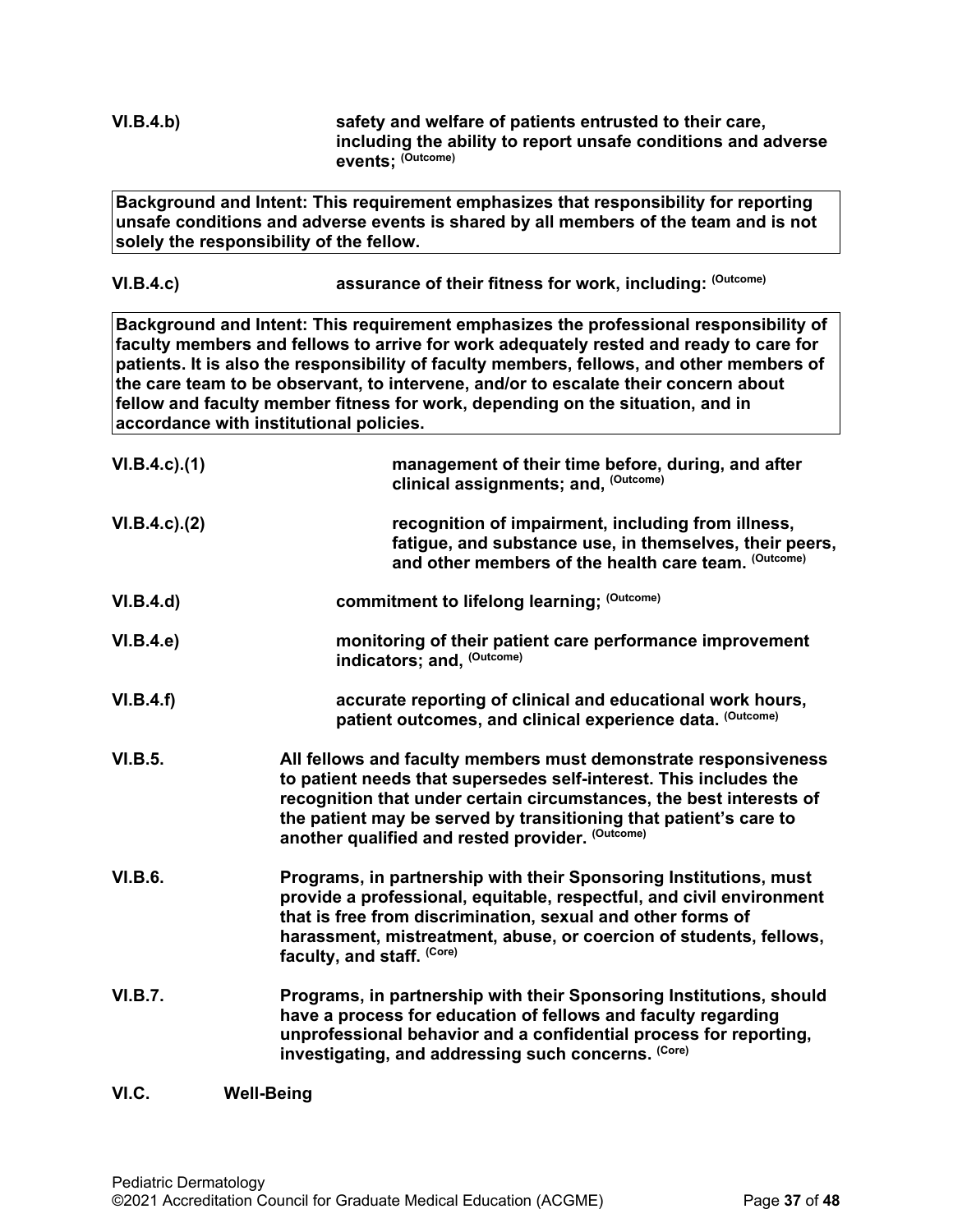**VI.B.4.b)** **safety and welfare of patients entrusted to their care, including the ability to report unsafe conditions and adverse events;** (Outcome)

> **Background and Intent: This requirement emphasizes that responsibility for reporting unsafe conditions and adverse events is shared by all members of the team and is not solely the responsibility of the fellow.**

**VI.B.4.c)** **assurance of their fitness for work, including:** (Outcome)

> **Background and Intent: This requirement emphasizes the professional responsibility of faculty members and fellows to arrive for work adequately rested and ready to care for patients. It is also the responsibility of faculty members, fellows, and other members of the care team to be observant, to intervene, and/or to escalate their concern about fellow and faculty member fitness for work, depending on the situation, and in accordance with institutional policies.**

**VI.B.4.c).(1)** **management of their time before, during, and after clinical assignments; and,** (Outcome)

**VI.B.4.c).(2)** **recognition of impairment, including from illness, fatigue, and substance use, in themselves, their peers, and other members of the health care team.** (Outcome)

**VI.B.4.d)** **commitment to lifelong learning;** (Outcome)

**VI.B.4.e)** **monitoring of their patient care performance improvement indicators; and,** (Outcome)

**VI.B.4.f)** **accurate reporting of clinical and educational work hours, patient outcomes, and clinical experience data.** (Outcome)

**VI.B.5.** **All fellows and faculty members must demonstrate responsiveness to patient needs that supersedes self-interest. This includes the recognition that under certain circumstances, the best interests of the patient may be served by transitioning that patient's care to another qualified and rested provider.** (Outcome)

**VI.B.6.** **Programs, in partnership with their Sponsoring Institutions, must provide a professional, equitable, respectful, and civil environment that is free from discrimination, sexual and other forms of harassment, mistreatment, abuse, or coercion of students, fellows, faculty, and staff.** (Core)

**VI.B.7.** **Programs, in partnership with their Sponsoring Institutions, should have a process for education of fellows and faculty regarding unprofessional behavior and a confidential process for reporting, investigating, and addressing such concerns.** (Core)

## VI.C. Well-Being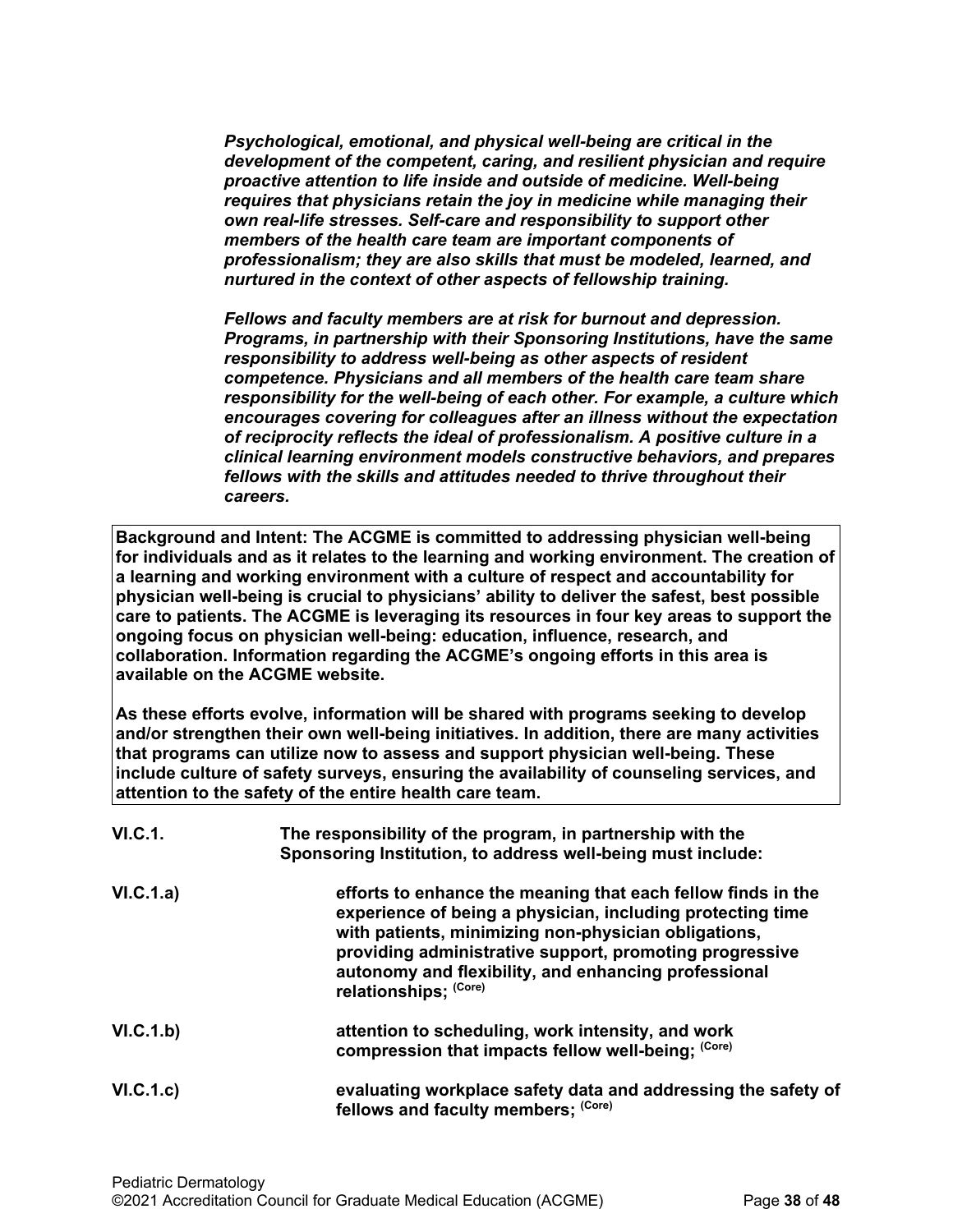***Psychological, emotional, and physical well-being are critical in the development of the competent, caring, and resilient physician and require proactive attention to life inside and outside of medicine. Well-being requires that physicians retain the joy in medicine while managing their own real-life stresses. Self-care and responsibility to support other members of the health care team are important components of professionalism; they are also skills that must be modeled, learned, and nurtured in the context of other aspects of fellowship training.***

***Fellows and faculty members are at risk for burnout and depression. Programs, in partnership with their Sponsoring Institutions, have the same responsibility to address well-being as other aspects of resident competence. Physicians and all members of the health care team share responsibility for the well-being of each other. For example, a culture which encourages covering for colleagues after an illness without the expectation of reciprocity reflects the ideal of professionalism. A positive culture in a clinical learning environment models constructive behaviors, and prepares fellows with the skills and attitudes needed to thrive throughout their careers.***

**Background and Intent: The ACGME is committed to addressing physician well-being for individuals and as it relates to the learning and working environment. The creation of a learning and working environment with a culture of respect and accountability for physician well-being is crucial to physicians' ability to deliver the safest, best possible care to patients. The ACGME is leveraging its resources in four key areas to support the ongoing focus on physician well-being: education, influence, research, and collaboration. Information regarding the ACGME's ongoing efforts in this area is available on the ACGME website.**

**As these efforts evolve, information will be shared with programs seeking to develop and/or strengthen their own well-being initiatives. In addition, there are many activities that programs can utilize now to assess and support physician well-being. These include culture of safety surveys, ensuring the availability of counseling services, and attention to the safety of the entire health care team.**

**VI.C.1.** **The responsibility of the program, in partnership with the Sponsoring Institution, to address well-being must include:**

**VI.C.1.a)** **efforts to enhance the meaning that each fellow finds in the experience of being a physician, including protecting time with patients, minimizing non-physician obligations, providing administrative support, promoting progressive autonomy and flexibility, and enhancing professional relationships;** (Core)

**VI.C.1.b)** **attention to scheduling, work intensity, and work compression that impacts fellow well-being;** (Core)

**VI.C.1.c)** **evaluating workplace safety data and addressing the safety of fellows and faculty members;** (Core)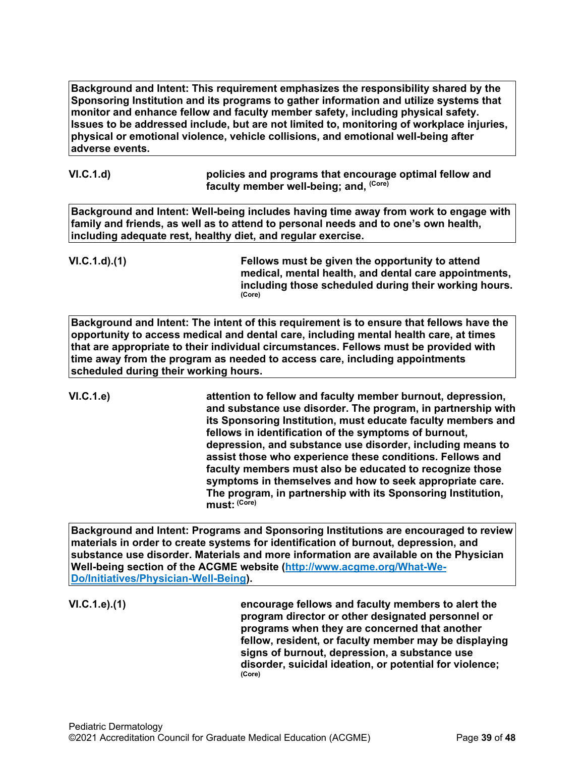**Background and Intent: This requirement emphasizes the responsibility shared by the Sponsoring Institution and its programs to gather information and utilize systems that monitor and enhance fellow and faculty member safety, including physical safety. Issues to be addressed include, but are not limited to, monitoring of workplace injuries, physical or emotional violence, vehicle collisions, and emotional well-being after adverse events.**

**VI.C.1.d)** **policies and programs that encourage optimal fellow and faculty member well-being; and,** **(Core)**

**Background and Intent: Well-being includes having time away from work to engage with family and friends, as well as to attend to personal needs and to one's own health, including adequate rest, healthy diet, and regular exercise.**

**VI.C.1.d).(1)** **Fellows must be given the opportunity to attend medical, mental health, and dental care appointments, including those scheduled during their working hours.** **(Core)**

**Background and Intent: The intent of this requirement is to ensure that fellows have the opportunity to access medical and dental care, including mental health care, at times that are appropriate to their individual circumstances. Fellows must be provided with time away from the program as needed to access care, including appointments scheduled during their working hours.**

**VI.C.1.e)** **attention to fellow and faculty member burnout, depression, and substance use disorder. The program, in partnership with its Sponsoring Institution, must educate faculty members and fellows in identification of the symptoms of burnout, depression, and substance use disorder, including means to assist those who experience these conditions. Fellows and faculty members must also be educated to recognize those symptoms in themselves and how to seek appropriate care. The program, in partnership with its Sponsoring Institution, must:** **(Core)**

**Background and Intent: Programs and Sponsoring Institutions are encouraged to review materials in order to create systems for identification of burnout, depression, and substance use disorder. Materials and more information are available on the Physician Well-being section of the ACGME website ([http://www.acgme.org/What-We-Do/Initiatives/Physician-Well-Being](http://www.acgme.org/What-We-Do/Initiatives/Physician-Well-Being)).**

**VI.C.1.e).(1)** **encourage fellows and faculty members to alert the program director or other designated personnel or programs when they are concerned that another fellow, resident, or faculty member may be displaying signs of burnout, depression, a substance use disorder, suicidal ideation, or potential for violence;** **(Core)**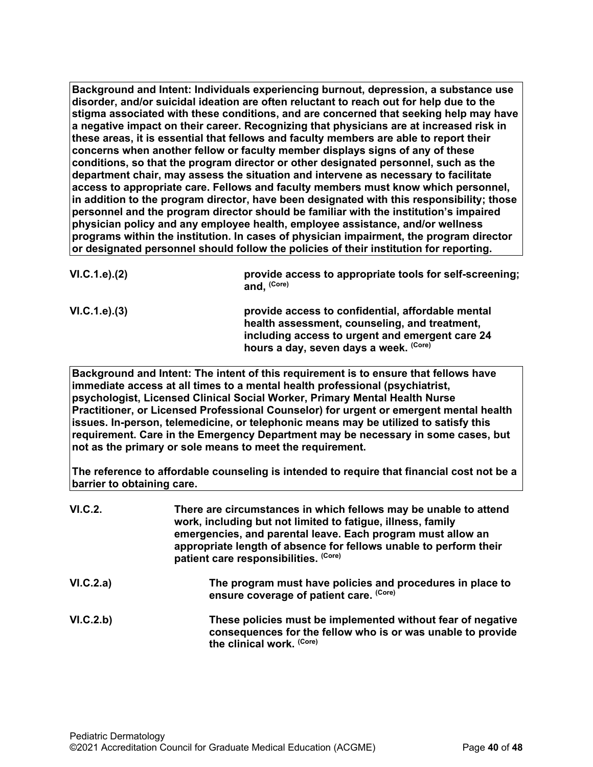**Background and Intent: Individuals experiencing burnout, depression, a substance use disorder, and/or suicidal ideation are often reluctant to reach out for help due to the stigma associated with these conditions, and are concerned that seeking help may have a negative impact on their career. Recognizing that physicians are at increased risk in these areas, it is essential that fellows and faculty members are able to report their concerns when another fellow or faculty member displays signs of any of these conditions, so that the program director or other designated personnel, such as the department chair, may assess the situation and intervene as necessary to facilitate access to appropriate care. Fellows and faculty members must know which personnel, in addition to the program director, have been designated with this responsibility; those personnel and the program director should be familiar with the institution's impaired physician policy and any employee health, employee assistance, and/or wellness programs within the institution. In cases of physician impairment, the program director or designated personnel should follow the policies of their institution for reporting.**

**VI.C.1.e).(2)** **provide access to appropriate tools for self-screening; and, (Core)**

**VI.C.1.e).(3)** **provide access to confidential, affordable mental health assessment, counseling, and treatment, including access to urgent and emergent care 24 hours a day, seven days a week. (Core)**

**Background and Intent: The intent of this requirement is to ensure that fellows have immediate access at all times to a mental health professional (psychiatrist, psychologist, Licensed Clinical Social Worker, Primary Mental Health Nurse Practitioner, or Licensed Professional Counselor) for urgent or emergent mental health issues. In-person, telemedicine, or telephonic means may be utilized to satisfy this requirement. Care in the Emergency Department may be necessary in some cases, but not as the primary or sole means to meet the requirement.**

**The reference to affordable counseling is intended to require that financial cost not be a barrier to obtaining care.**

**VI.C.2.** **There are circumstances in which fellows may be unable to attend work, including but not limited to fatigue, illness, family emergencies, and parental leave. Each program must allow an appropriate length of absence for fellows unable to perform their patient care responsibilities. (Core)**

**VI.C.2.a)** **The program must have policies and procedures in place to ensure coverage of patient care. (Core)**

**VI.C.2.b)** **These policies must be implemented without fear of negative consequences for the fellow who is or was unable to provide the clinical work. (Core)**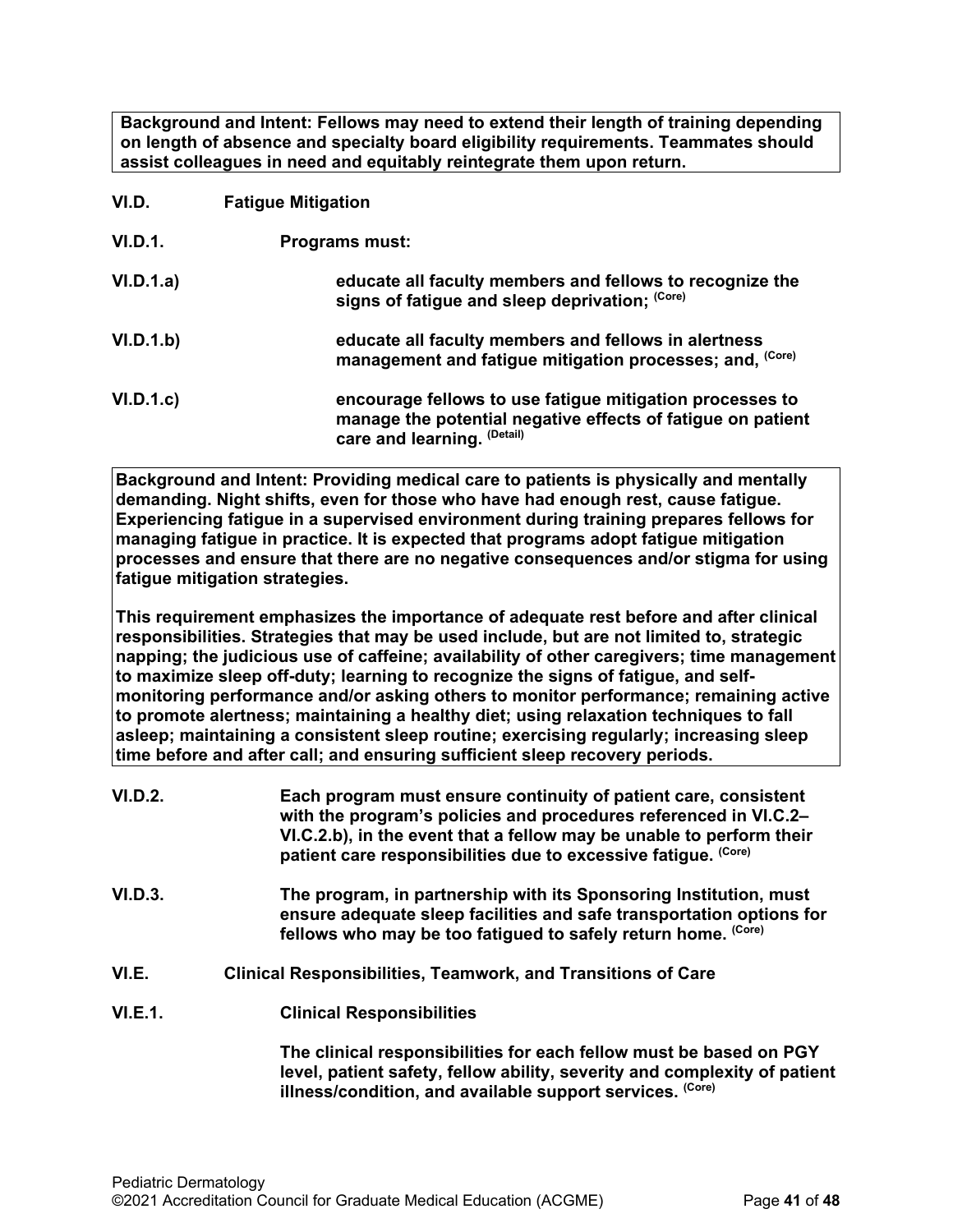**Background and Intent: Fellows may need to extend their length of training depending on length of absence and specialty board eligibility requirements. Teammates should assist colleagues in need and equitably reintegrate them upon return.**

**VI.D. Fatigue Mitigation**

**VI.D.1. Programs must:**

**VI.D.1.a) educate all faculty members and fellows to recognize the signs of fatigue and sleep deprivation;** (Core)

**VI.D.1.b) educate all faculty members and fellows in alertness management and fatigue mitigation processes; and,** (Core)

**VI.D.1.c) encourage fellows to use fatigue mitigation processes to manage the potential negative effects of fatigue on patient care and learning.** (Detail)

**Background and Intent: Providing medical care to patients is physically and mentally demanding. Night shifts, even for those who have had enough rest, cause fatigue. Experiencing fatigue in a supervised environment during training prepares fellows for managing fatigue in practice. It is expected that programs adopt fatigue mitigation processes and ensure that there are no negative consequences and/or stigma for using fatigue mitigation strategies.**

**This requirement emphasizes the importance of adequate rest before and after clinical responsibilities. Strategies that may be used include, but are not limited to, strategic napping; the judicious use of caffeine; availability of other caregivers; time management to maximize sleep off-duty; learning to recognize the signs of fatigue, and self-monitoring performance and/or asking others to monitor performance; remaining active to promote alertness; maintaining a healthy diet; using relaxation techniques to fall asleep; maintaining a consistent sleep routine; exercising regularly; increasing sleep time before and after call; and ensuring sufficient sleep recovery periods.**

**VI.D.2. Each program must ensure continuity of patient care, consistent with the program's policies and procedures referenced in VI.C.2–VI.C.2.b), in the event that a fellow may be unable to perform their patient care responsibilities due to excessive fatigue.** (Core)

**VI.D.3. The program, in partnership with its Sponsoring Institution, must ensure adequate sleep facilities and safe transportation options for fellows who may be too fatigued to safely return home.** (Core)

**VI.E. Clinical Responsibilities, Teamwork, and Transitions of Care**

**VI.E.1. Clinical Responsibilities**

**The clinical responsibilities for each fellow must be based on PGY level, patient safety, fellow ability, severity and complexity of patient illness/condition, and available support services.** (Core)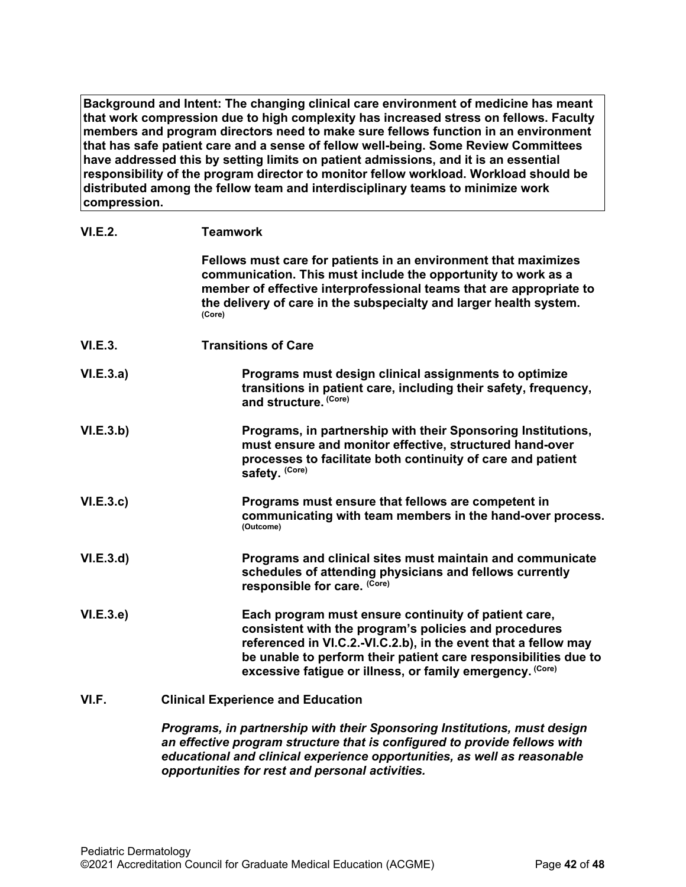**Background and Intent: The changing clinical care environment of medicine has meant that work compression due to high complexity has increased stress on fellows. Faculty members and program directors need to make sure fellows function in an environment that has safe patient care and a sense of fellow well-being. Some Review Committees have addressed this by setting limits on patient admissions, and it is an essential responsibility of the program director to monitor fellow workload. Workload should be distributed among the fellow team and interdisciplinary teams to minimize work compression.**

**VI.E.2. Teamwork**

**Fellows must care for patients in an environment that maximizes communication. This must include the opportunity to work as a member of effective interprofessional teams that are appropriate to the delivery of care in the subspecialty and larger health system.** (Core)

**VI.E.3. Transitions of Care**

**VI.E.3.a) Programs must design clinical assignments to optimize transitions in patient care, including their safety, frequency, and structure.** (Core)

**VI.E.3.b) Programs, in partnership with their Sponsoring Institutions, must ensure and monitor effective, structured hand-over processes to facilitate both continuity of care and patient safety.** (Core)

**VI.E.3.c) Programs must ensure that fellows are competent in communicating with team members in the hand-over process.** (Outcome)

**VI.E.3.d) Programs and clinical sites must maintain and communicate schedules of attending physicians and fellows currently responsible for care.** (Core)

**VI.E.3.e) Each program must ensure continuity of patient care, consistent with the program's policies and procedures referenced in VI.C.2.-VI.C.2.b), in the event that a fellow may be unable to perform their patient care responsibilities due to excessive fatigue or illness, or family emergency.** (Core)

**VI.F. Clinical Experience and Education**

***Programs, in partnership with their Sponsoring Institutions, must design an effective program structure that is configured to provide fellows with educational and clinical experience opportunities, as well as reasonable opportunities for rest and personal activities.***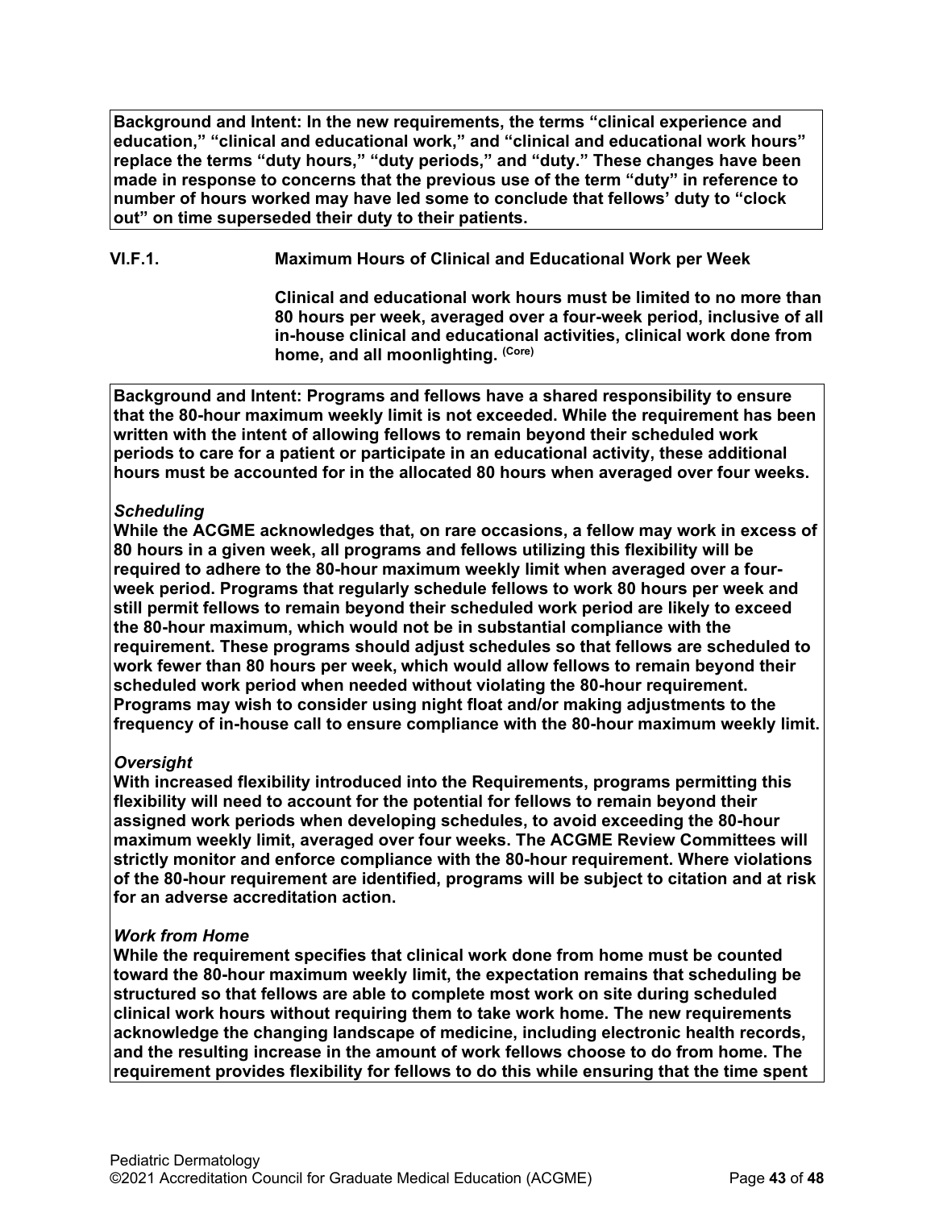**Background and Intent: In the new requirements, the terms "clinical experience and education," "clinical and educational work," and "clinical and educational work hours" replace the terms "duty hours," "duty periods," and "duty." These changes have been made in response to concerns that the previous use of the term "duty" in reference to number of hours worked may have led some to conclude that fellows' duty to "clock out" on time superseded their duty to their patients.**

**VI.F.1. Maximum Hours of Clinical and Educational Work per Week**

**Clinical and educational work hours must be limited to no more than 80 hours per week, averaged over a four-week period, inclusive of all in-house clinical and educational activities, clinical work done from home, and all moonlighting.** (Core)

**Background and Intent: Programs and fellows have a shared responsibility to ensure that the 80-hour maximum weekly limit is not exceeded. While the requirement has been written with the intent of allowing fellows to remain beyond their scheduled work periods to care for a patient or participate in an educational activity, these additional hours must be accounted for in the allocated 80 hours when averaged over four weeks.**

***Scheduling***

**While the ACGME acknowledges that, on rare occasions, a fellow may work in excess of 80 hours in a given week, all programs and fellows utilizing this flexibility will be required to adhere to the 80-hour maximum weekly limit when averaged over a four-week period. Programs that regularly schedule fellows to work 80 hours per week and still permit fellows to remain beyond their scheduled work period are likely to exceed the 80-hour maximum, which would not be in substantial compliance with the requirement. These programs should adjust schedules so that fellows are scheduled to work fewer than 80 hours per week, which would allow fellows to remain beyond their scheduled work period when needed without violating the 80-hour requirement. Programs may wish to consider using night float and/or making adjustments to the frequency of in-house call to ensure compliance with the 80-hour maximum weekly limit.**

***Oversight***

**With increased flexibility introduced into the Requirements, programs permitting this flexibility will need to account for the potential for fellows to remain beyond their assigned work periods when developing schedules, to avoid exceeding the 80-hour maximum weekly limit, averaged over four weeks. The ACGME Review Committees will strictly monitor and enforce compliance with the 80-hour requirement. Where violations of the 80-hour requirement are identified, programs will be subject to citation and at risk for an adverse accreditation action.**

***Work from Home***

**While the requirement specifies that clinical work done from home must be counted toward the 80-hour maximum weekly limit, the expectation remains that scheduling be structured so that fellows are able to complete most work on site during scheduled clinical work hours without requiring them to take work home. The new requirements acknowledge the changing landscape of medicine, including electronic health records, and the resulting increase in the amount of work fellows choose to do from home. The requirement provides flexibility for fellows to do this while ensuring that the time spent**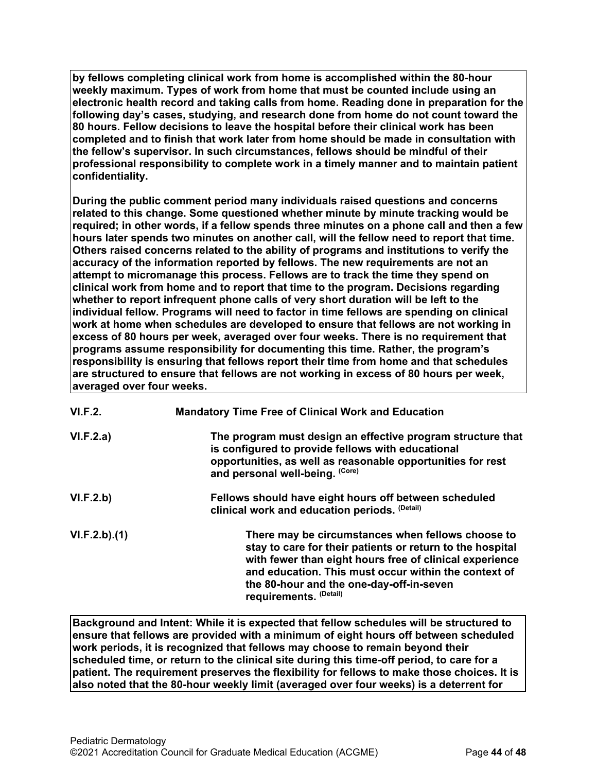**by fellows completing clinical work from home is accomplished within the 80-hour weekly maximum. Types of work from home that must be counted include using an electronic health record and taking calls from home. Reading done in preparation for the following day's cases, studying, and research done from home do not count toward the 80 hours. Fellow decisions to leave the hospital before their clinical work has been completed and to finish that work later from home should be made in consultation with the fellow's supervisor. In such circumstances, fellows should be mindful of their professional responsibility to complete work in a timely manner and to maintain patient confidentiality.**

**During the public comment period many individuals raised questions and concerns related to this change. Some questioned whether minute by minute tracking would be required; in other words, if a fellow spends three minutes on a phone call and then a few hours later spends two minutes on another call, will the fellow need to report that time. Others raised concerns related to the ability of programs and institutions to verify the accuracy of the information reported by fellows. The new requirements are not an attempt to micromanage this process. Fellows are to track the time they spend on clinical work from home and to report that time to the program. Decisions regarding whether to report infrequent phone calls of very short duration will be left to the individual fellow. Programs will need to factor in time fellows are spending on clinical work at home when schedules are developed to ensure that fellows are not working in excess of 80 hours per week, averaged over four weeks. There is no requirement that programs assume responsibility for documenting this time. Rather, the program's responsibility is ensuring that fellows report their time from home and that schedules are structured to ensure that fellows are not working in excess of 80 hours per week, averaged over four weeks.**

**VI.F.2.** **Mandatory Time Free of Clinical Work and Education**

**VI.F.2.a)** **The program must design an effective program structure that is configured to provide fellows with educational opportunities, as well as reasonable opportunities for rest and personal well-being.** (Core)

**VI.F.2.b)** **Fellows should have eight hours off between scheduled clinical work and education periods.** (Detail)

**VI.F.2.b).(1)** **There may be circumstances when fellows choose to stay to care for their patients or return to the hospital with fewer than eight hours free of clinical experience and education. This must occur within the context of the 80-hour and the one-day-off-in-seven requirements.** (Detail)

**Background and Intent: While it is expected that fellow schedules will be structured to ensure that fellows are provided with a minimum of eight hours off between scheduled work periods, it is recognized that fellows may choose to remain beyond their scheduled time, or return to the clinical site during this time-off period, to care for a patient. The requirement preserves the flexibility for fellows to make those choices. It is also noted that the 80-hour weekly limit (averaged over four weeks) is a deterrent for**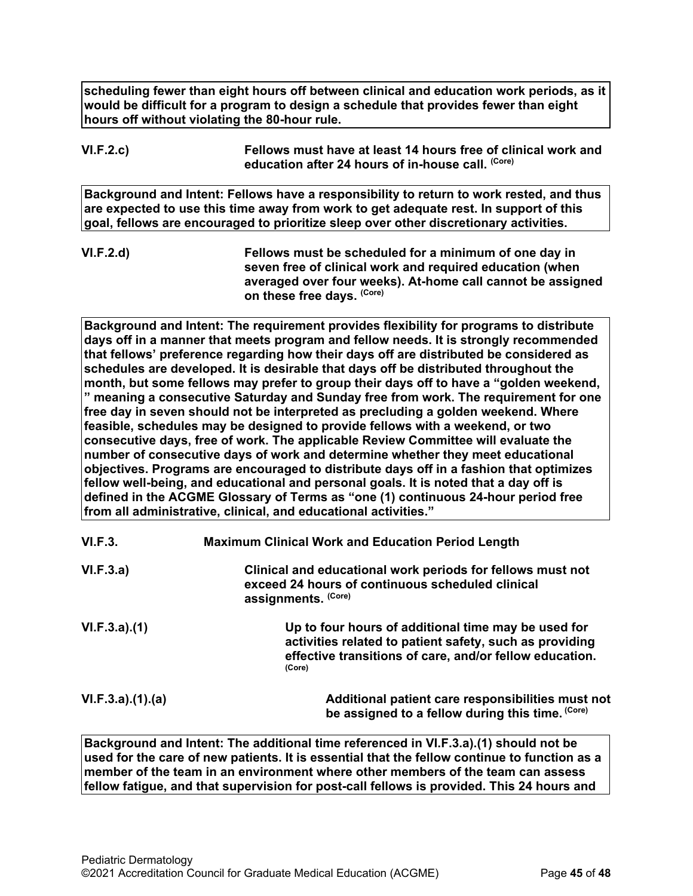**scheduling fewer than eight hours off between clinical and education work periods, as it would be difficult for a program to design a schedule that provides fewer than eight hours off without violating the 80-hour rule.**

**VI.F.2.c)** **Fellows must have at least 14 hours free of clinical work and education after 24 hours of in-house call.** **(Core)**

**Background and Intent: Fellows have a responsibility to return to work rested, and thus are expected to use this time away from work to get adequate rest. In support of this goal, fellows are encouraged to prioritize sleep over other discretionary activities.**

**VI.F.2.d)** **Fellows must be scheduled for a minimum of one day in seven free of clinical work and required education (when averaged over four weeks). At-home call cannot be assigned on these free days.** **(Core)**

**Background and Intent: The requirement provides flexibility for programs to distribute days off in a manner that meets program and fellow needs. It is strongly recommended that fellows' preference regarding how their days off are distributed be considered as schedules are developed. It is desirable that days off be distributed throughout the month, but some fellows may prefer to group their days off to have a "golden weekend, " meaning a consecutive Saturday and Sunday free from work. The requirement for one free day in seven should not be interpreted as precluding a golden weekend. Where feasible, schedules may be designed to provide fellows with a weekend, or two consecutive days, free of work. The applicable Review Committee will evaluate the number of consecutive days of work and determine whether they meet educational objectives. Programs are encouraged to distribute days off in a fashion that optimizes fellow well-being, and educational and personal goals. It is noted that a day off is defined in the ACGME Glossary of Terms as "one (1) continuous 24-hour period free from all administrative, clinical, and educational activities."**

**VI.F.3.** **Maximum Clinical Work and Education Period Length**

**VI.F.3.a)** **Clinical and educational work periods for fellows must not exceed 24 hours of continuous scheduled clinical assignments.** **(Core)**

**VI.F.3.a).(1)** **Up to four hours of additional time may be used for activities related to patient safety, such as providing effective transitions of care, and/or fellow education.** **(Core)**

**VI.F.3.a).(1).(a)** **Additional patient care responsibilities must not be assigned to a fellow during this time.** **(Core)**

**Background and Intent: The additional time referenced in VI.F.3.a).(1) should not be used for the care of new patients. It is essential that the fellow continue to function as a member of the team in an environment where other members of the team can assess fellow fatigue, and that supervision for post-call fellows is provided. This 24 hours and**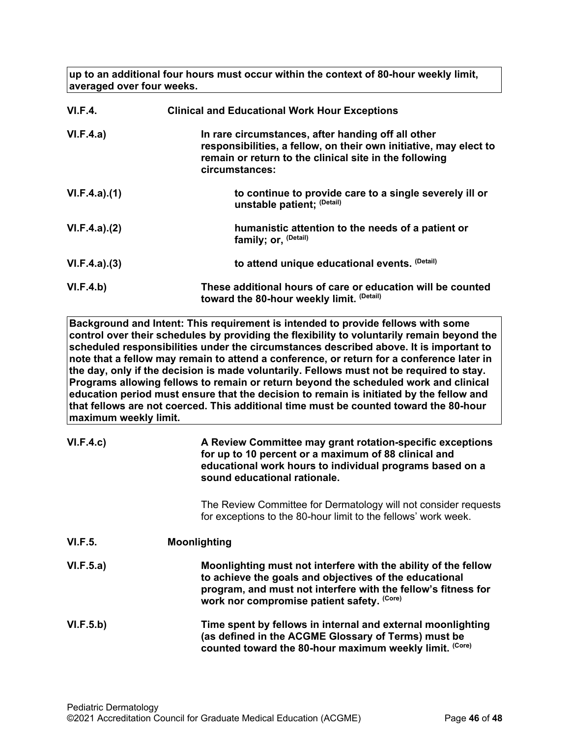**up to an additional four hours must occur within the context of 80-hour weekly limit, averaged over four weeks.**

**VI.F.4.** **Clinical and Educational Work Hour Exceptions**

**VI.F.4.a)** **In rare circumstances, after handing off all other responsibilities, a fellow, on their own initiative, may elect to remain or return to the clinical site in the following circumstances:**

**VI.F.4.a).(1)** **to continue to provide care to a single severely ill or unstable patient;** (Detail)

**VI.F.4.a).(2)** **humanistic attention to the needs of a patient or family; or,** (Detail)

**VI.F.4.a).(3)** **to attend unique educational events.** (Detail)

**VI.F.4.b)** **These additional hours of care or education will be counted toward the 80-hour weekly limit.** (Detail)

**Background and Intent: This requirement is intended to provide fellows with some control over their schedules by providing the flexibility to voluntarily remain beyond the scheduled responsibilities under the circumstances described above. It is important to note that a fellow may remain to attend a conference, or return for a conference later in the day, only if the decision is made voluntarily. Fellows must not be required to stay. Programs allowing fellows to remain or return beyond the scheduled work and clinical education period must ensure that the decision to remain is initiated by the fellow and that fellows are not coerced. This additional time must be counted toward the 80-hour maximum weekly limit.**

**VI.F.4.c)** **A Review Committee may grant rotation-specific exceptions for up to 10 percent or a maximum of 88 clinical and educational work hours to individual programs based on a sound educational rationale.**

The Review Committee for Dermatology will not consider requests for exceptions to the 80-hour limit to the fellows' work week.

**VI.F.5.** **Moonlighting**

**VI.F.5.a)** **Moonlighting must not interfere with the ability of the fellow to achieve the goals and objectives of the educational program, and must not interfere with the fellow's fitness for work nor compromise patient safety.** (Core)

**VI.F.5.b)** **Time spent by fellows in internal and external moonlighting (as defined in the ACGME Glossary of Terms) must be counted toward the 80-hour maximum weekly limit.** (Core)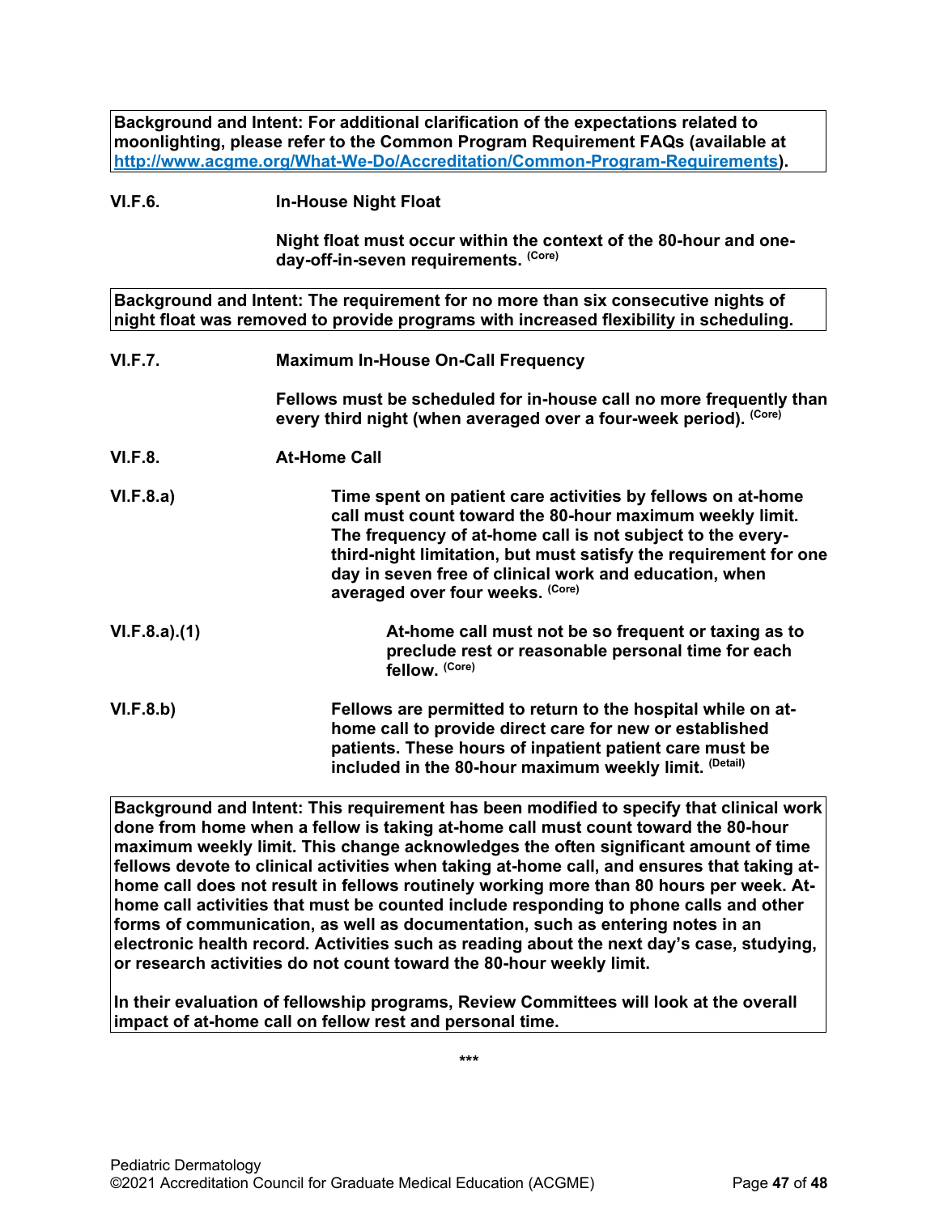**Background and Intent: For additional clarification of the expectations related to moonlighting, please refer to the Common Program Requirement FAQs (available at [http://www.acgme.org/What-We-Do/Accreditation/Common-Program-Requirements](http://www.acgme.org/What-We-Do/Accreditation/Common-Program-Requirements)).**

**VI.F.6. In-House Night Float**

**Night float must occur within the context of the 80-hour and one-day-off-in-seven requirements.** (Core)

**Background and Intent: The requirement for no more than six consecutive nights of night float was removed to provide programs with increased flexibility in scheduling.**

**VI.F.7. Maximum In-House On-Call Frequency**

**Fellows must be scheduled for in-house call no more frequently than every third night (when averaged over a four-week period).** (Core)

**VI.F.8. At-Home Call**

**VI.F.8.a)** **Time spent on patient care activities by fellows on at-home call must count toward the 80-hour maximum weekly limit. The frequency of at-home call is not subject to the every-third-night limitation, but must satisfy the requirement for one day in seven free of clinical work and education, when averaged over four weeks.** (Core)

**VI.F.8.a).(1)** **At-home call must not be so frequent or taxing as to preclude rest or reasonable personal time for each fellow.** (Core)

**VI.F.8.b)** **Fellows are permitted to return to the hospital while on at-home call to provide direct care for new or established patients. These hours of inpatient patient care must be included in the 80-hour maximum weekly limit.** (Detail)

**Background and Intent: This requirement has been modified to specify that clinical work done from home when a fellow is taking at-home call must count toward the 80-hour maximum weekly limit. This change acknowledges the often significant amount of time fellows devote to clinical activities when taking at-home call, and ensures that taking at-home call does not result in fellows routinely working more than 80 hours per week. At-home call activities that must be counted include responding to phone calls and other forms of communication, as well as documentation, such as entering notes in an electronic health record. Activities such as reading about the next day's case, studying, or research activities do not count toward the 80-hour weekly limit.**

**In their evaluation of fellowship programs, Review Committees will look at the overall impact of at-home call on fellow rest and personal time.**

***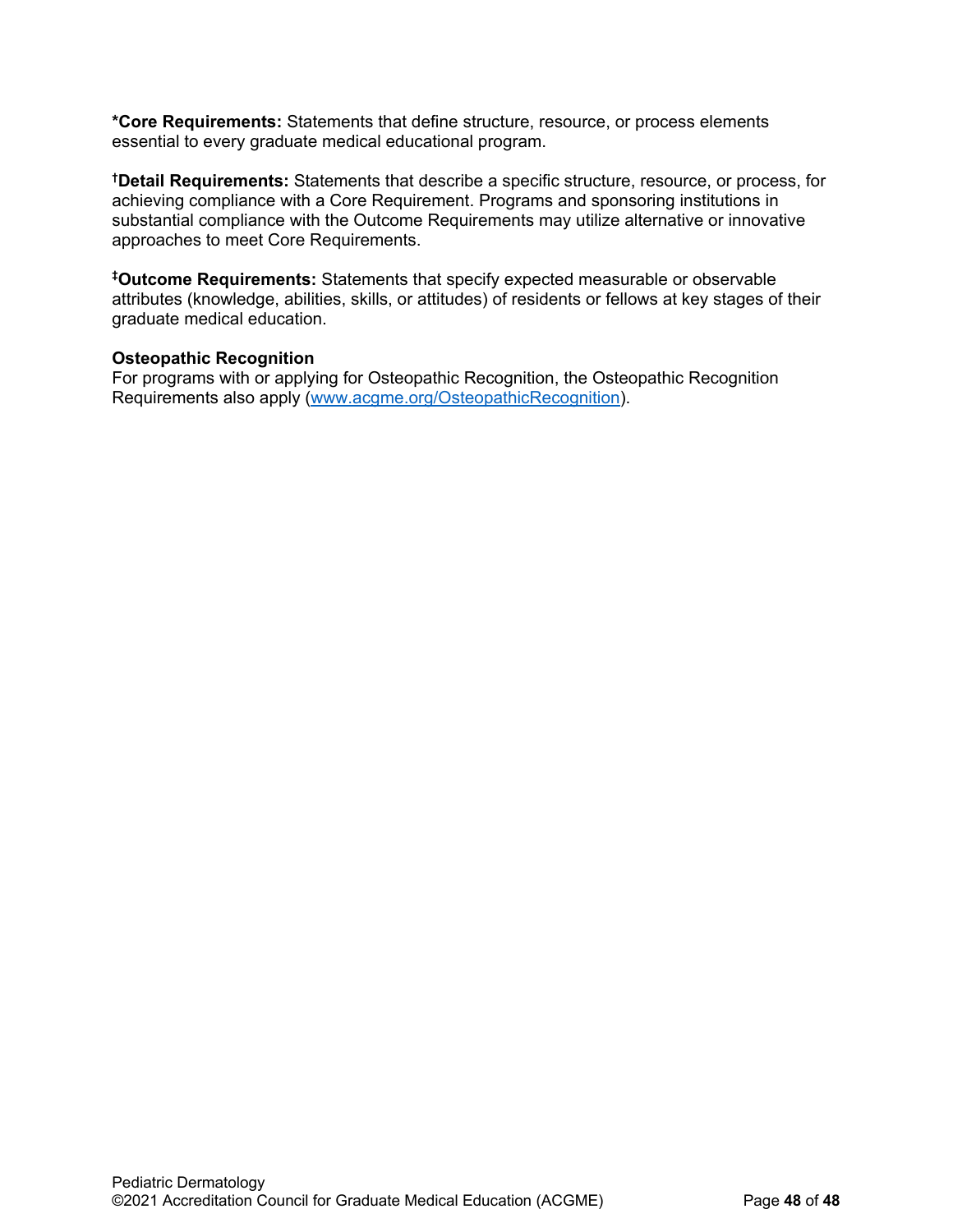***Core Requirements:** Statements that define structure, resource, or process elements essential to every graduate medical educational program.

**†Detail Requirements:** Statements that describe a specific structure, resource, or process, for achieving compliance with a Core Requirement. Programs and sponsoring institutions in substantial compliance with the Outcome Requirements may utilize alternative or innovative approaches to meet Core Requirements.

**‡Outcome Requirements:** Statements that specify expected measurable or observable attributes (knowledge, abilities, skills, or attitudes) of residents or fellows at key stages of their graduate medical education.

**Osteopathic Recognition**
For programs with or applying for Osteopathic Recognition, the Osteopathic Recognition Requirements also apply (www.acgme.org/OsteopathicRecognition).